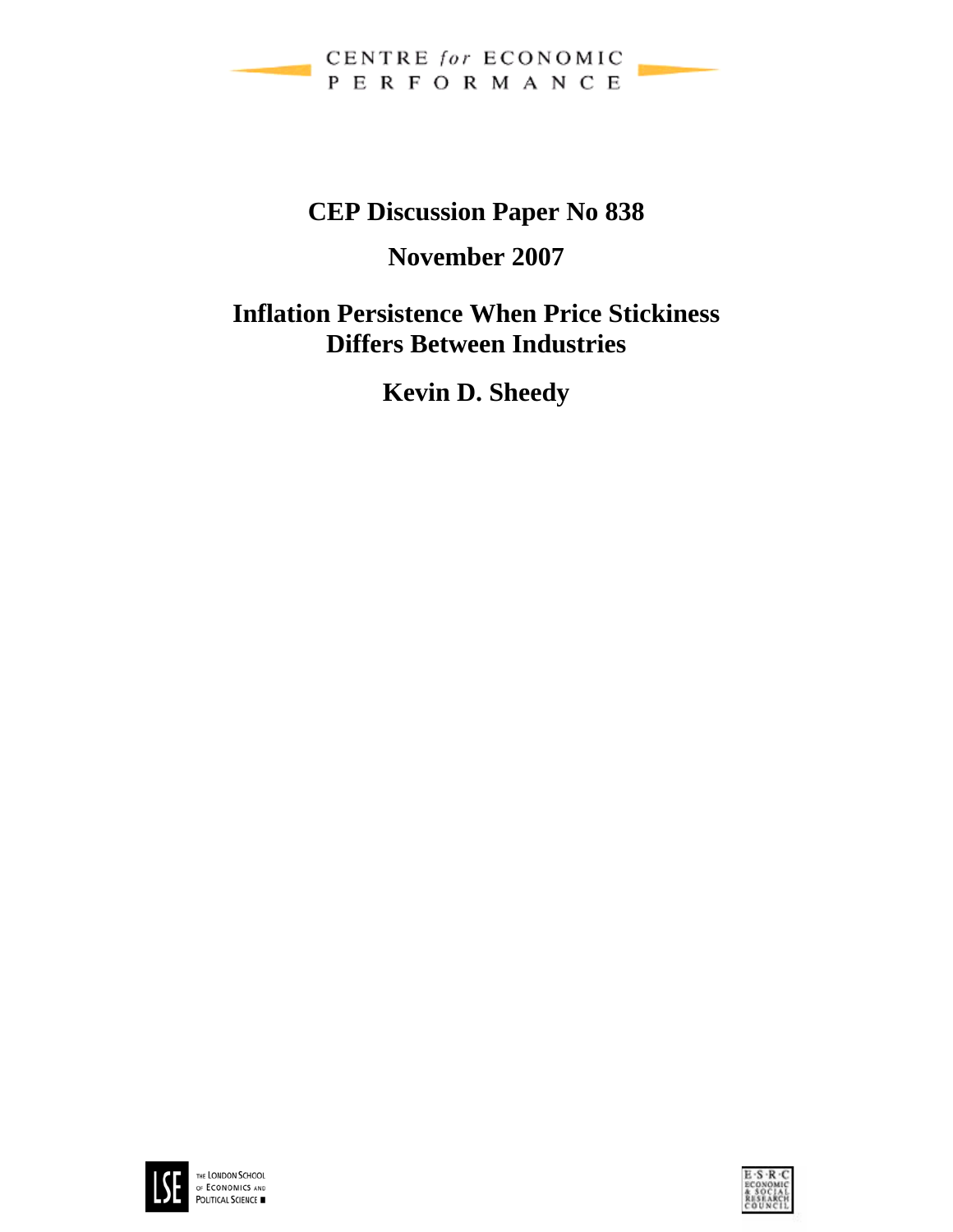CENTRE *for* ECONOMIC PERFORMANCE

**CEP Discussion Paper No 838**

**November 2007**

# Inflation Persistence When Price Stickiness Differs Between Industries

**Kevin D. Sheedy**

THE LONDON SCHOOL OF ECONOMICS AND POLITICAL SCIENCE

E·S·R·C ECONOMIC & SOCIAL RESEARCH COUNCIL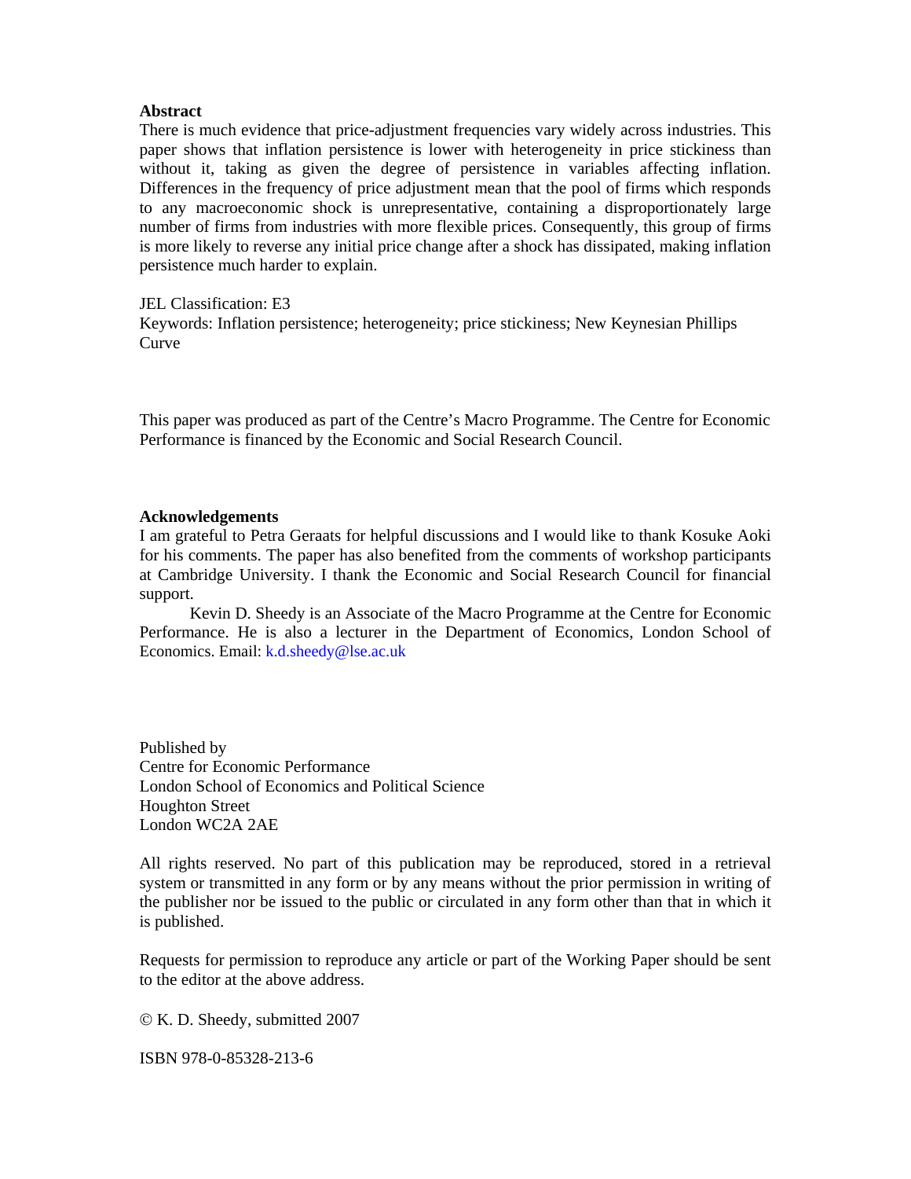**Abstract**

There is much evidence that price-adjustment frequencies vary widely across industries. This paper shows that inflation persistence is lower with heterogeneity in price stickiness than without it, taking as given the degree of persistence in variables affecting inflation. Differences in the frequency of price adjustment mean that the pool of firms which responds to any macroeconomic shock is unrepresentative, containing a disproportionately large number of firms from industries with more flexible prices. Consequently, this group of firms is more likely to reverse any initial price change after a shock has dissipated, making inflation persistence much harder to explain.

JEL Classification: E3

Keywords: Inflation persistence; heterogeneity; price stickiness; New Keynesian Phillips Curve

This paper was produced as part of the Centre's Macro Programme. The Centre for Economic Performance is financed by the Economic and Social Research Council.

**Acknowledgements**

I am grateful to Petra Geraats for helpful discussions and I would like to thank Kosuke Aoki for his comments. The paper has also benefited from the comments of workshop participants at Cambridge University. I thank the Economic and Social Research Council for financial support.

Kevin D. Sheedy is an Associate of the Macro Programme at the Centre for Economic Performance. He is also a lecturer in the Department of Economics, London School of Economics. Email: k.d.sheedy@lse.ac.uk

Published by
Centre for Economic Performance
London School of Economics and Political Science
Houghton Street
London WC2A 2AE

All rights reserved. No part of this publication may be reproduced, stored in a retrieval system or transmitted in any form or by any means without the prior permission in writing of the publisher nor be issued to the public or circulated in any form other than that in which it is published.

Requests for permission to reproduce any article or part of the Working Paper should be sent to the editor at the above address.

© K. D. Sheedy, submitted 2007

ISBN 978-0-85328-213-6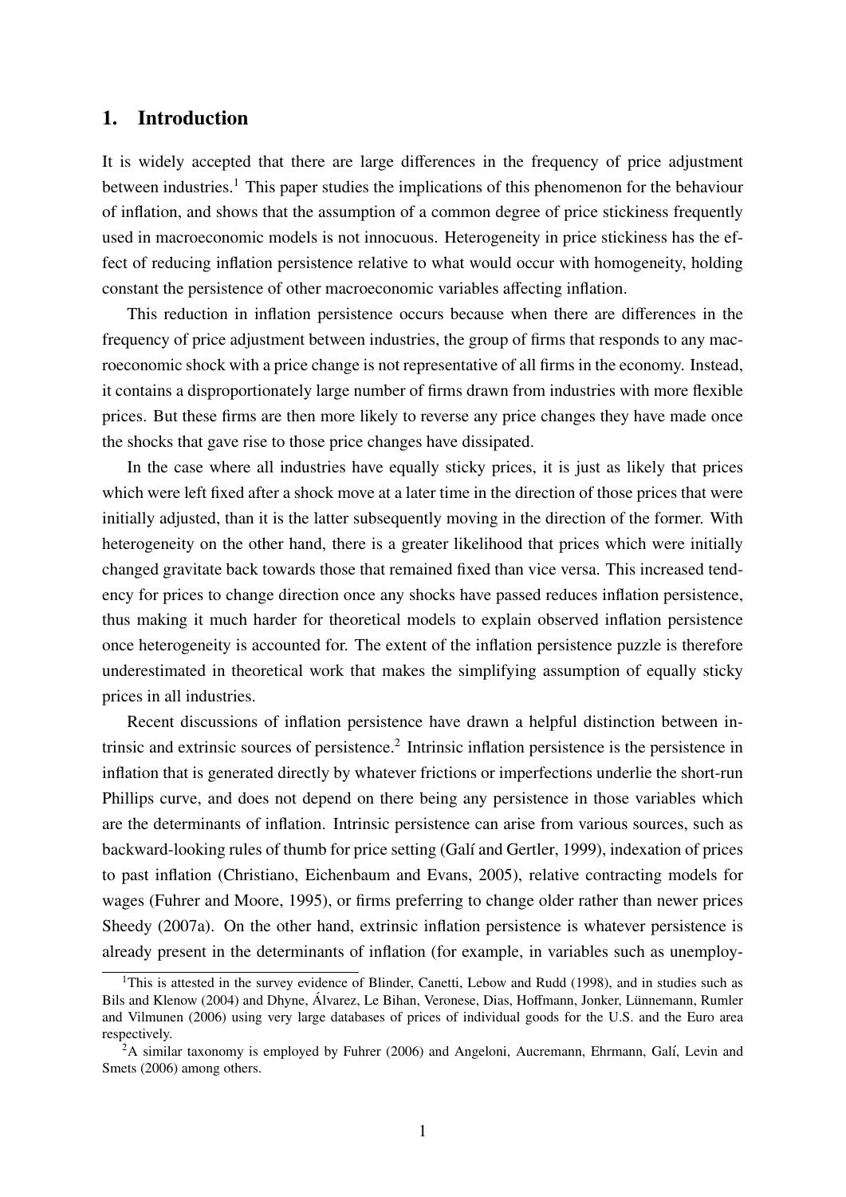## 1. Introduction

It is widely accepted that there are large differences in the frequency of price adjustment between industries.[1] This paper studies the implications of this phenomenon for the behaviour of inflation, and shows that the assumption of a common degree of price stickiness frequently used in macroeconomic models is not innocuous. Heterogeneity in price stickiness has the effect of reducing inflation persistence relative to what would occur with homogeneity, holding constant the persistence of other macroeconomic variables affecting inflation.

This reduction in inflation persistence occurs because when there are differences in the frequency of price adjustment between industries, the group of firms that responds to any macroeconomic shock with a price change is not representative of all firms in the economy. Instead, it contains a disproportionately large number of firms drawn from industries with more flexible prices. But these firms are then more likely to reverse any price changes they have made once the shocks that gave rise to those price changes have dissipated.

In the case where all industries have equally sticky prices, it is just as likely that prices which were left fixed after a shock move at a later time in the direction of those prices that were initially adjusted, than it is the latter subsequently moving in the direction of the former. With heterogeneity on the other hand, there is a greater likelihood that prices which were initially changed gravitate back towards those that remained fixed than vice versa. This increased tendency for prices to change direction once any shocks have passed reduces inflation persistence, thus making it much harder for theoretical models to explain observed inflation persistence once heterogeneity is accounted for. The extent of the inflation persistence puzzle is therefore underestimated in theoretical work that makes the simplifying assumption of equally sticky prices in all industries.

Recent discussions of inflation persistence have drawn a helpful distinction between intrinsic and extrinsic sources of persistence.[2] Intrinsic inflation persistence is the persistence in inflation that is generated directly by whatever frictions or imperfections underlie the short-run Phillips curve, and does not depend on there being any persistence in those variables which are the determinants of inflation. Intrinsic persistence can arise from various sources, such as backward-looking rules of thumb for price setting (Galí and Gertler, 1999), indexation of prices to past inflation (Christiano, Eichenbaum and Evans, 2005), relative contracting models for wages (Fuhrer and Moore, 1995), or firms preferring to change older rather than newer prices Sheedy (2007a). On the other hand, extrinsic inflation persistence is whatever persistence is already present in the determinants of inflation (for example, in variables such as unemploy-

[1] This is attested in the survey evidence of Blinder, Canetti, Lebow and Rudd (1998), and in studies such as Bils and Klenow (2004) and Dhyne, Álvarez, Le Bihan, Veronese, Dias, Hoffmann, Jonker, Lünnemann, Rumler and Vilmunen (2006) using very large databases of prices of individual goods for the U.S. and the Euro area respectively.

[2] A similar taxonomy is employed by Fuhrer (2006) and Angeloni, Aucremann, Ehrmann, Galí, Levin and Smets (2006) among others.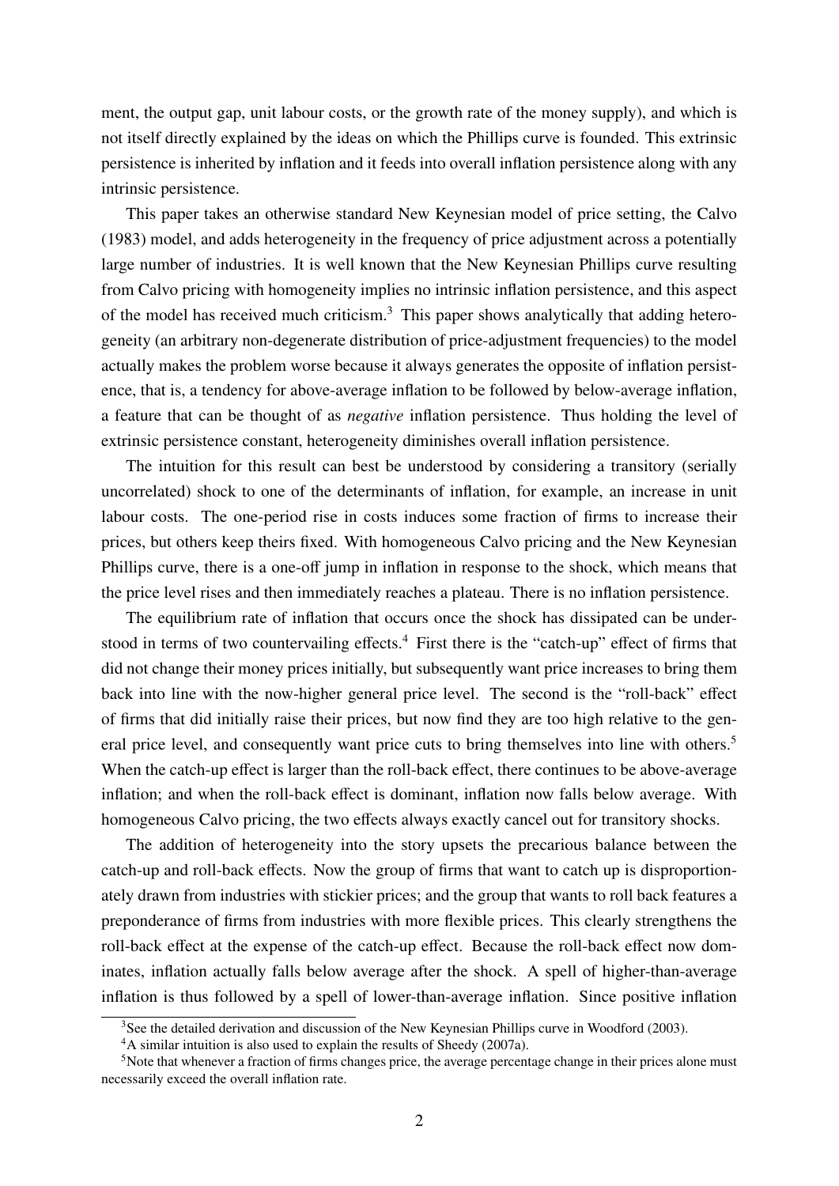ment, the output gap, unit labour costs, or the growth rate of the money supply), and which is not itself directly explained by the ideas on which the Phillips curve is founded. This extrinsic persistence is inherited by inflation and it feeds into overall inflation persistence along with any intrinsic persistence.

This paper takes an otherwise standard New Keynesian model of price setting, the Calvo (1983) model, and adds heterogeneity in the frequency of price adjustment across a potentially large number of industries. It is well known that the New Keynesian Phillips curve resulting from Calvo pricing with homogeneity implies no intrinsic inflation persistence, and this aspect of the model has received much criticism.[3] This paper shows analytically that adding heterogeneity (an arbitrary non-degenerate distribution of price-adjustment frequencies) to the model actually makes the problem worse because it always generates the opposite of inflation persistence, that is, a tendency for above-average inflation to be followed by below-average inflation, a feature that can be thought of as *negative* inflation persistence. Thus holding the level of extrinsic persistence constant, heterogeneity diminishes overall inflation persistence.

The intuition for this result can best be understood by considering a transitory (serially uncorrelated) shock to one of the determinants of inflation, for example, an increase in unit labour costs. The one-period rise in costs induces some fraction of firms to increase their prices, but others keep theirs fixed. With homogeneous Calvo pricing and the New Keynesian Phillips curve, there is a one-off jump in inflation in response to the shock, which means that the price level rises and then immediately reaches a plateau. There is no inflation persistence.

The equilibrium rate of inflation that occurs once the shock has dissipated can be understood in terms of two countervailing effects.[4] First there is the "catch-up" effect of firms that did not change their money prices initially, but subsequently want price increases to bring them back into line with the now-higher general price level. The second is the "roll-back" effect of firms that did initially raise their prices, but now find they are too high relative to the general price level, and consequently want price cuts to bring themselves into line with others.[5] When the catch-up effect is larger than the roll-back effect, there continues to be above-average inflation; and when the roll-back effect is dominant, inflation now falls below average. With homogeneous Calvo pricing, the two effects always exactly cancel out for transitory shocks.

The addition of heterogeneity into the story upsets the precarious balance between the catch-up and roll-back effects. Now the group of firms that want to catch up is disproportionately drawn from industries with stickier prices; and the group that wants to roll back features a preponderance of firms from industries with more flexible prices. This clearly strengthens the roll-back effect at the expense of the catch-up effect. Because the roll-back effect now dominates, inflation actually falls below average after the shock. A spell of higher-than-average inflation is thus followed by a spell of lower-than-average inflation. Since positive inflation

[3] See the detailed derivation and discussion of the New Keynesian Phillips curve in Woodford (2003).

[4] A similar intuition is also used to explain the results of Sheedy (2007a).

[5] Note that whenever a fraction of firms changes price, the average percentage change in their prices alone must necessarily exceed the overall inflation rate.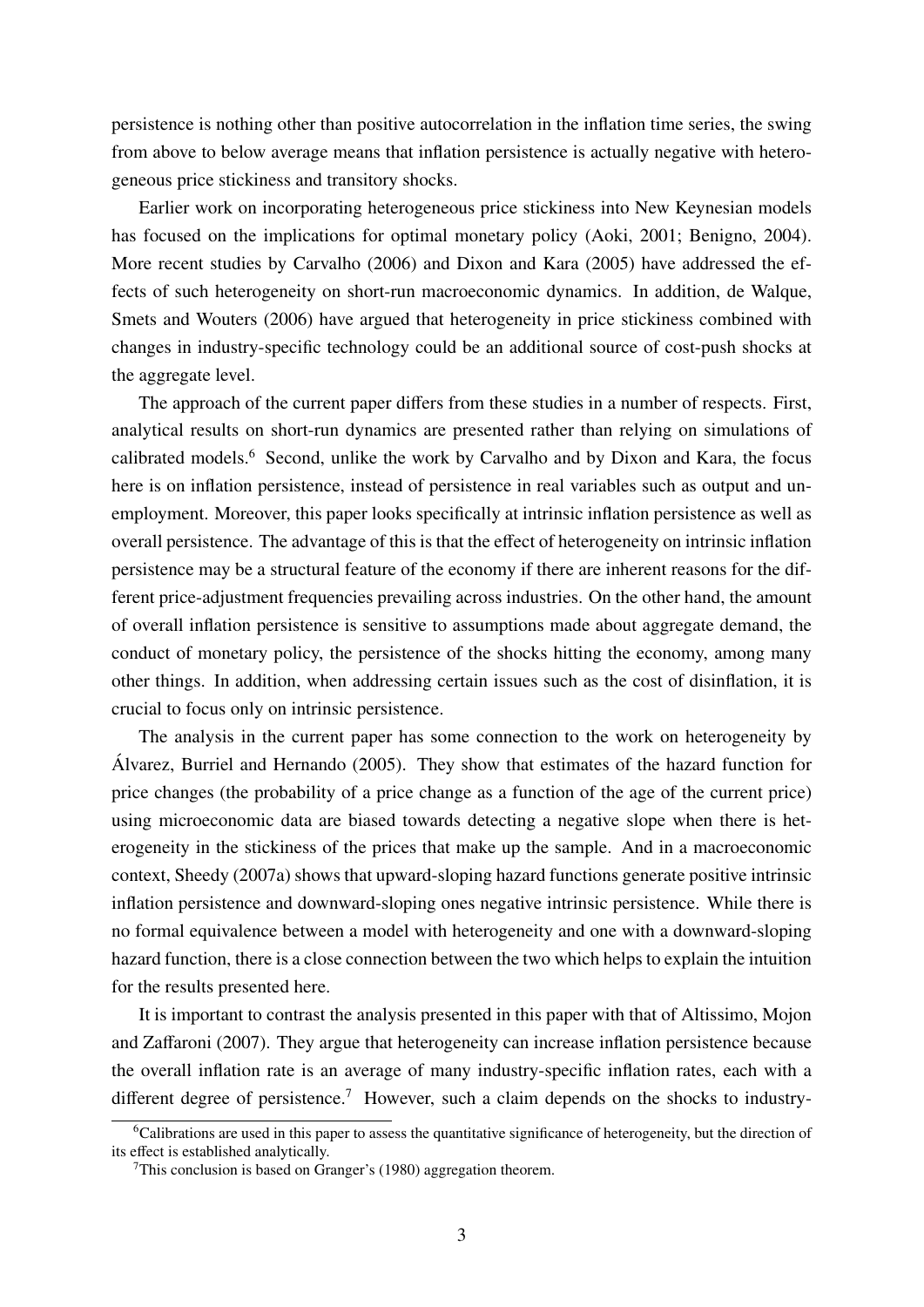persistence is nothing other than positive autocorrelation in the inflation time series, the swing from above to below average means that inflation persistence is actually negative with heterogeneous price stickiness and transitory shocks.

Earlier work on incorporating heterogeneous price stickiness into New Keynesian models has focused on the implications for optimal monetary policy (Aoki, 2001; Benigno, 2004). More recent studies by Carvalho (2006) and Dixon and Kara (2005) have addressed the effects of such heterogeneity on short-run macroeconomic dynamics. In addition, de Walque, Smets and Wouters (2006) have argued that heterogeneity in price stickiness combined with changes in industry-specific technology could be an additional source of cost-push shocks at the aggregate level.

The approach of the current paper differs from these studies in a number of respects. First, analytical results on short-run dynamics are presented rather than relying on simulations of calibrated models.[6] Second, unlike the work by Carvalho and by Dixon and Kara, the focus here is on inflation persistence, instead of persistence in real variables such as output and unemployment. Moreover, this paper looks specifically at intrinsic inflation persistence as well as overall persistence. The advantage of this is that the effect of heterogeneity on intrinsic inflation persistence may be a structural feature of the economy if there are inherent reasons for the different price-adjustment frequencies prevailing across industries. On the other hand, the amount of overall inflation persistence is sensitive to assumptions made about aggregate demand, the conduct of monetary policy, the persistence of the shocks hitting the economy, among many other things. In addition, when addressing certain issues such as the cost of disinflation, it is crucial to focus only on intrinsic persistence.

The analysis in the current paper has some connection to the work on heterogeneity by Álvarez, Burriel and Hernando (2005). They show that estimates of the hazard function for price changes (the probability of a price change as a function of the age of the current price) using microeconomic data are biased towards detecting a negative slope when there is heterogeneity in the stickiness of the prices that make up the sample. And in a macroeconomic context, Sheedy (2007a) shows that upward-sloping hazard functions generate positive intrinsic inflation persistence and downward-sloping ones negative intrinsic persistence. While there is no formal equivalence between a model with heterogeneity and one with a downward-sloping hazard function, there is a close connection between the two which helps to explain the intuition for the results presented here.

It is important to contrast the analysis presented in this paper with that of Altissimo, Mojon and Zaffaroni (2007). They argue that heterogeneity can increase inflation persistence because the overall inflation rate is an average of many industry-specific inflation rates, each with a different degree of persistence.[7] However, such a claim depends on the shocks to industry-

[6] Calibrations are used in this paper to assess the quantitative significance of heterogeneity, but the direction of its effect is established analytically.

[7] This conclusion is based on Granger's (1980) aggregation theorem.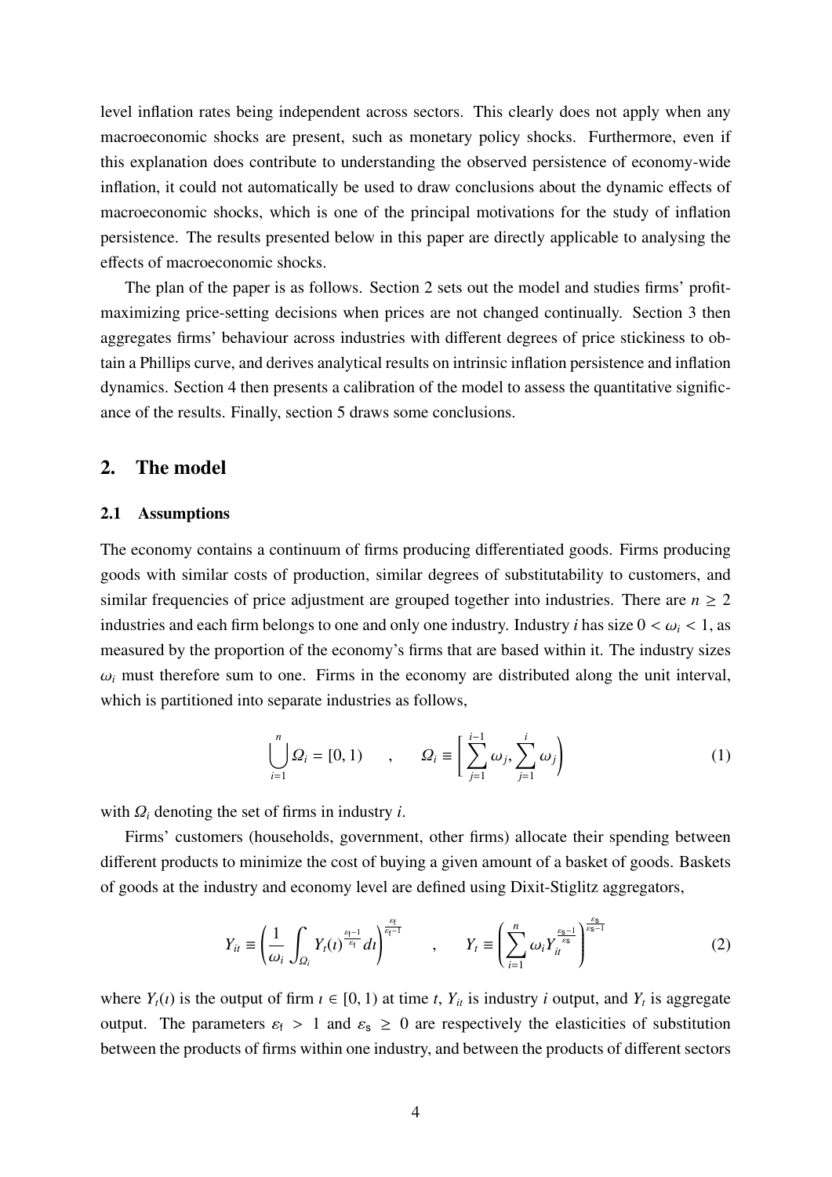level inflation rates being independent across sectors. This clearly does not apply when any macroeconomic shocks are present, such as monetary policy shocks. Furthermore, even if this explanation does contribute to understanding the observed persistence of economy-wide inflation, it could not automatically be used to draw conclusions about the dynamic effects of macroeconomic shocks, which is one of the principal motivations for the study of inflation persistence. The results presented below in this paper are directly applicable to analysing the effects of macroeconomic shocks.

The plan of the paper is as follows. Section 2 sets out the model and studies firms' profit-maximizing price-setting decisions when prices are not changed continually. Section 3 then aggregates firms' behaviour across industries with different degrees of price stickiness to obtain a Phillips curve, and derives analytical results on intrinsic inflation persistence and inflation dynamics. Section 4 then presents a calibration of the model to assess the quantitative significance of the results. Finally, section 5 draws some conclusions.

## 2. The model

### 2.1 Assumptions

The economy contains a continuum of firms producing differentiated goods. Firms producing goods with similar costs of production, similar degrees of substitutability to customers, and similar frequencies of price adjustment are grouped together into industries. There are $n \geq 2$ industries and each firm belongs to one and only one industry. Industry $i$ has size $0 < \omega_i < 1$, as measured by the proportion of the economy's firms that are based within it. The industry sizes $\omega_i$ must therefore sum to one. Firms in the economy are distributed along the unit interval, which is partitioned into separate industries as follows,

$$\bigcup_{i=1}^{n} \varOmega_i = [0, 1) \quad , \quad \varOmega_i \equiv \left[ \sum_{j=1}^{i-1} \omega_j, \sum_{j=1}^{i} \omega_j \right) \tag{1}$$

with $\varOmega_i$ denoting the set of firms in industry $i$.

Firms' customers (households, government, other firms) allocate their spending between different products to minimize the cost of buying a given amount of a basket of goods. Baskets of goods at the industry and economy level are defined using Dixit-Stiglitz aggregators,

$$Y_{it} \equiv \left( \frac{1}{\omega_i} \int_{\varOmega_i} Y_t(\imath)^{\frac{\varepsilon_{\mathsf{f}}-1}{\varepsilon_{\mathsf{f}}}} d\imath \right)^{\frac{\varepsilon_{\mathsf{f}}}{\varepsilon_{\mathsf{f}}-1}} \quad , \quad Y_t \equiv \left( \sum_{i=1}^{n} \omega_i Y_{it}^{\frac{\varepsilon_{\mathsf{s}}-1}{\varepsilon_{\mathsf{s}}}} \right)^{\frac{\varepsilon_{\mathsf{s}}}{\varepsilon_{\mathsf{s}}-1}} \tag{2}$$

where $Y_t(\imath)$ is the output of firm $\imath \in [0, 1)$ at time $t$, $Y_{it}$ is industry $i$ output, and $Y_t$ is aggregate output. The parameters $\varepsilon_{\mathsf{f}} > 1$ and $\varepsilon_{\mathsf{s}} \geq 0$ are respectively the elasticities of substitution between the products of firms within one industry, and between the products of different sectors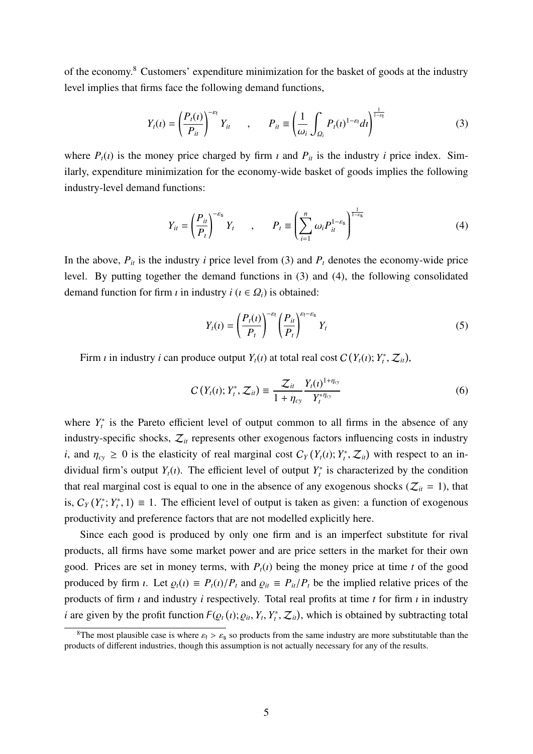of the economy.[8] Customers' expenditure minimization for the basket of goods at the industry level implies that firms face the following demand functions,

$$Y_t(\imath) = \left(\frac{P_t(\imath)}{P_{it}}\right)^{-\varepsilon_{\mathsf{f}}} Y_{it} \qquad , \qquad P_{it} \equiv \left(\frac{1}{\omega_i}\int_{\Omega_i} P_t(\imath)^{1-\varepsilon_{\mathsf{f}}} d\imath\right)^{\frac{1}{1-\varepsilon_{\mathsf{f}}}} \tag{3}$$

where $P_t(\imath)$ is the money price charged by firm $\imath$ and $P_{it}$ is the industry $i$ price index. Similarly, expenditure minimization for the economy-wide basket of goods implies the following industry-level demand functions:

$$Y_{it} = \left(\frac{P_{it}}{P_t}\right)^{-\varepsilon_{\mathsf{s}}} Y_t \qquad , \qquad P_t \equiv \left(\sum_{i=1}^{n} \omega_i P_{it}^{1-\varepsilon_{\mathsf{s}}}\right)^{\frac{1}{1-\varepsilon_{\mathsf{s}}}} \tag{4}$$

In the above, $P_{it}$ is the industry $i$ price level from (3) and $P_t$ denotes the economy-wide price level. By putting together the demand functions in (3) and (4), the following consolidated demand function for firm $\imath$ in industry $i$ ($\imath \in \Omega_i$) is obtained:

$$Y_t(\imath) = \left(\frac{P_t(\imath)}{P_t}\right)^{-\varepsilon_{\mathsf{f}}} \left(\frac{P_{it}}{P_t}\right)^{\varepsilon_{\mathsf{f}}-\varepsilon_{\mathsf{s}}} Y_t \tag{5}$$

Firm $\imath$ in industry $i$ can produce output $Y_t(\imath)$ at total real cost $C\left(Y_t(\imath); Y_t^*, \mathcal{Z}_{it}\right)$,

$$C\left(Y_t(\imath); Y_t^*, \mathcal{Z}_{it}\right) \equiv \frac{\mathcal{Z}_{it}}{1+\eta_{cy}} \frac{Y_t(\imath)^{1+\eta_{cy}}}{Y_t^{*\eta_{cy}}} \tag{6}$$

where $Y_t^*$ is the Pareto efficient level of output common to all firms in the absence of any industry-specific shocks, $\mathcal{Z}_{it}$ represents other exogenous factors influencing costs in industry $i$, and $\eta_{cy} \geq 0$ is the elasticity of real marginal cost $C_Y\left(Y_t(\imath); Y_t^*, \mathcal{Z}_{it}\right)$ with respect to an individual firm's output $Y_t(\imath)$. The efficient level of output $Y_t^*$ is characterized by the condition that real marginal cost is equal to one in the absence of any exogenous shocks ($\mathcal{Z}_{it} = 1$), that is, $C_Y\left(Y_t^*; Y_t^*, 1\right) \equiv 1$. The efficient level of output is taken as given: a function of exogenous productivity and preference factors that are not modelled explicitly here.

Since each good is produced by only one firm and is an imperfect substitute for rival products, all firms have some market power and are price setters in the market for their own good. Prices are set in money terms, with $P_t(\imath)$ being the money price at time $t$ of the good produced by firm $\imath$. Let $\varrho_t(\imath) \equiv P_t(\imath)/P_t$ and $\varrho_{it} \equiv P_{it}/P_t$ be the implied relative prices of the products of firm $\imath$ and industry $i$ respectively. Total real profits at time $t$ for firm $\imath$ in industry $i$ are given by the profit function $F(\varrho_t(\imath); \varrho_{it}, Y_t, Y_t^*, \mathcal{Z}_{it})$, which is obtained by subtracting total

[8] The most plausible case is where $\varepsilon_{\mathsf{f}} > \varepsilon_{\mathsf{s}}$ so products from the same industry are more substitutable than the products of different industries, though this assumption is not actually necessary for any of the results.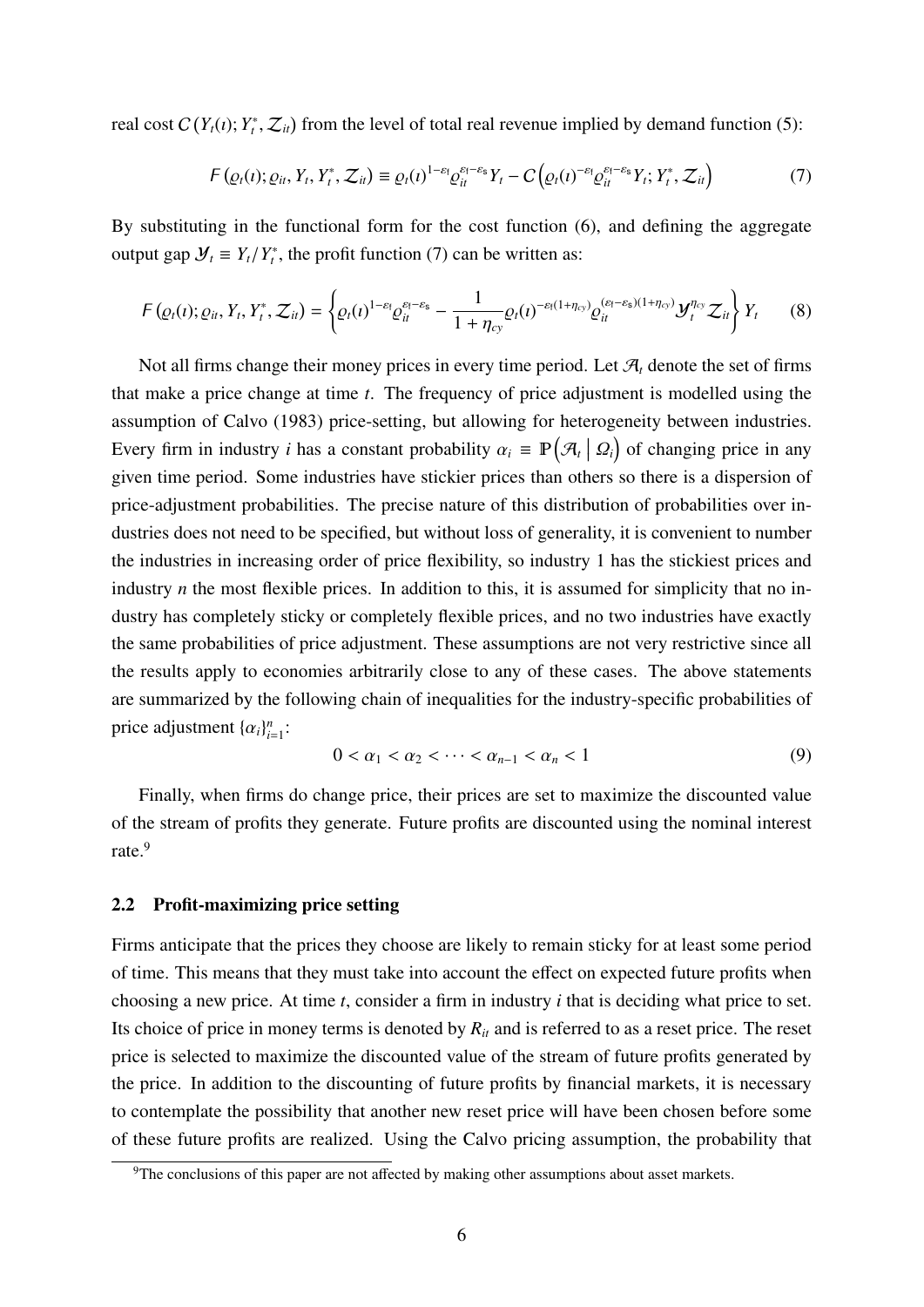real cost $C(Y_t(\imath); Y_t^*, \mathcal{Z}_{it})$ from the level of total real revenue implied by demand function (5):

$$F(\varrho_t(\imath); \varrho_{it}, Y_t, Y_t^*, \mathcal{Z}_{it}) \equiv \varrho_t(\imath)^{1-\varepsilon_\mathfrak{l}} \varrho_{it}^{\varepsilon_\mathfrak{l}-\varepsilon_\mathfrak{s}} Y_t - C\left(\varrho_t(\imath)^{-\varepsilon_\mathfrak{l}} \varrho_{it}^{\varepsilon_\mathfrak{l}-\varepsilon_\mathfrak{s}} Y_t; Y_t^*, \mathcal{Z}_{it}\right) \tag{7}$$

By substituting in the functional form for the cost function (6), and defining the aggregate output gap $\mathcal{Y}_t \equiv Y_t / Y_t^*$, the profit function (7) can be written as:

$$F(\varrho_t(\imath); \varrho_{it}, Y_t, Y_t^*, \mathcal{Z}_{it}) = \left\{ \varrho_t(\imath)^{1-\varepsilon_\mathfrak{l}} \varrho_{it}^{\varepsilon_\mathfrak{l}-\varepsilon_\mathfrak{s}} - \frac{1}{1+\eta_{cy}} \varrho_t(\imath)^{-\varepsilon_\mathfrak{l}(1+\eta_{cy})} \varrho_{it}^{(\varepsilon_\mathfrak{l}-\varepsilon_\mathfrak{s})(1+\eta_{cy})} \mathcal{Y}_t^{\eta_{cy}} \mathcal{Z}_{it} \right\} Y_t \tag{8}$$

Not all firms change their money prices in every time period. Let $\mathcal{A}_t$ denote the set of firms that make a price change at time $t$. The frequency of price adjustment is modelled using the assumption of Calvo (1983) price-setting, but allowing for heterogeneity between industries. Every firm in industry $i$ has a constant probability $\alpha_i \equiv \mathbb{P}\left(\mathcal{A}_t \mid \Omega_i\right)$ of changing price in any given time period. Some industries have stickier prices than others so there is a dispersion of price-adjustment probabilities. The precise nature of this distribution of probabilities over industries does not need to be specified, but without loss of generality, it is convenient to number the industries in increasing order of price flexibility, so industry 1 has the stickiest prices and industry $n$ the most flexible prices. In addition to this, it is assumed for simplicity that no industry has completely sticky or completely flexible prices, and no two industries have exactly the same probabilities of price adjustment. These assumptions are not very restrictive since all the results apply to economies arbitrarily close to any of these cases. The above statements are summarized by the following chain of inequalities for the industry-specific probabilities of price adjustment $\{\alpha_i\}_{i=1}^n$:

$$0 < \alpha_1 < \alpha_2 < \cdots < \alpha_{n-1} < \alpha_n < 1 \tag{9}$$

Finally, when firms do change price, their prices are set to maximize the discounted value of the stream of profits they generate. Future profits are discounted using the nominal interest rate.[9]

## 2.2 Profit-maximizing price setting

Firms anticipate that the prices they choose are likely to remain sticky for at least some period of time. This means that they must take into account the effect on expected future profits when choosing a new price. At time $t$, consider a firm in industry $i$ that is deciding what price to set. Its choice of price in money terms is denoted by $R_{it}$ and is referred to as a reset price. The reset price is selected to maximize the discounted value of the stream of future profits generated by the price. In addition to the discounting of future profits by financial markets, it is necessary to contemplate the possibility that another new reset price will have been chosen before some of these future profits are realized. Using the Calvo pricing assumption, the probability that

[9] The conclusions of this paper are not affected by making other assumptions about asset markets.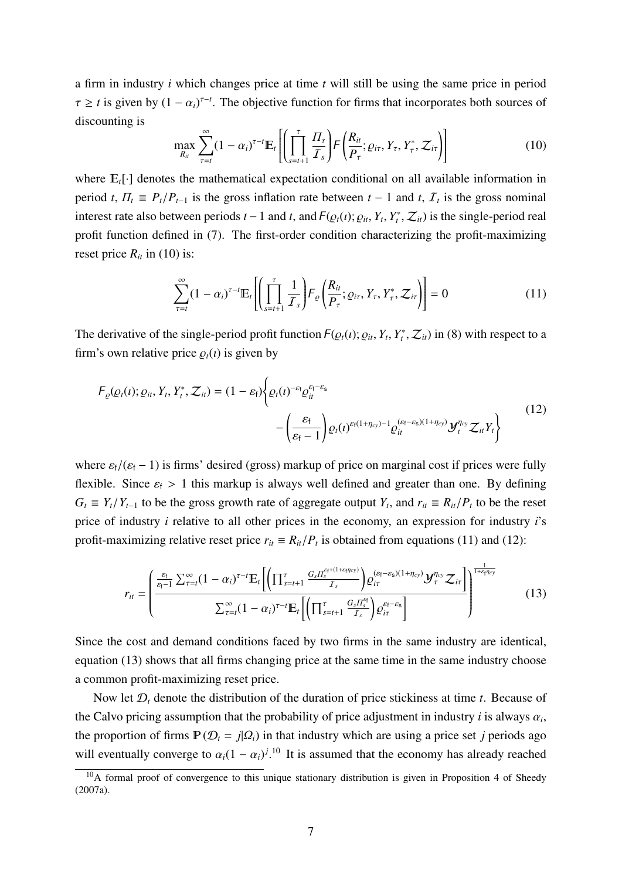a firm in industry $i$ which changes price at time $t$ will still be using the same price in period $\tau \geq t$ is given by $(1-\alpha_i)^{\tau-t}$. The objective function for firms that incorporates both sources of discounting is

$$\max_{R_{it}} \sum_{\tau=t}^{\infty} (1-\alpha_i)^{\tau-t} \mathbb{E}_t \left[ \left( \prod_{s=t+1}^{\tau} \frac{\varPi_s}{\mathcal{I}_s} \right) \mathcal{F}\left( \frac{R_{it}}{P_\tau}; \varrho_{i\tau}, Y_\tau, Y_\tau^*, \mathcal{Z}_{i\tau} \right) \right] \tag{10}$$

where $\mathbb{E}_t[\cdot]$ denotes the mathematical expectation conditional on all available information in period $t$, $\varPi_t \equiv P_t/P_{t-1}$ is the gross inflation rate between $t-1$ and $t$, $\mathcal{I}_t$ is the gross nominal interest rate also between periods $t-1$ and $t$, and $\mathcal{F}(\varrho_t(\iota); \varrho_{it}, Y_t, Y_t^*, \mathcal{Z}_{it})$ is the single-period real profit function defined in (7). The first-order condition characterizing the profit-maximizing reset price $R_{it}$ in (10) is:

$$\sum_{\tau=t}^{\infty} (1-\alpha_i)^{\tau-t} \mathbb{E}_t \left[ \left( \prod_{s=t+1}^{\tau} \frac{1}{\mathcal{I}_s} \right) \mathcal{F}_\varrho\left( \frac{R_{it}}{P_\tau}; \varrho_{i\tau}, Y_\tau, Y_\tau^*, \mathcal{Z}_{i\tau} \right) \right] = 0 \tag{11}$$

The derivative of the single-period profit function $\mathcal{F}(\varrho_t(\iota); \varrho_{it}, Y_t, Y_t^*, \mathcal{Z}_{it})$ in (8) with respect to a firm's own relative price $\varrho_t(\iota)$ is given by

$$\begin{aligned} \mathcal{F}_\varrho(\varrho_t(\iota); \varrho_{it}, Y_t, Y_t^*, \mathcal{Z}_{it}) = (1-\varepsilon_\mathsf{f}) \Bigg\{ & \varrho_t(\iota)^{-\varepsilon_\mathsf{f}} \varrho_{it}^{\varepsilon_\mathsf{f}-\varepsilon_\mathsf{s}} \\ & - \left( \frac{\varepsilon_\mathsf{f}}{\varepsilon_\mathsf{f}-1} \right) \varrho_t(\iota)^{\varepsilon_\mathsf{f}(1+\eta_{cy})-1} \varrho_{it}^{(\varepsilon_\mathsf{f}-\varepsilon_\mathsf{s})(1+\eta_{cy})} \mathcal{Y}_t^{\eta_{cy}} \mathcal{Z}_{it} Y_t \Bigg\} \end{aligned} \tag{12}$$

where $\varepsilon_\mathsf{f}/(\varepsilon_\mathsf{f}-1)$ is firms' desired (gross) markup of price on marginal cost if prices were fully flexible. Since $\varepsilon_\mathsf{f} > 1$ this markup is always well defined and greater than one. By defining $G_t \equiv Y_t/Y_{t-1}$ to be the gross growth rate of aggregate output $Y_t$, and $r_{it} \equiv R_{it}/P_t$ to be the reset price of industry $i$ relative to all other prices in the economy, an expression for industry $i$'s profit-maximizing relative reset price $r_{it} \equiv R_{it}/P_t$ is obtained from equations (11) and (12):

$$r_{it} = \left( \frac{\frac{\varepsilon_\mathsf{f}}{\varepsilon_\mathsf{f}-1} \sum_{\tau=t}^{\infty} (1-\alpha_i)^{\tau-t} \mathbb{E}_t \left[ \left( \prod_{s=t+1}^{\tau} \frac{G_s \varPi_s^{\varepsilon_\mathsf{f}+(1+\varepsilon_\mathsf{f}\eta_{cy})}}{\mathcal{I}_s} \right) \varrho_{i\tau}^{(\varepsilon_\mathsf{f}-\varepsilon_\mathsf{s})(1+\eta_{cy})} \mathcal{Y}_\tau^{\eta_{cy}} \mathcal{Z}_{i\tau} \right]}{\sum_{\tau=t}^{\infty} (1-\alpha_i)^{\tau-t} \mathbb{E}_t \left[ \left( \prod_{s=t+1}^{\tau} \frac{G_s \varPi_s^{\varepsilon_\mathsf{f}}}{\mathcal{I}_s} \right) \varrho_{i\tau}^{\varepsilon_\mathsf{f}-\varepsilon_\mathsf{s}} \right]} \right)^{\frac{1}{1+\varepsilon_\mathsf{f}\eta_{cy}}} \tag{13}$$

Since the cost and demand conditions faced by two firms in the same industry are identical, equation (13) shows that all firms changing price at the same time in the same industry choose a common profit-maximizing reset price.

Now let $\mathcal{D}_t$ denote the distribution of the duration of price stickiness at time $t$. Because of the Calvo pricing assumption that the probability of price adjustment in industry $i$ is always $\alpha_i$, the proportion of firms $\mathbb{P}(\mathcal{D}_t = j|\Omega_i)$ in that industry which are using a price set $j$ periods ago will eventually converge to $\alpha_i(1-\alpha_i)^j$.[10] It is assumed that the economy has already reached

[10] A formal proof of convergence to this unique stationary distribution is given in Proposition 4 of Sheedy (2007a).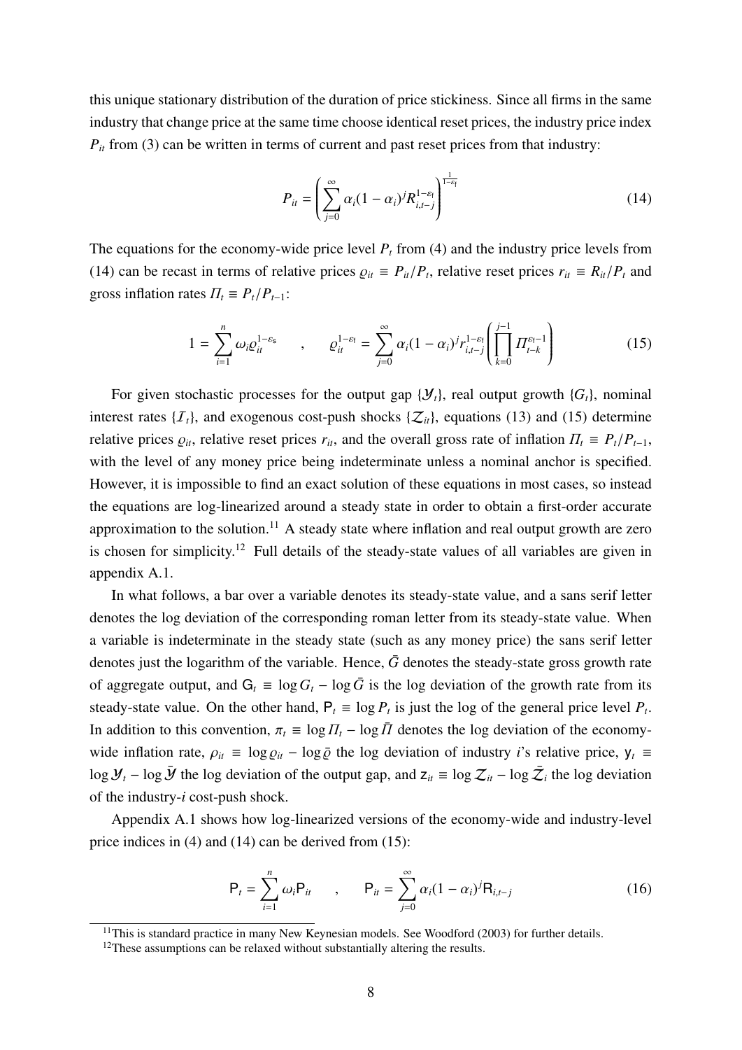this unique stationary distribution of the duration of price stickiness. Since all firms in the same industry that change price at the same time choose identical reset prices, the industry price index $P_{it}$ from (3) can be written in terms of current and past reset prices from that industry:

$$P_{it} = \left( \sum_{j=0}^{\infty} \alpha_i (1-\alpha_i)^j R_{i,t-j}^{1-\varepsilon_\mathrm{I}} \right)^{\frac{1}{1-\varepsilon_\mathrm{I}}} \tag{14}$$

The equations for the economy-wide price level $P_t$ from (4) and the industry price levels from (14) can be recast in terms of relative prices $\varrho_{it} \equiv P_{it}/P_t$, relative reset prices $r_{it} \equiv R_{it}/P_t$ and gross inflation rates $\Pi_t \equiv P_t/P_{t-1}$:

$$1 = \sum_{i=1}^{n} \omega_i \varrho_{it}^{1-\varepsilon_\mathrm{S}} \quad , \quad \varrho_{it}^{1-\varepsilon_\mathrm{I}} = \sum_{j=0}^{\infty} \alpha_i (1-\alpha_i)^j r_{i,t-j}^{1-\varepsilon_\mathrm{I}} \left( \prod_{k=0}^{j-1} \Pi_{t-k}^{\varepsilon_\mathrm{I}-1} \right) \tag{15}$$

For given stochastic processes for the output gap $\{\mathcal{Y}_t\}$, real output growth $\{G_t\}$, nominal interest rates $\{\mathcal{I}_t\}$, and exogenous cost-push shocks $\{\mathcal{Z}_{it}\}$, equations (13) and (15) determine relative prices $\varrho_{it}$, relative reset prices $r_{it}$, and the overall gross rate of inflation $\Pi_t \equiv P_t/P_{t-1}$, with the level of any money price being indeterminate unless a nominal anchor is specified. However, it is impossible to find an exact solution of these equations in most cases, so instead the equations are log-linearized around a steady state in order to obtain a first-order accurate approximation to the solution.[11] A steady state where inflation and real output growth are zero is chosen for simplicity.[12] Full details of the steady-state values of all variables are given in appendix A.1.

In what follows, a bar over a variable denotes its steady-state value, and a sans serif letter denotes the log deviation of the corresponding roman letter from its steady-state value. When a variable is indeterminate in the steady state (such as any money price) the sans serif letter denotes just the logarithm of the variable. Hence, $\bar{G}$ denotes the steady-state gross growth rate of aggregate output, and $\mathsf{G}_t \equiv \log G_t - \log \bar{G}$ is the log deviation of the growth rate from its steady-state value. On the other hand, $\mathsf{P}_t \equiv \log P_t$ is just the log of the general price level $P_t$. In addition to this convention, $\pi_t \equiv \log \Pi_t - \log \bar{\Pi}$ denotes the log deviation of the economy-wide inflation rate, $\rho_{it} \equiv \log \varrho_{it} - \log \bar{\varrho}$ the log deviation of industry $i$'s relative price, $\mathsf{y}_t \equiv \log \mathcal{Y}_t - \log \bar{\mathcal{Y}}$ the log deviation of the output gap, and $\mathsf{z}_{it} \equiv \log \mathcal{Z}_{it} - \log \bar{\mathcal{Z}}_i$ the log deviation of the industry-$i$ cost-push shock.

Appendix A.1 shows how log-linearized versions of the economy-wide and industry-level price indices in (4) and (14) can be derived from (15):

$$\mathsf{P}_t = \sum_{i=1}^{n} \omega_i \mathsf{P}_{it} \quad , \quad \mathsf{P}_{it} = \sum_{j=0}^{\infty} \alpha_i (1-\alpha_i)^j \mathsf{R}_{i,t-j} \tag{16}$$

[11] This is standard practice in many New Keynesian models. See Woodford (2003) for further details.

[12] These assumptions can be relaxed without substantially altering the results.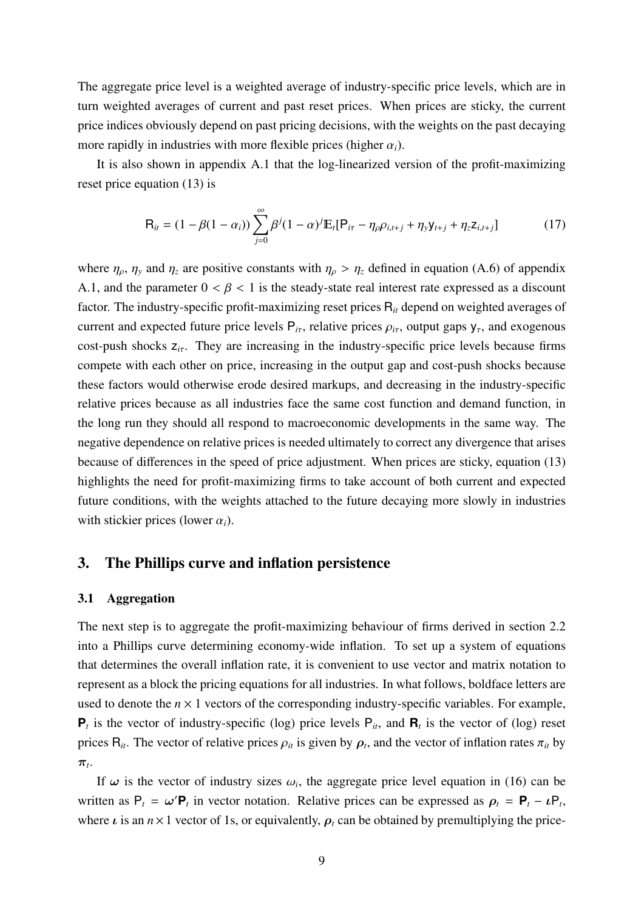The aggregate price level is a weighted average of industry-specific price levels, which are in turn weighted averages of current and past reset prices. When prices are sticky, the current price indices obviously depend on past pricing decisions, with the weights on the past decaying more rapidly in industries with more flexible prices (higher $\alpha_i$).

It is also shown in appendix A.1 that the log-linearized version of the profit-maximizing reset price equation (13) is

$$\mathsf{R}_{it} = (1 - \beta(1 - \alpha_i)) \sum_{j=0}^{\infty} \beta^j (1 - \alpha)^j \mathbb{E}_t[\mathsf{P}_{i\tau} - \eta_\rho \rho_{i,t+j} + \eta_y \mathsf{y}_{t+j} + \eta_z \mathsf{z}_{i,t+j}] \tag{17}$$

where $\eta_\rho$, $\eta_y$ and $\eta_z$ are positive constants with $\eta_\rho > \eta_z$ defined in equation (A.6) of appendix A.1, and the parameter $0 < \beta < 1$ is the steady-state real interest rate expressed as a discount factor. The industry-specific profit-maximizing reset prices $\mathsf{R}_{it}$ depend on weighted averages of current and expected future price levels $\mathsf{P}_{i\tau}$, relative prices $\rho_{i\tau}$, output gaps $\mathsf{y}_\tau$, and exogenous cost-push shocks $\mathsf{z}_{i\tau}$. They are increasing in the industry-specific price levels because firms compete with each other on price, increasing in the output gap and cost-push shocks because these factors would otherwise erode desired markups, and decreasing in the industry-specific relative prices because as all industries face the same cost function and demand function, in the long run they should all respond to macroeconomic developments in the same way. The negative dependence on relative prices is needed ultimately to correct any divergence that arises because of differences in the speed of price adjustment. When prices are sticky, equation (13) highlights the need for profit-maximizing firms to take account of both current and expected future conditions, with the weights attached to the future decaying more slowly in industries with stickier prices (lower $\alpha_i$).

## 3. The Phillips curve and inflation persistence

### 3.1 Aggregation

The next step is to aggregate the profit-maximizing behaviour of firms derived in section 2.2 into a Phillips curve determining economy-wide inflation. To set up a system of equations that determines the overall inflation rate, it is convenient to use vector and matrix notation to represent as a block the pricing equations for all industries. In what follows, boldface letters are used to denote the $n \times 1$ vectors of the corresponding industry-specific variables. For example, $\mathbf{P}_t$ is the vector of industry-specific (log) price levels $\mathsf{P}_{it}$, and $\mathbf{R}_t$ is the vector of (log) reset prices $\mathsf{R}_{it}$. The vector of relative prices $\rho_{it}$ is given by $\boldsymbol{\rho}_t$, and the vector of inflation rates $\pi_{it}$ by $\boldsymbol{\pi}_t$.

If $\boldsymbol{\omega}$ is the vector of industry sizes $\omega_i$, the aggregate price level equation in (16) can be written as $\mathsf{P}_t = \boldsymbol{\omega}'\mathbf{P}_t$ in vector notation. Relative prices can be expressed as $\boldsymbol{\rho}_t = \mathbf{P}_t - \boldsymbol{\iota}\mathsf{P}_t$, where $\boldsymbol{\iota}$ is an $n \times 1$ vector of 1s, or equivalently, $\boldsymbol{\rho}_t$ can be obtained by premultiplying the price-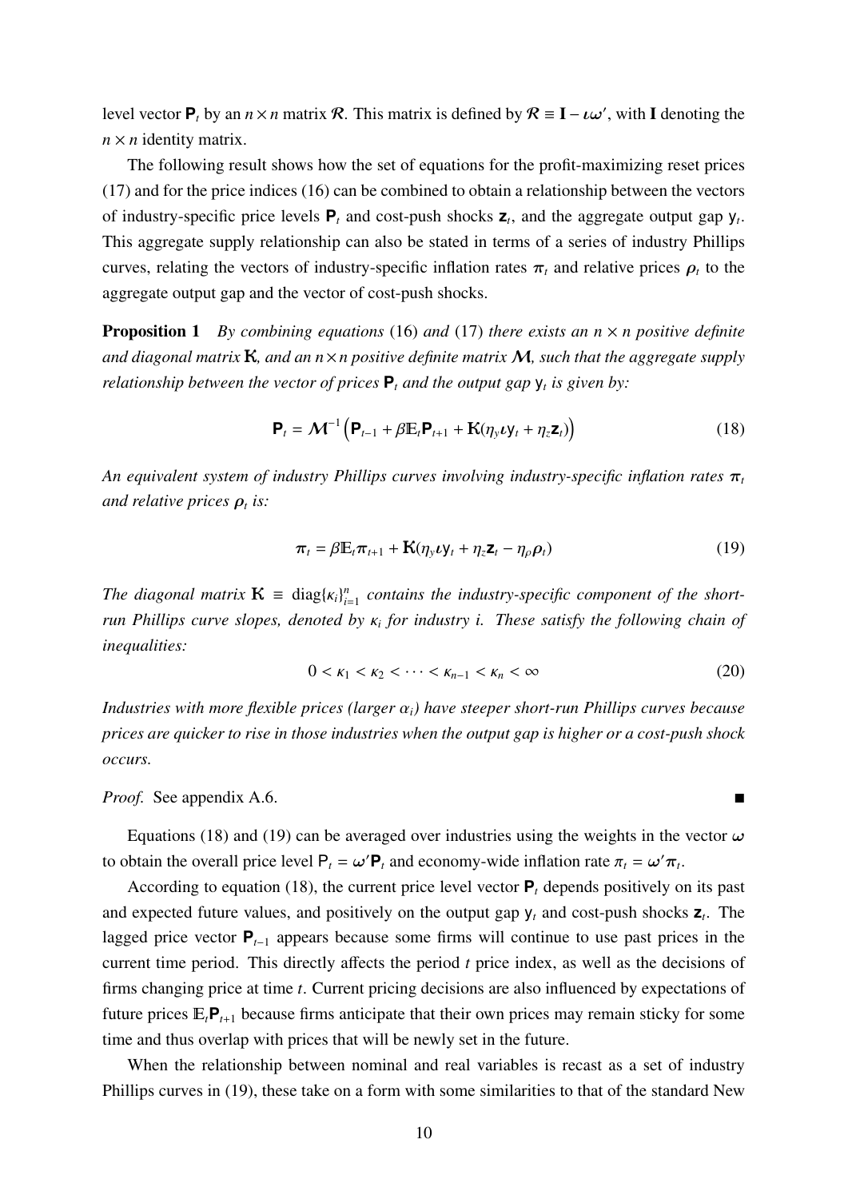level vector $\mathbf{P}_t$ by an $n \times n$ matrix $\mathcal{R}$. This matrix is defined by $\mathcal{R} \equiv \mathbf{I} - \boldsymbol{\iota}\boldsymbol{\omega}'$, with $\mathbf{I}$ denoting the $n \times n$ identity matrix.

The following result shows how the set of equations for the profit-maximizing reset prices (17) and for the price indices (16) can be combined to obtain a relationship between the vectors of industry-specific price levels $\mathbf{P}_t$ and cost-push shocks $\mathbf{z}_t$, and the aggregate output gap $\mathsf{y}_t$. This aggregate supply relationship can also be stated in terms of a series of industry Phillips curves, relating the vectors of industry-specific inflation rates $\boldsymbol{\pi}_t$ and relative prices $\boldsymbol{\rho}_t$ to the aggregate output gap and the vector of cost-push shocks.

**Proposition 1** *By combining equations* (16) *and* (17) *there exists an $n \times n$ positive definite and diagonal matrix $\mathbf{K}$, and an $n \times n$ positive definite matrix $\mathcal{M}$, such that the aggregate supply relationship between the vector of prices $\mathbf{P}_t$ and the output gap $\mathsf{y}_t$ is given by:*

$$\mathbf{P}_t = \mathcal{M}^{-1}\left(\mathbf{P}_{t-1} + \beta \mathbb{E}_t \mathbf{P}_{t+1} + \mathbf{K}(\eta_y \boldsymbol{\iota} \mathsf{y}_t + \eta_z \mathbf{z}_t)\right) \tag{18}$$

*An equivalent system of industry Phillips curves involving industry-specific inflation rates $\boldsymbol{\pi}_t$ and relative prices $\boldsymbol{\rho}_t$ is:*

$$\boldsymbol{\pi}_t = \beta \mathbb{E}_t \boldsymbol{\pi}_{t+1} + \mathbf{K}(\eta_y \boldsymbol{\iota} \mathsf{y}_t + \eta_z \mathbf{z}_t - \eta_\rho \boldsymbol{\rho}_t) \tag{19}$$

*The diagonal matrix $\mathbf{K} \equiv \operatorname{diag}\{\kappa_i\}_{i=1}^n$ contains the industry-specific component of the short-run Phillips curve slopes, denoted by $\kappa_i$ for industry $i$. These satisfy the following chain of inequalities:*

$$0 < \kappa_1 < \kappa_2 < \cdots < \kappa_{n-1} < \kappa_n < \infty \tag{20}$$

*Industries with more flexible prices (larger $\alpha_i$) have steeper short-run Phillips curves because prices are quicker to rise in those industries when the output gap is higher or a cost-push shock occurs.*

*Proof.* See appendix A.6. ■

Equations (18) and (19) can be averaged over industries using the weights in the vector $\boldsymbol{\omega}$ to obtain the overall price level $\mathsf{P}_t = \boldsymbol{\omega}'\mathbf{P}_t$ and economy-wide inflation rate $\pi_t = \boldsymbol{\omega}'\boldsymbol{\pi}_t$.

According to equation (18), the current price level vector $\mathbf{P}_t$ depends positively on its past and expected future values, and positively on the output gap $\mathsf{y}_t$ and cost-push shocks $\mathbf{z}_t$. The lagged price vector $\mathbf{P}_{t-1}$ appears because some firms will continue to use past prices in the current time period. This directly affects the period $t$ price index, as well as the decisions of firms changing price at time $t$. Current pricing decisions are also influenced by expectations of future prices $\mathbb{E}_t\mathbf{P}_{t+1}$ because firms anticipate that their own prices may remain sticky for some time and thus overlap with prices that will be newly set in the future.

When the relationship between nominal and real variables is recast as a set of industry Phillips curves in (19), these take on a form with some similarities to that of the standard New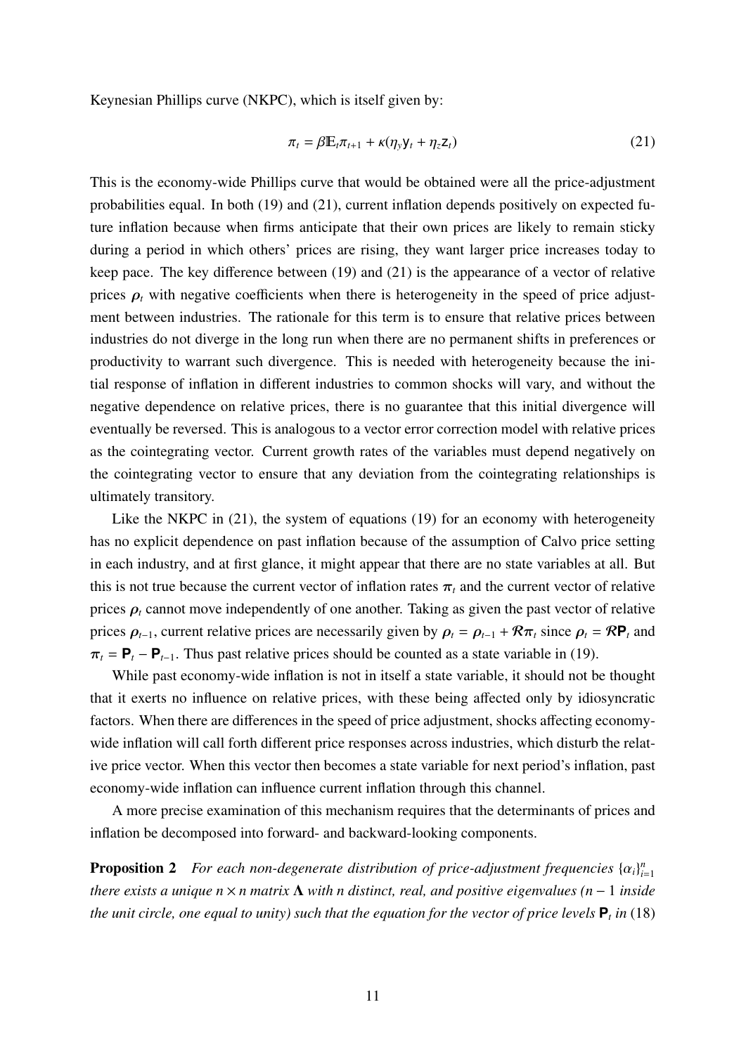Keynesian Phillips curve (NKPC), which is itself given by:

$$\pi_t = \beta \mathbb{E}_t \pi_{t+1} + \kappa(\eta_y \mathsf{y}_t + \eta_z \mathsf{z}_t) \tag{21}$$

This is the economy-wide Phillips curve that would be obtained were all the price-adjustment probabilities equal. In both (19) and (21), current inflation depends positively on expected future inflation because when firms anticipate that their own prices are likely to remain sticky during a period in which others' prices are rising, they want larger price increases today to keep pace. The key difference between (19) and (21) is the appearance of a vector of relative prices $\boldsymbol{\rho}_t$ with negative coefficients when there is heterogeneity in the speed of price adjustment between industries. The rationale for this term is to ensure that relative prices between industries do not diverge in the long run when there are no permanent shifts in preferences or productivity to warrant such divergence. This is needed with heterogeneity because the initial response of inflation in different industries to common shocks will vary, and without the negative dependence on relative prices, there is no guarantee that this initial divergence will eventually be reversed. This is analogous to a vector error correction model with relative prices as the cointegrating vector. Current growth rates of the variables must depend negatively on the cointegrating vector to ensure that any deviation from the cointegrating relationships is ultimately transitory.

Like the NKPC in (21), the system of equations (19) for an economy with heterogeneity has no explicit dependence on past inflation because of the assumption of Calvo price setting in each industry, and at first glance, it might appear that there are no state variables at all. But this is not true because the current vector of inflation rates $\boldsymbol{\pi}_t$ and the current vector of relative prices $\boldsymbol{\rho}_t$ cannot move independently of one another. Taking as given the past vector of relative prices $\boldsymbol{\rho}_{t-1}$, current relative prices are necessarily given by $\boldsymbol{\rho}_t = \boldsymbol{\rho}_{t-1} + \mathcal{R}\boldsymbol{\pi}_t$ since $\boldsymbol{\rho}_t = \mathcal{R}\mathbf{P}_t$ and $\boldsymbol{\pi}_t = \mathbf{P}_t - \mathbf{P}_{t-1}$. Thus past relative prices should be counted as a state variable in (19).

While past economy-wide inflation is not in itself a state variable, it should not be thought that it exerts no influence on relative prices, with these being affected only by idiosyncratic factors. When there are differences in the speed of price adjustment, shocks affecting economy-wide inflation will call forth different price responses across industries, which disturb the relative price vector. When this vector then becomes a state variable for next period's inflation, past economy-wide inflation can influence current inflation through this channel.

A more precise examination of this mechanism requires that the determinants of prices and inflation be decomposed into forward- and backward-looking components.

**Proposition 2** *For each non-degenerate distribution of price-adjustment frequencies* $\{\alpha_i\}_{i=1}^n$ *there exists a unique* $n \times n$ *matrix* $\boldsymbol{\Lambda}$ *with* $n$ *distinct, real, and positive eigenvalues (*$n-1$ *inside the unit circle, one equal to unity) such that the equation for the vector of price levels* $\mathbf{P}_t$ *in* (18)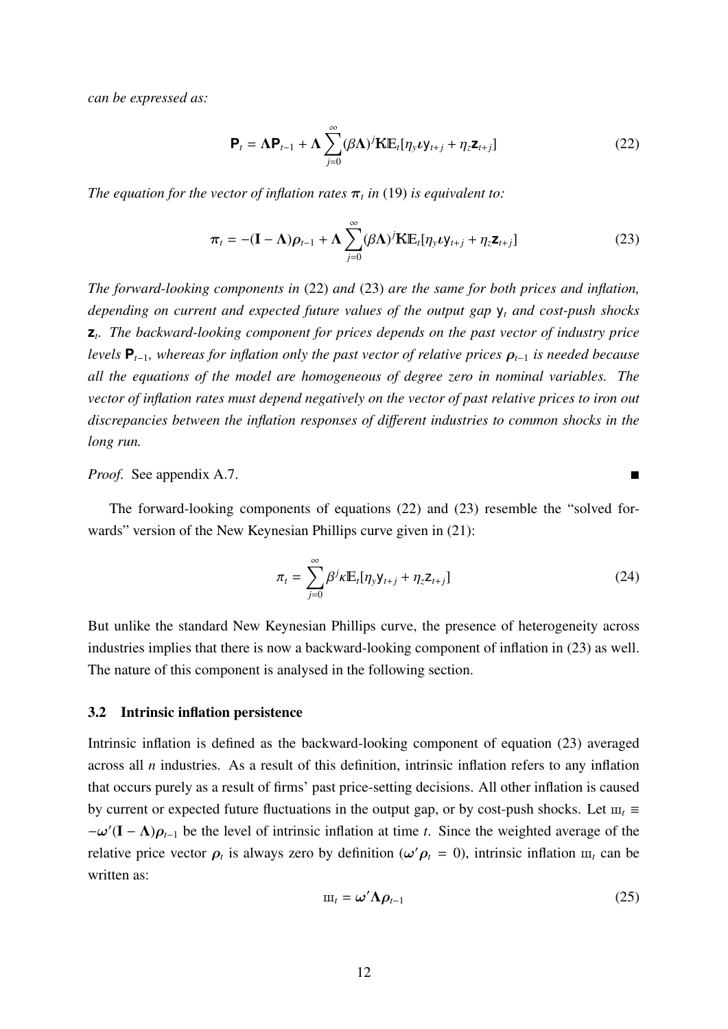*can be expressed as:*

$$\mathbf{P}_t = \mathbf{\Lambda P}_{t-1} + \mathbf{\Lambda} \sum_{j=0}^{\infty} (\beta \mathbf{\Lambda})^j \mathbf{K} \mathbb{E}_t[\eta_y \boldsymbol{\iota} \mathsf{y}_{t+j} + \eta_z \mathbf{z}_{t+j}] \tag{22}$$

*The equation for the vector of inflation rates $\boldsymbol{\pi}_t$ in* (19) *is equivalent to:*

$$\boldsymbol{\pi}_t = -(\mathbf{I} - \mathbf{\Lambda})\boldsymbol{\rho}_{t-1} + \mathbf{\Lambda} \sum_{j=0}^{\infty} (\beta \mathbf{\Lambda})^j \mathbf{K} \mathbb{E}_t[\eta_y \boldsymbol{\iota} \mathsf{y}_{t+j} + \eta_z \mathbf{z}_{t+j}] \tag{23}$$

*The forward-looking components in* (22) *and* (23) *are the same for both prices and inflation, depending on current and expected future values of the output gap $\mathsf{y}_t$ and cost-push shocks $\mathbf{z}_t$. The backward-looking component for prices depends on the past vector of industry price levels $\mathbf{P}_{t-1}$, whereas for inflation only the past vector of relative prices $\boldsymbol{\rho}_{t-1}$ is needed because all the equations of the model are homogeneous of degree zero in nominal variables. The vector of inflation rates must depend negatively on the vector of past relative prices to iron out discrepancies between the inflation responses of different industries to common shocks in the long run.*

*Proof.* See appendix A.7. ■

The forward-looking components of equations (22) and (23) resemble the "solved forwards" version of the New Keynesian Phillips curve given in (21):

$$\pi_t = \sum_{j=0}^{\infty} \beta^j \kappa \mathbb{E}_t[\eta_y \mathsf{y}_{t+j} + \eta_z \mathsf{z}_{t+j}] \tag{24}$$

But unlike the standard New Keynesian Phillips curve, the presence of heterogeneity across industries implies that there is now a backward-looking component of inflation in (23) as well. The nature of this component is analysed in the following section.

### 3.2 Intrinsic inflation persistence

Intrinsic inflation is defined as the backward-looking component of equation (23) averaged across all $n$ industries. As a result of this definition, intrinsic inflation refers to any inflation that occurs purely as a result of firms' past price-setting decisions. All other inflation is caused by current or expected future fluctuations in the output gap, or by cost-push shocks. Let $\text{ш}_t \equiv -\boldsymbol{\omega}'(\mathbf{I} - \mathbf{\Lambda})\boldsymbol{\rho}_{t-1}$ be the level of intrinsic inflation at time $t$. Since the weighted average of the relative price vector $\boldsymbol{\rho}_t$ is always zero by definition ($\boldsymbol{\omega}'\boldsymbol{\rho}_t = 0$), intrinsic inflation $\text{ш}_t$ can be written as:

$$\text{ш}_t = \boldsymbol{\omega}' \mathbf{\Lambda} \boldsymbol{\rho}_{t-1} \tag{25}$$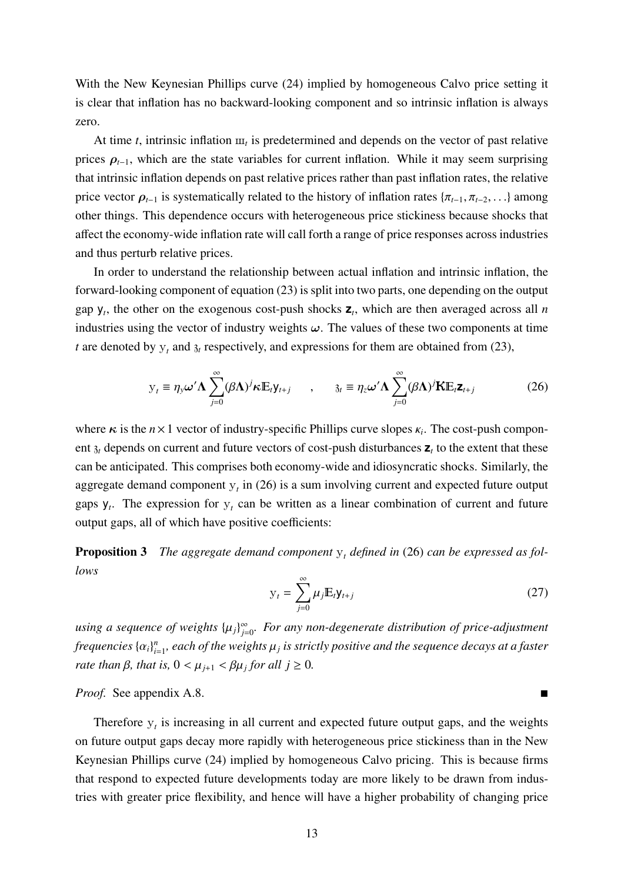With the New Keynesian Phillips curve (24) implied by homogeneous Calvo price setting it is clear that inflation has no backward-looking component and so intrinsic inflation is always zero.

At time $t$, intrinsic inflation $\text{ш}_t$ is predetermined and depends on the vector of past relative prices $\boldsymbol{\rho}_{t-1}$, which are the state variables for current inflation. While it may seem surprising that intrinsic inflation depends on past relative prices rather than past inflation rates, the relative price vector $\boldsymbol{\rho}_{t-1}$ is systematically related to the history of inflation rates $\{\pi_{t-1}, \pi_{t-2}, \ldots\}$ among other things. This dependence occurs with heterogeneous price stickiness because shocks that affect the economy-wide inflation rate will call forth a range of price responses across industries and thus perturb relative prices.

In order to understand the relationship between actual inflation and intrinsic inflation, the forward-looking component of equation (23) is split into two parts, one depending on the output gap $\mathsf{y}_t$, the other on the exogenous cost-push shocks $\mathbf{z}_t$, which are then averaged across all $n$ industries using the vector of industry weights $\boldsymbol{\omega}$. The values of these two components at time $t$ are denoted by $\mathrm{y}_t$ and $\mathfrak{z}_t$ respectively, and expressions for them are obtained from (23),

$$\mathrm{y}_t \equiv \eta_y \boldsymbol{\omega}' \boldsymbol{\Lambda} \sum_{j=0}^{\infty} (\beta \boldsymbol{\Lambda})^j \boldsymbol{\kappa} \mathbb{E}_t \mathsf{y}_{t+j} \quad , \quad \mathfrak{z}_t \equiv \eta_z \boldsymbol{\omega}' \boldsymbol{\Lambda} \sum_{j=0}^{\infty} (\beta \boldsymbol{\Lambda})^j \mathbf{K} \mathbb{E}_t \mathbf{z}_{t+j} \tag{26}$$

where $\boldsymbol{\kappa}$ is the $n \times 1$ vector of industry-specific Phillips curve slopes $\kappa_i$. The cost-push component $\mathfrak{z}_t$ depends on current and future vectors of cost-push disturbances $\mathbf{z}_t$ to the extent that these can be anticipated. This comprises both economy-wide and idiosyncratic shocks. Similarly, the aggregate demand component $\mathrm{y}_t$ in (26) is a sum involving current and expected future output gaps $\mathsf{y}_t$. The expression for $\mathrm{y}_t$ can be written as a linear combination of current and future output gaps, all of which have positive coefficients:

**Proposition 3** *The aggregate demand component* $\mathrm{y}_t$ *defined in* (26) *can be expressed as follows*

$$\mathrm{y}_t = \sum_{j=0}^{\infty} \mu_j \mathbb{E}_t \mathsf{y}_{t+j} \tag{27}$$

*using a sequence of weights* $\{\mu_j\}_{j=0}^{\infty}$. *For any non-degenerate distribution of price-adjustment frequencies* $\{\alpha_i\}_{i=1}^{n}$, *each of the weights* $\mu_j$ *is strictly positive and the sequence decays at a faster rate than* $\beta$, *that is,* $0 < \mu_{j+1} < \beta \mu_j$ *for all* $j \geq 0$.

*Proof.* See appendix A.8. ■

Therefore $\mathrm{y}_t$ is increasing in all current and expected future output gaps, and the weights on future output gaps decay more rapidly with heterogeneous price stickiness than in the New Keynesian Phillips curve (24) implied by homogeneous Calvo pricing. This is because firms that respond to expected future developments today are more likely to be drawn from industries with greater price flexibility, and hence will have a higher probability of changing price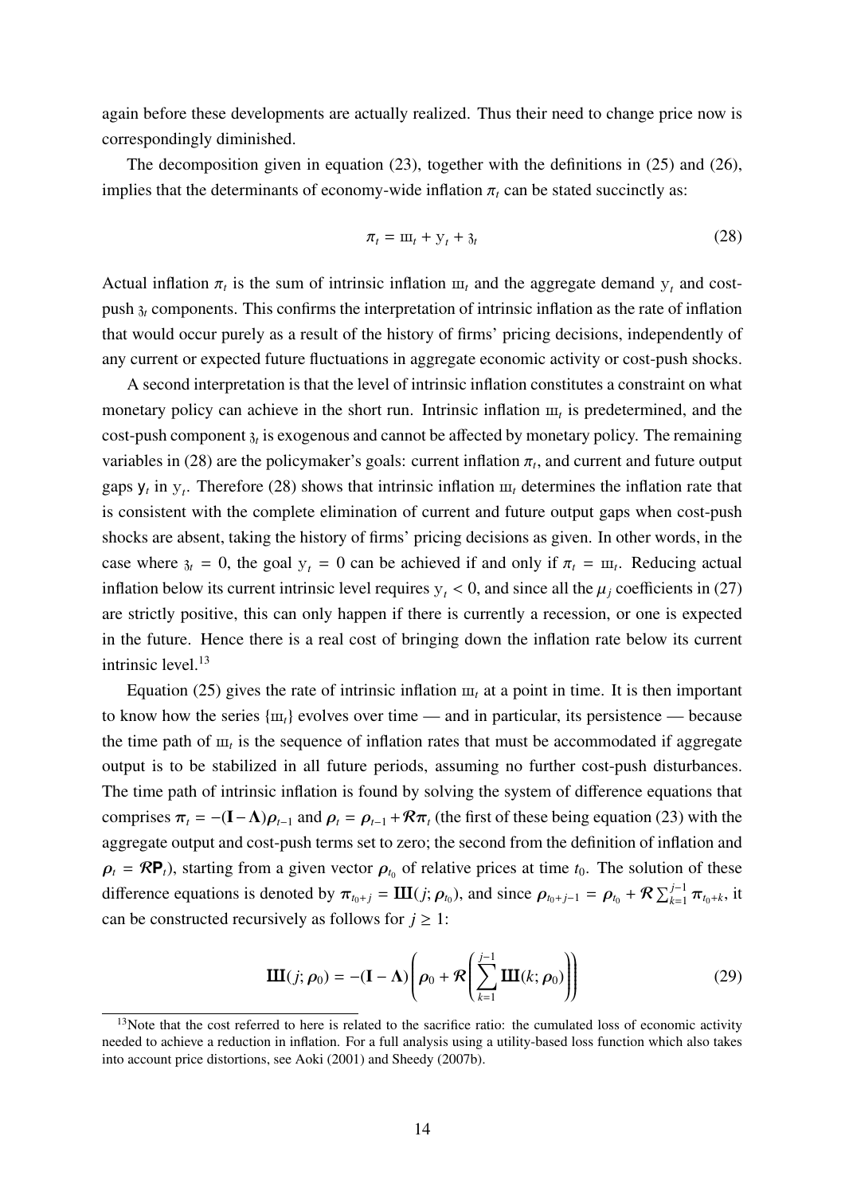again before these developments are actually realized. Thus their need to change price now is correspondingly diminished.

The decomposition given in equation (23), together with the definitions in (25) and (26), implies that the determinants of economy-wide inflation $\pi_t$ can be stated succinctly as:

$$\pi_t = \text{ш}_t + \text{y}_t + \text{з}_t \tag{28}$$

Actual inflation $\pi_t$ is the sum of intrinsic inflation $\text{ш}_t$ and the aggregate demand $\text{y}_t$ and cost-push $\text{з}_t$ components. This confirms the interpretation of intrinsic inflation as the rate of inflation that would occur purely as a result of the history of firms' pricing decisions, independently of any current or expected future fluctuations in aggregate economic activity or cost-push shocks.

A second interpretation is that the level of intrinsic inflation constitutes a constraint on what monetary policy can achieve in the short run. Intrinsic inflation $\text{ш}_t$ is predetermined, and the cost-push component $\text{з}_t$ is exogenous and cannot be affected by monetary policy. The remaining variables in (28) are the policymaker's goals: current inflation $\pi_t$, and current and future output gaps $\mathsf{y}_t$ in $\text{y}_t$. Therefore (28) shows that intrinsic inflation $\text{ш}_t$ determines the inflation rate that is consistent with the complete elimination of current and future output gaps when cost-push shocks are absent, taking the history of firms' pricing decisions as given. In other words, in the case where $\text{з}_t = 0$, the goal $\text{y}_t = 0$ can be achieved if and only if $\pi_t = \text{ш}_t$. Reducing actual inflation below its current intrinsic level requires $\text{y}_t < 0$, and since all the $\mu_j$ coefficients in (27) are strictly positive, this can only happen if there is currently a recession, or one is expected in the future. Hence there is a real cost of bringing down the inflation rate below its current intrinsic level.[13]

Equation (25) gives the rate of intrinsic inflation $\text{ш}_t$ at a point in time. It is then important to know how the series $\{\text{ш}_t\}$ evolves over time — and in particular, its persistence — because the time path of $\text{ш}_t$ is the sequence of inflation rates that must be accommodated if aggregate output is to be stabilized in all future periods, assuming no further cost-push disturbances. The time path of intrinsic inflation is found by solving the system of difference equations that comprises $\boldsymbol{\pi}_t = -(\mathbf{I} - \boldsymbol{\Lambda})\boldsymbol{\rho}_{t-1}$ and $\boldsymbol{\rho}_t = \boldsymbol{\rho}_{t-1} + \mathcal{R}\boldsymbol{\pi}_t$ (the first of these being equation (23) with the aggregate output and cost-push terms set to zero; the second from the definition of inflation and $\boldsymbol{\rho}_t = \mathcal{R}\mathsf{P}_t$), starting from a given vector $\boldsymbol{\rho}_{t_0}$ of relative prices at time $t_0$. The solution of these difference equations is denoted by $\boldsymbol{\pi}_{t_0+j} = \mathbf{Ш}(j; \boldsymbol{\rho}_{t_0})$, and since $\boldsymbol{\rho}_{t_0+j-1} = \boldsymbol{\rho}_{t_0} + \mathcal{R}\sum_{k=1}^{j-1}\boldsymbol{\pi}_{t_0+k}$, it can be constructed recursively as follows for $j \geq 1$:

$$\mathbf{Ш}(j; \boldsymbol{\rho}_0) = -(\mathbf{I} - \boldsymbol{\Lambda})\left(\boldsymbol{\rho}_0 + \mathcal{R}\left(\sum_{k=1}^{j-1}\mathbf{Ш}(k; \boldsymbol{\rho}_0)\right)\right) \tag{29}$$

[13] Note that the cost referred to here is related to the sacrifice ratio: the cumulated loss of economic activity needed to achieve a reduction in inflation. For a full analysis using a utility-based loss function which also takes into account price distortions, see Aoki (2001) and Sheedy (2007b).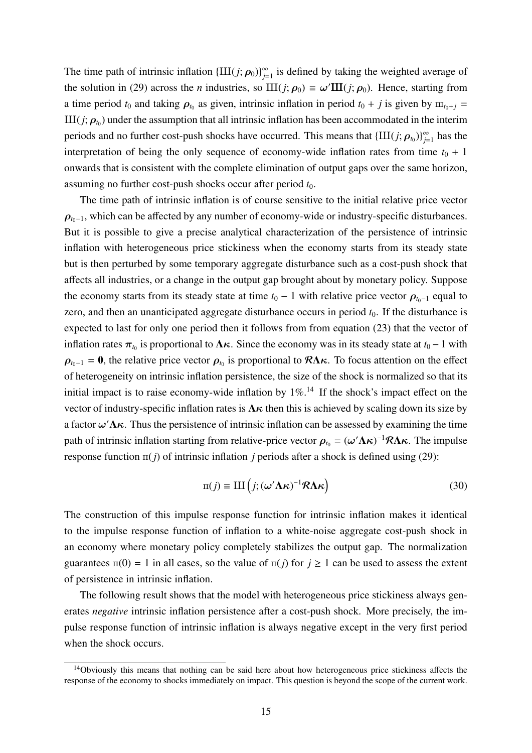The time path of intrinsic inflation $\{Ш(j; \boldsymbol{\rho}_0)\}_{j=1}^{\infty}$ is defined by taking the weighted average of the solution in (29) across the $n$ industries, so $Ш(j; \boldsymbol{\rho}_0) \equiv \boldsymbol{\omega}'\mathbf{Ш}(j; \boldsymbol{\rho}_0)$. Hence, starting from a time period $t_0$ and taking $\boldsymbol{\rho}_{t_0}$ as given, intrinsic inflation in period $t_0 + j$ is given by $ш_{t_0+j} = Ш(j; \boldsymbol{\rho}_{t_0})$ under the assumption that all intrinsic inflation has been accommodated in the interim periods and no further cost-push shocks have occurred. This means that $\{Ш(j; \boldsymbol{\rho}_{t_0})\}_{j=1}^{\infty}$ has the interpretation of being the only sequence of economy-wide inflation rates from time $t_0 + 1$ onwards that is consistent with the complete elimination of output gaps over the same horizon, assuming no further cost-push shocks occur after period $t_0$.

The time path of intrinsic inflation is of course sensitive to the initial relative price vector $\boldsymbol{\rho}_{t_0-1}$, which can be affected by any number of economy-wide or industry-specific disturbances. But it is possible to give a precise analytical characterization of the persistence of intrinsic inflation with heterogeneous price stickiness when the economy starts from its steady state but is then perturbed by some temporary aggregate disturbance such as a cost-push shock that affects all industries, or a change in the output gap brought about by monetary policy. Suppose the economy starts from its steady state at time $t_0 - 1$ with relative price vector $\boldsymbol{\rho}_{t_0-1}$ equal to zero, and then an unanticipated aggregate disturbance occurs in period $t_0$. If the disturbance is expected to last for only one period then it follows from from equation (23) that the vector of inflation rates $\boldsymbol{\pi}_{t_0}$ is proportional to $\boldsymbol{\Lambda\kappa}$. Since the economy was in its steady state at $t_0 - 1$ with $\boldsymbol{\rho}_{t_0-1} = \mathbf{0}$, the relative price vector $\boldsymbol{\rho}_{t_0}$ is proportional to $\boldsymbol{\mathcal{R}\Lambda\kappa}$. To focus attention on the effect of heterogeneity on intrinsic inflation persistence, the size of the shock is normalized so that its initial impact is to raise economy-wide inflation by 1%.[14] If the shock's impact effect on the vector of industry-specific inflation rates is $\boldsymbol{\Lambda\kappa}$ then this is achieved by scaling down its size by a factor $\boldsymbol{\omega}'\boldsymbol{\Lambda\kappa}$. Thus the persistence of intrinsic inflation can be assessed by examining the time path of intrinsic inflation starting from relative-price vector $\boldsymbol{\rho}_{t_0} = (\boldsymbol{\omega}'\boldsymbol{\Lambda\kappa})^{-1}\boldsymbol{\mathcal{R}\Lambda\kappa}$. The impulse response function $п(j)$ of intrinsic inflation $j$ periods after a shock is defined using (29):

$$п(j) \equiv Ш\left(j; (\boldsymbol{\omega}'\boldsymbol{\Lambda\kappa})^{-1}\boldsymbol{\mathcal{R}\Lambda\kappa}\right) \tag{30}$$

The construction of this impulse response function for intrinsic inflation makes it identical to the impulse response function of inflation to a white-noise aggregate cost-push shock in an economy where monetary policy completely stabilizes the output gap. The normalization guarantees $п(0) = 1$ in all cases, so the value of $п(j)$ for $j \geq 1$ can be used to assess the extent of persistence in intrinsic inflation.

The following result shows that the model with heterogeneous price stickiness always generates *negative* intrinsic inflation persistence after a cost-push shock. More precisely, the impulse response function of intrinsic inflation is always negative except in the very first period when the shock occurs.

[14] Obviously this means that nothing can be said here about how heterogeneous price stickiness affects the response of the economy to shocks immediately on impact. This question is beyond the scope of the current work.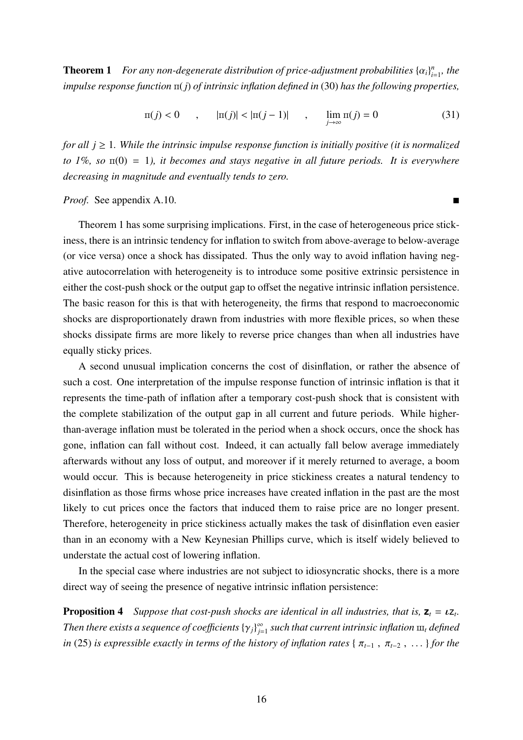**Theorem 1** *For any non-degenerate distribution of price-adjustment probabilities $\{\alpha_i\}_{i=1}^n$, the impulse response function $\pi(j)$ of intrinsic inflation defined in* (30) *has the following properties,*

$$\pi(j) < 0 \quad , \quad |\pi(j)| < |\pi(j-1)| \quad , \quad \lim_{j \to \infty} \pi(j) = 0 \tag{31}$$

*for all $j \geq 1$. While the intrinsic impulse response function is initially positive (it is normalized to 1%, so $\pi(0) = 1$), it becomes and stays negative in all future periods. It is everywhere decreasing in magnitude and eventually tends to zero.*

*Proof.* See appendix A.10. ∎

Theorem 1 has some surprising implications. First, in the case of heterogeneous price stickiness, there is an intrinsic tendency for inflation to switch from above-average to below-average (or vice versa) once a shock has dissipated. Thus the only way to avoid inflation having negative autocorrelation with heterogeneity is to introduce some positive extrinsic persistence in either the cost-push shock or the output gap to offset the negative intrinsic inflation persistence. The basic reason for this is that with heterogeneity, the firms that respond to macroeconomic shocks are disproportionately drawn from industries with more flexible prices, so when these shocks dissipate firms are more likely to reverse price changes than when all industries have equally sticky prices.

A second unusual implication concerns the cost of disinflation, or rather the absence of such a cost. One interpretation of the impulse response function of intrinsic inflation is that it represents the time-path of inflation after a temporary cost-push shock that is consistent with the complete stabilization of the output gap in all current and future periods. While higher-than-average inflation must be tolerated in the period when a shock occurs, once the shock has gone, inflation can fall without cost. Indeed, it can actually fall below average immediately afterwards without any loss of output, and moreover if it merely returned to average, a boom would occur. This is because heterogeneity in price stickiness creates a natural tendency to disinflation as those firms whose price increases have created inflation in the past are the most likely to cut prices once the factors that induced them to raise price are no longer present. Therefore, heterogeneity in price stickiness actually makes the task of disinflation even easier than in an economy with a New Keynesian Phillips curve, which is itself widely believed to understate the actual cost of lowering inflation.

In the special case where industries are not subject to idiosyncratic shocks, there is a more direct way of seeing the presence of negative intrinsic inflation persistence:

**Proposition 4** *Suppose that cost-push shocks are identical in all industries, that is, $\mathbf{z}_t = \iota z_t$. Then there exists a sequence of coefficients $\{\gamma_j\}_{j=1}^\infty$ such that current intrinsic inflation $\varpi_t$ defined in* (25) *is expressible exactly in terms of the history of inflation rates $\{\, \pi_{t-1} \,,\, \pi_{t-2} \,,\, \ldots \}$ for the*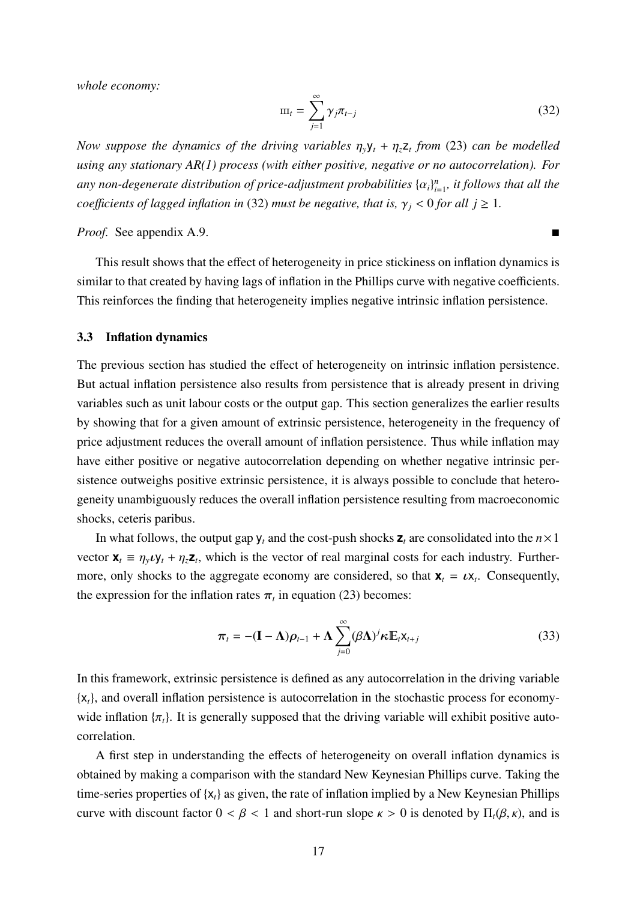*whole economy:*

$$ш_t = \sum_{j=1}^{\infty} \gamma_j \pi_{t-j} \tag{32}$$

*Now suppose the dynamics of the driving variables $\eta_y \mathsf{y}_t + \eta_z \mathsf{z}_t$ from* (23) *can be modelled using any stationary AR(1) process (with either positive, negative or no autocorrelation). For any non-degenerate distribution of price-adjustment probabilities $\{\alpha_i\}_{i=1}^n$, it follows that all the coefficients of lagged inflation in* (32) *must be negative, that is, $\gamma_j < 0$ for all $j \geq 1$.*

*Proof.* See appendix A.9. ∎

This result shows that the effect of heterogeneity in price stickiness on inflation dynamics is similar to that created by having lags of inflation in the Phillips curve with negative coefficients. This reinforces the finding that heterogeneity implies negative intrinsic inflation persistence.

### 3.3 Inflation dynamics

The previous section has studied the effect of heterogeneity on intrinsic inflation persistence. But actual inflation persistence also results from persistence that is already present in driving variables such as unit labour costs or the output gap. This section generalizes the earlier results by showing that for a given amount of extrinsic persistence, heterogeneity in the frequency of price adjustment reduces the overall amount of inflation persistence. Thus while inflation may have either positive or negative autocorrelation depending on whether negative intrinsic persistence outweighs positive extrinsic persistence, it is always possible to conclude that heterogeneity unambiguously reduces the overall inflation persistence resulting from macroeconomic shocks, ceteris paribus.

In what follows, the output gap $\mathsf{y}_t$ and the cost-push shocks $\mathbf{z}_t$ are consolidated into the $n \times 1$ vector $\mathbf{x}_t \equiv \eta_y \boldsymbol{\iota} \mathsf{y}_t + \eta_z \mathbf{z}_t$, which is the vector of real marginal costs for each industry. Furthermore, only shocks to the aggregate economy are considered, so that $\mathbf{x}_t = \boldsymbol{\iota} \mathsf{x}_t$. Consequently, the expression for the inflation rates $\boldsymbol{\pi}_t$ in equation (23) becomes:

$$\boldsymbol{\pi}_t = -(\mathbf{I} - \boldsymbol{\Lambda})\boldsymbol{\rho}_{t-1} + \boldsymbol{\Lambda} \sum_{j=0}^{\infty} (\beta \boldsymbol{\Lambda})^j \boldsymbol{\kappa} \mathbb{E}_t \mathsf{x}_{t+j} \tag{33}$$

In this framework, extrinsic persistence is defined as any autocorrelation in the driving variable $\{\mathsf{x}_t\}$, and overall inflation persistence is autocorrelation in the stochastic process for economy-wide inflation $\{\pi_t\}$. It is generally supposed that the driving variable will exhibit positive autocorrelation.

A first step in understanding the effects of heterogeneity on overall inflation dynamics is obtained by making a comparison with the standard New Keynesian Phillips curve. Taking the time-series properties of $\{\mathsf{x}_t\}$ as given, the rate of inflation implied by a New Keynesian Phillips curve with discount factor $0 < \beta < 1$ and short-run slope $\kappa > 0$ is denoted by $\Pi_t(\beta, \kappa)$, and is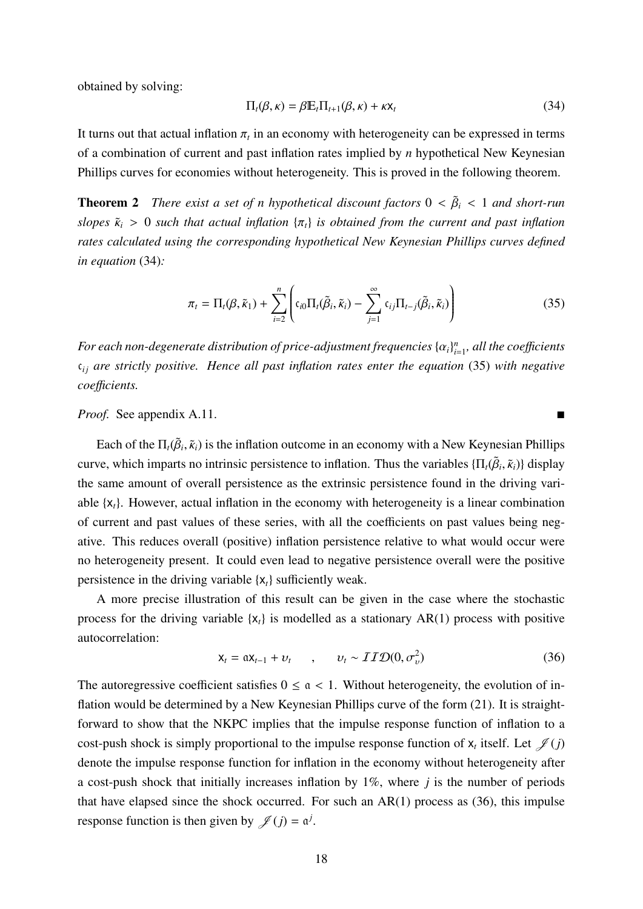obtained by solving:

$$\Pi_t(\beta, \kappa) = \beta \mathbb{E}_t \Pi_{t+1}(\beta, \kappa) + \kappa \mathsf{x}_t \tag{34}$$

It turns out that actual inflation $\pi_t$ in an economy with heterogeneity can be expressed in terms of a combination of current and past inflation rates implied by $n$ hypothetical New Keynesian Phillips curves for economies without heterogeneity. This is proved in the following theorem.

**Theorem 2** *There exist a set of n hypothetical discount factors $0 < \tilde{\beta}_i < 1$ and short-run slopes $\tilde{\kappa}_i > 0$ such that actual inflation $\{\pi_t\}$ is obtained from the current and past inflation rates calculated using the corresponding hypothetical New Keynesian Phillips curves defined in equation* (34)*:*

$$\pi_t = \Pi_t(\beta, \tilde{\kappa}_1) + \sum_{i=2}^{n} \left( \mathfrak{c}_{i0} \Pi_t(\tilde{\beta}_i, \tilde{\kappa}_i) - \sum_{j=1}^{\infty} \mathfrak{c}_{ij} \Pi_{t-j}(\tilde{\beta}_i, \tilde{\kappa}_i) \right) \tag{35}$$

*For each non-degenerate distribution of price-adjustment frequencies $\{\alpha_i\}_{i=1}^{n}$, all the coefficients $\mathfrak{c}_{ij}$ are strictly positive. Hence all past inflation rates enter the equation* (35) *with negative coefficients.*

*Proof.* See appendix A.11. ∎

Each of the $\Pi_t(\tilde{\beta}_i, \tilde{\kappa}_i)$ is the inflation outcome in an economy with a New Keynesian Phillips curve, which imparts no intrinsic persistence to inflation. Thus the variables $\{\Pi_t(\tilde{\beta}_i, \tilde{\kappa}_i)\}$ display the same amount of overall persistence as the extrinsic persistence found in the driving variable $\{\mathsf{x}_t\}$. However, actual inflation in the economy with heterogeneity is a linear combination of current and past values of these series, with all the coefficients on past values being negative. This reduces overall (positive) inflation persistence relative to what would occur were no heterogeneity present. It could even lead to negative persistence overall were the positive persistence in the driving variable $\{\mathsf{x}_t\}$ sufficiently weak.

A more precise illustration of this result can be given in the case where the stochastic process for the driving variable $\{\mathsf{x}_t\}$ is modelled as a stationary AR(1) process with positive autocorrelation:

$$\mathsf{x}_t = \mathfrak{a} \mathsf{x}_{t-1} + \upsilon_t \quad , \quad \upsilon_t \sim \mathcal{IID}(0, \sigma_\upsilon^2) \tag{36}$$

The autoregressive coefficient satisfies $0 \leq \mathfrak{a} < 1$. Without heterogeneity, the evolution of inflation would be determined by a New Keynesian Phillips curve of the form (21). It is straightforward to show that the NKPC implies that the impulse response function of inflation to a cost-push shock is simply proportional to the impulse response function of $\mathsf{x}_t$ itself. Let $\mathscr{I}(j)$ denote the impulse response function for inflation in the economy without heterogeneity after a cost-push shock that initially increases inflation by 1%, where $j$ is the number of periods that have elapsed since the shock occurred. For such an AR(1) process as (36), this impulse response function is then given by $\mathscr{I}(j) = \mathfrak{a}^j$.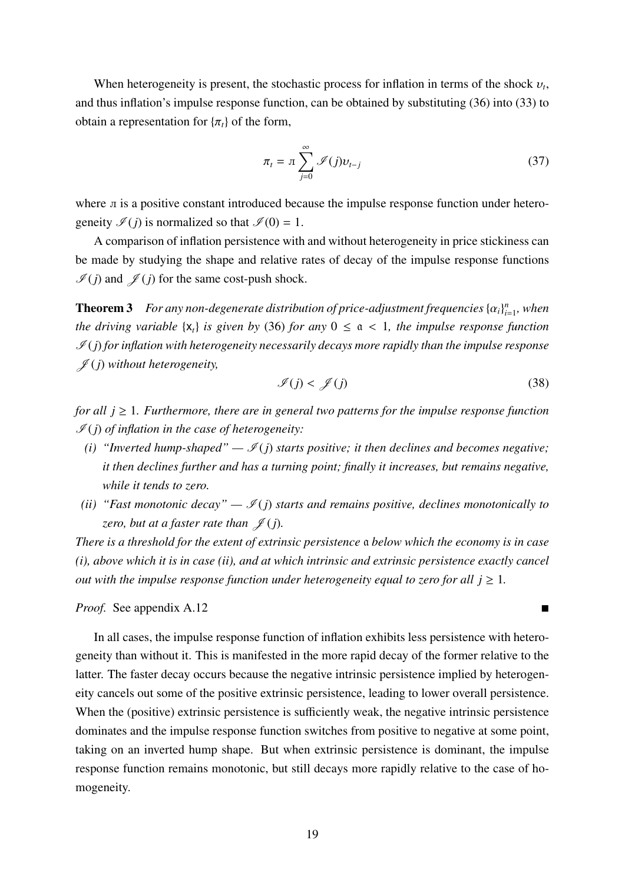When heterogeneity is present, the stochastic process for inflation in terms of the shock $\upsilon_t$, and thus inflation's impulse response function, can be obtained by substituting (36) into (33) to obtain a representation for $\{\pi_t\}$ of the form,

$$\pi_t = л \sum_{j=0}^{\infty} \mathscr{I}(j)\upsilon_{t-j} \tag{37}$$

where л is a positive constant introduced because the impulse response function under heterogeneity $\mathscr{I}(j)$ is normalized so that $\mathscr{I}(0) = 1$.

A comparison of inflation persistence with and without heterogeneity in price stickiness can be made by studying the shape and relative rates of decay of the impulse response functions $\mathscr{I}(j)$ and $\mathscr{J}(j)$ for the same cost-push shock.

**Theorem 3** *For any non-degenerate distribution of price-adjustment frequencies $\{\alpha_i\}_{i=1}^n$, when the driving variable $\{\mathsf{x}_t\}$ is given by* (36) *for any $0 \leq \mathfrak{a} < 1$, the impulse response function $\mathscr{I}(j)$ for inflation with heterogeneity necessarily decays more rapidly than the impulse response $\mathscr{J}(j)$ without heterogeneity,*

$$\mathscr{I}(j) < \mathscr{J}(j) \tag{38}$$

*for all $j \geq 1$. Furthermore, there are in general two patterns for the impulse response function $\mathscr{I}(j)$ of inflation in the case of heterogeneity:*

*(i) "Inverted hump-shaped" — $\mathscr{I}(j)$ starts positive; it then declines and becomes negative; it then declines further and has a turning point; finally it increases, but remains negative, while it tends to zero.*

*(ii) "Fast monotonic decay" — $\mathscr{I}(j)$ starts and remains positive, declines monotonically to zero, but at a faster rate than $\mathscr{J}(j)$.*

*There is a threshold for the extent of extrinsic persistence $\mathfrak{a}$ below which the economy is in case (i), above which it is in case (ii), and at which intrinsic and extrinsic persistence exactly cancel out with the impulse response function under heterogeneity equal to zero for all $j \geq 1$.*

*Proof.* See appendix A.12 ■

In all cases, the impulse response function of inflation exhibits less persistence with heterogeneity than without it. This is manifested in the more rapid decay of the former relative to the latter. The faster decay occurs because the negative intrinsic persistence implied by heterogeneity cancels out some of the positive extrinsic persistence, leading to lower overall persistence. When the (positive) extrinsic persistence is sufficiently weak, the negative intrinsic persistence dominates and the impulse response function switches from positive to negative at some point, taking on an inverted hump shape. But when extrinsic persistence is dominant, the impulse response function remains monotonic, but still decays more rapidly relative to the case of homogeneity.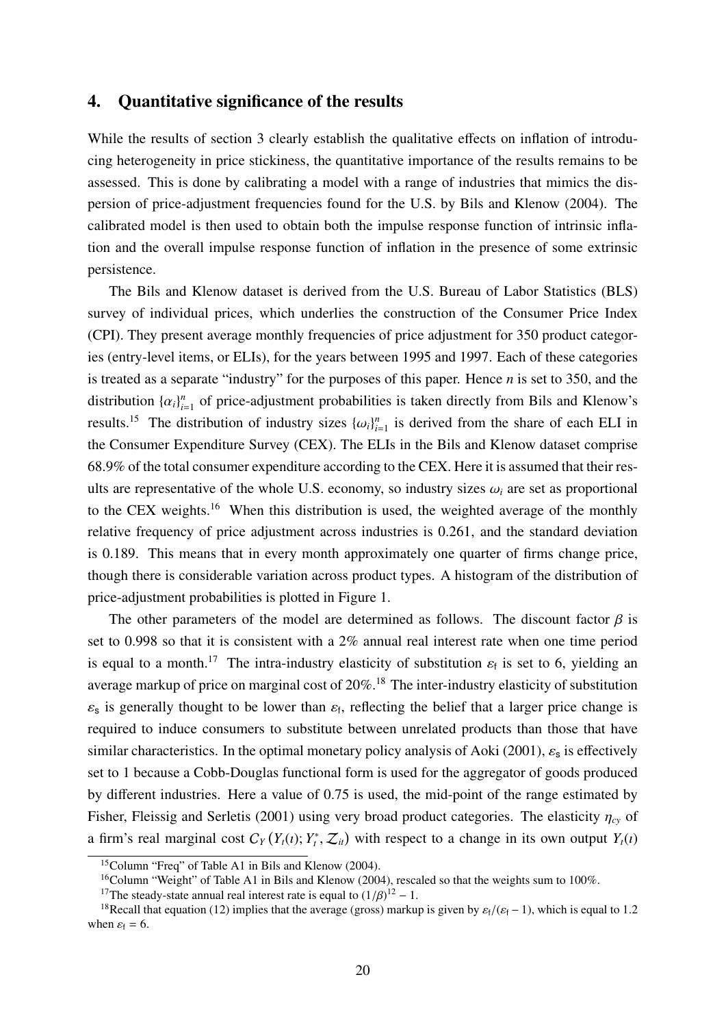## 4. Quantitative significance of the results

While the results of section 3 clearly establish the qualitative effects on inflation of introducing heterogeneity in price stickiness, the quantitative importance of the results remains to be assessed. This is done by calibrating a model with a range of industries that mimics the dispersion of price-adjustment frequencies found for the U.S. by Bils and Klenow (2004). The calibrated model is then used to obtain both the impulse response function of intrinsic inflation and the overall impulse response function of inflation in the presence of some extrinsic persistence.

The Bils and Klenow dataset is derived from the U.S. Bureau of Labor Statistics (BLS) survey of individual prices, which underlies the construction of the Consumer Price Index (CPI). They present average monthly frequencies of price adjustment for 350 product categories (entry-level items, or ELIs), for the years between 1995 and 1997. Each of these categories is treated as a separate "industry" for the purposes of this paper. Hence $n$ is set to 350, and the distribution $\{\alpha_i\}_{i=1}^n$ of price-adjustment probabilities is taken directly from Bils and Klenow's results.[15] The distribution of industry sizes $\{\omega_i\}_{i=1}^n$ is derived from the share of each ELI in the Consumer Expenditure Survey (CEX). The ELIs in the Bils and Klenow dataset comprise 68.9% of the total consumer expenditure according to the CEX. Here it is assumed that their results are representative of the whole U.S. economy, so industry sizes $\omega_i$ are set as proportional to the CEX weights.[16] When this distribution is used, the weighted average of the monthly relative frequency of price adjustment across industries is 0.261, and the standard deviation is 0.189. This means that in every month approximately one quarter of firms change price, though there is considerable variation across product types. A histogram of the distribution of price-adjustment probabilities is plotted in Figure 1.

The other parameters of the model are determined as follows. The discount factor $\beta$ is set to 0.998 so that it is consistent with a 2% annual real interest rate when one time period is equal to a month.[17] The intra-industry elasticity of substitution $\varepsilon_{\mathrm{f}}$ is set to 6, yielding an average markup of price on marginal cost of 20%.[18] The inter-industry elasticity of substitution $\varepsilon_{\mathrm{s}}$ is generally thought to be lower than $\varepsilon_{\mathrm{f}}$, reflecting the belief that a larger price change is required to induce consumers to substitute between unrelated products than those that have similar characteristics. In the optimal monetary policy analysis of Aoki (2001), $\varepsilon_{\mathrm{s}}$ is effectively set to 1 because a Cobb-Douglas functional form is used for the aggregator of goods produced by different industries. Here a value of 0.75 is used, the mid-point of the range estimated by Fisher, Fleissig and Serletis (2001) using very broad product categories. The elasticity $\eta_{cy}$ of a firm's real marginal cost $C_Y(Y_t(\imath); Y_t^*, \mathcal{Z}_{it})$ with respect to a change in its own output $Y_t(\imath)$

[15] Column "Freq" of Table A1 in Bils and Klenow (2004).

[16] Column "Weight" of Table A1 in Bils and Klenow (2004), rescaled so that the weights sum to 100%.

[17] The steady-state annual real interest rate is equal to $(1/\beta)^{12} - 1$.

[18] Recall that equation (12) implies that the average (gross) markup is given by $\varepsilon_{\mathrm{f}}/(\varepsilon_{\mathrm{f}} - 1)$, which is equal to 1.2 when $\varepsilon_{\mathrm{f}} = 6$.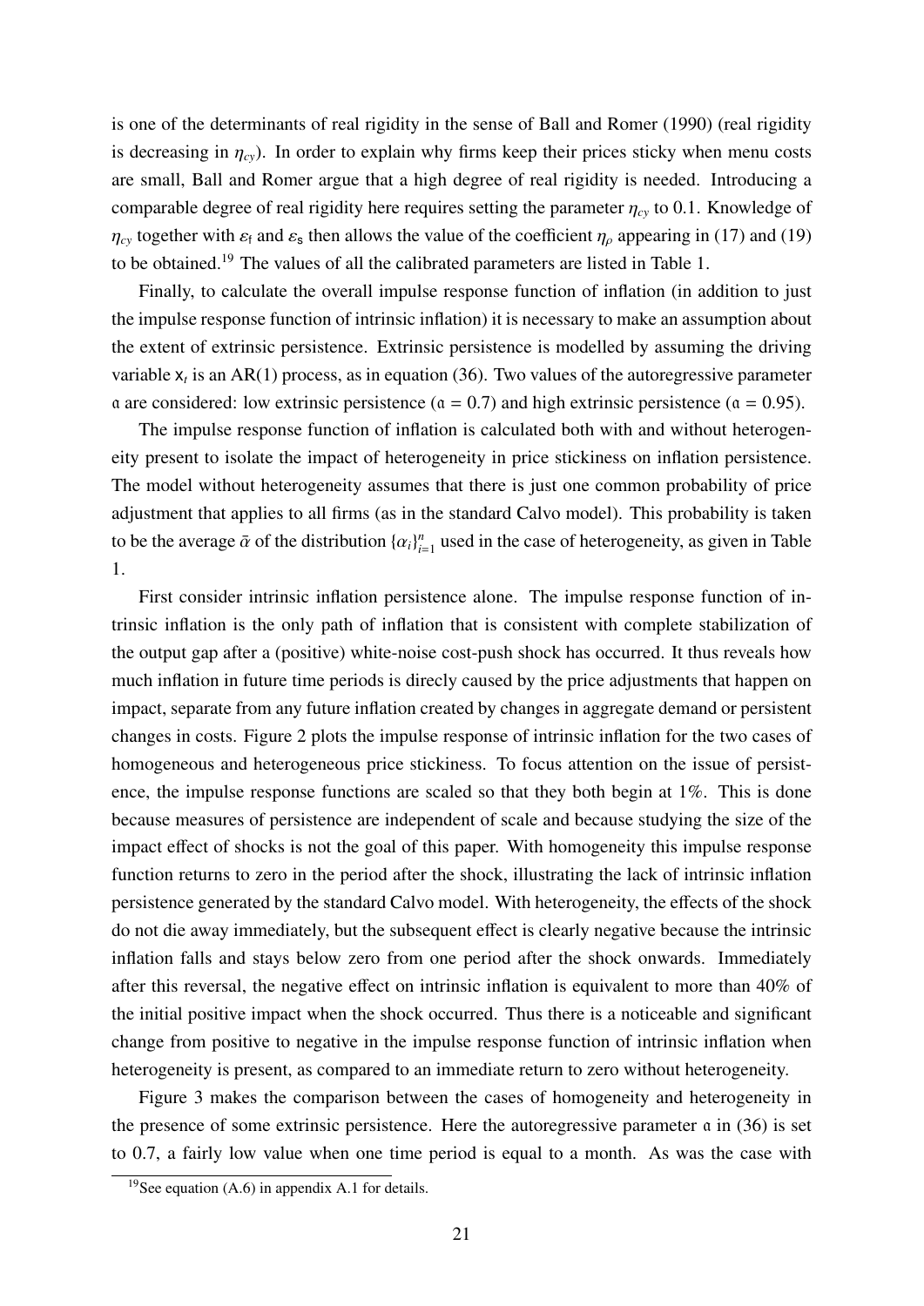is one of the determinants of real rigidity in the sense of Ball and Romer (1990) (real rigidity is decreasing in $\eta_{cy}$). In order to explain why firms keep their prices sticky when menu costs are small, Ball and Romer argue that a high degree of real rigidity is needed. Introducing a comparable degree of real rigidity here requires setting the parameter $\eta_{cy}$ to 0.1. Knowledge of $\eta_{cy}$ together with $\varepsilon_{\mathsf{f}}$ and $\varepsilon_{\mathsf{s}}$ then allows the value of the coefficient $\eta_{\rho}$ appearing in (17) and (19) to be obtained.[19] The values of all the calibrated parameters are listed in Table 1.

Finally, to calculate the overall impulse response function of inflation (in addition to just the impulse response function of intrinsic inflation) it is necessary to make an assumption about the extent of extrinsic persistence. Extrinsic persistence is modelled by assuming the driving variable $\mathsf{x}_t$ is an AR(1) process, as in equation (36). Two values of the autoregressive parameter $\mathfrak{a}$ are considered: low extrinsic persistence ($\mathfrak{a} = 0.7$) and high extrinsic persistence ($\mathfrak{a} = 0.95$).

The impulse response function of inflation is calculated both with and without heterogeneity present to isolate the impact of heterogeneity in price stickiness on inflation persistence. The model without heterogeneity assumes that there is just one common probability of price adjustment that applies to all firms (as in the standard Calvo model). This probability is taken to be the average $\bar{\alpha}$ of the distribution $\{\alpha_i\}_{i=1}^{n}$ used in the case of heterogeneity, as given in Table 1.

First consider intrinsic inflation persistence alone. The impulse response function of intrinsic inflation is the only path of inflation that is consistent with complete stabilization of the output gap after a (positive) white-noise cost-push shock has occurred. It thus reveals how much inflation in future time periods is direcly caused by the price adjustments that happen on impact, separate from any future inflation created by changes in aggregate demand or persistent changes in costs. Figure 2 plots the impulse response of intrinsic inflation for the two cases of homogeneous and heterogeneous price stickiness. To focus attention on the issue of persistence, the impulse response functions are scaled so that they both begin at 1%. This is done because measures of persistence are independent of scale and because studying the size of the impact effect of shocks is not the goal of this paper. With homogeneity this impulse response function returns to zero in the period after the shock, illustrating the lack of intrinsic inflation persistence generated by the standard Calvo model. With heterogeneity, the effects of the shock do not die away immediately, but the subsequent effect is clearly negative because the intrinsic inflation falls and stays below zero from one period after the shock onwards. Immediately after this reversal, the negative effect on intrinsic inflation is equivalent to more than 40% of the initial positive impact when the shock occurred. Thus there is a noticeable and significant change from positive to negative in the impulse response function of intrinsic inflation when heterogeneity is present, as compared to an immediate return to zero without heterogeneity.

Figure 3 makes the comparison between the cases of homogeneity and heterogeneity in the presence of some extrinsic persistence. Here the autoregressive parameter $\mathfrak{a}$ in (36) is set to 0.7, a fairly low value when one time period is equal to a month. As was the case with

[19] See equation (A.6) in appendix A.1 for details.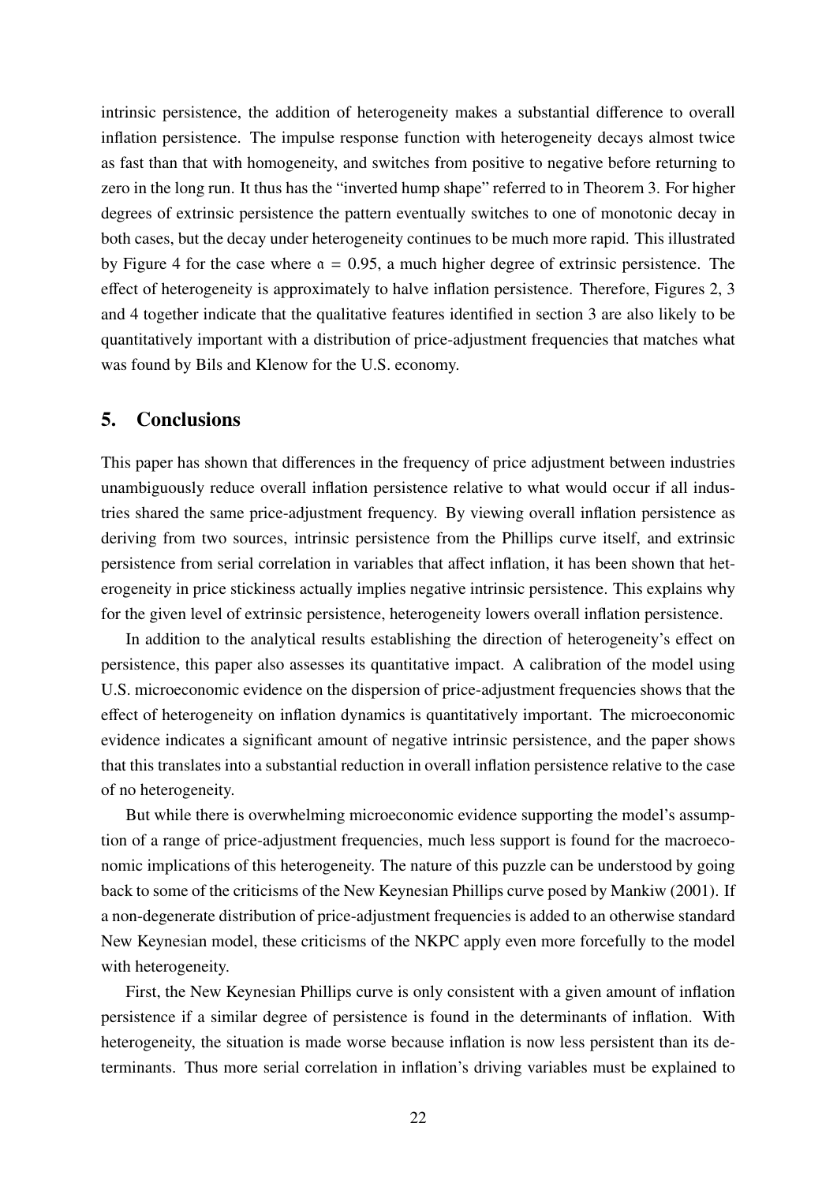intrinsic persistence, the addition of heterogeneity makes a substantial difference to overall inflation persistence. The impulse response function with heterogeneity decays almost twice as fast than that with homogeneity, and switches from positive to negative before returning to zero in the long run. It thus has the "inverted hump shape" referred to in Theorem 3. For higher degrees of extrinsic persistence the pattern eventually switches to one of monotonic decay in both cases, but the decay under heterogeneity continues to be much more rapid. This illustrated by Figure 4 for the case where $\mathfrak{a} = 0.95$, a much higher degree of extrinsic persistence. The effect of heterogeneity is approximately to halve inflation persistence. Therefore, Figures 2, 3 and 4 together indicate that the qualitative features identified in section 3 are also likely to be quantitatively important with a distribution of price-adjustment frequencies that matches what was found by Bils and Klenow for the U.S. economy.

## 5. Conclusions

This paper has shown that differences in the frequency of price adjustment between industries unambiguously reduce overall inflation persistence relative to what would occur if all industries shared the same price-adjustment frequency. By viewing overall inflation persistence as deriving from two sources, intrinsic persistence from the Phillips curve itself, and extrinsic persistence from serial correlation in variables that affect inflation, it has been shown that heterogeneity in price stickiness actually implies negative intrinsic persistence. This explains why for the given level of extrinsic persistence, heterogeneity lowers overall inflation persistence.

In addition to the analytical results establishing the direction of heterogeneity's effect on persistence, this paper also assesses its quantitative impact. A calibration of the model using U.S. microeconomic evidence on the dispersion of price-adjustment frequencies shows that the effect of heterogeneity on inflation dynamics is quantitatively important. The microeconomic evidence indicates a significant amount of negative intrinsic persistence, and the paper shows that this translates into a substantial reduction in overall inflation persistence relative to the case of no heterogeneity.

But while there is overwhelming microeconomic evidence supporting the model's assumption of a range of price-adjustment frequencies, much less support is found for the macroeconomic implications of this heterogeneity. The nature of this puzzle can be understood by going back to some of the criticisms of the New Keynesian Phillips curve posed by Mankiw (2001). If a non-degenerate distribution of price-adjustment frequencies is added to an otherwise standard New Keynesian model, these criticisms of the NKPC apply even more forcefully to the model with heterogeneity.

First, the New Keynesian Phillips curve is only consistent with a given amount of inflation persistence if a similar degree of persistence is found in the determinants of inflation. With heterogeneity, the situation is made worse because inflation is now less persistent than its determinants. Thus more serial correlation in inflation's driving variables must be explained to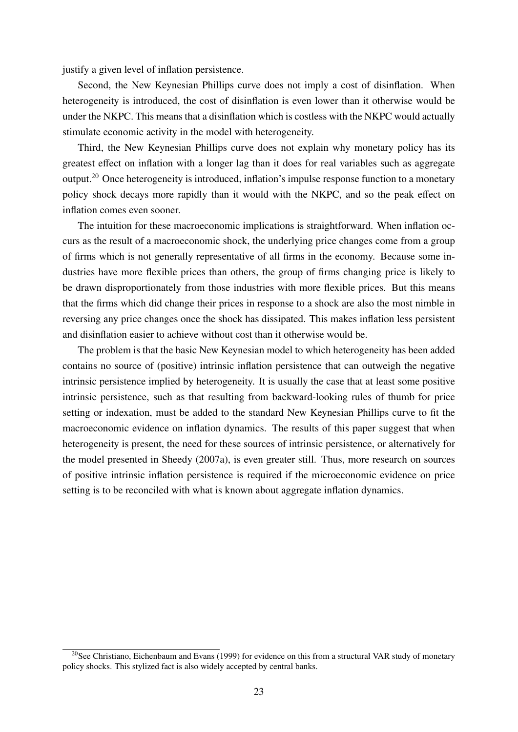justify a given level of inflation persistence.

Second, the New Keynesian Phillips curve does not imply a cost of disinflation. When heterogeneity is introduced, the cost of disinflation is even lower than it otherwise would be under the NKPC. This means that a disinflation which is costless with the NKPC would actually stimulate economic activity in the model with heterogeneity.

Third, the New Keynesian Phillips curve does not explain why monetary policy has its greatest effect on inflation with a longer lag than it does for real variables such as aggregate output.[20] Once heterogeneity is introduced, inflation's impulse response function to a monetary policy shock decays more rapidly than it would with the NKPC, and so the peak effect on inflation comes even sooner.

The intuition for these macroeconomic implications is straightforward. When inflation occurs as the result of a macroeconomic shock, the underlying price changes come from a group of firms which is not generally representative of all firms in the economy. Because some industries have more flexible prices than others, the group of firms changing price is likely to be drawn disproportionately from those industries with more flexible prices. But this means that the firms which did change their prices in response to a shock are also the most nimble in reversing any price changes once the shock has dissipated. This makes inflation less persistent and disinflation easier to achieve without cost than it otherwise would be.

The problem is that the basic New Keynesian model to which heterogeneity has been added contains no source of (positive) intrinsic inflation persistence that can outweigh the negative intrinsic persistence implied by heterogeneity. It is usually the case that at least some positive intrinsic persistence, such as that resulting from backward-looking rules of thumb for price setting or indexation, must be added to the standard New Keynesian Phillips curve to fit the macroeconomic evidence on inflation dynamics. The results of this paper suggest that when heterogeneity is present, the need for these sources of intrinsic persistence, or alternatively for the model presented in Sheedy (2007a), is even greater still. Thus, more research on sources of positive intrinsic inflation persistence is required if the microeconomic evidence on price setting is to be reconciled with what is known about aggregate inflation dynamics.

---

[20] See Christiano, Eichenbaum and Evans (1999) for evidence on this from a structural VAR study of monetary policy shocks. This stylized fact is also widely accepted by central banks.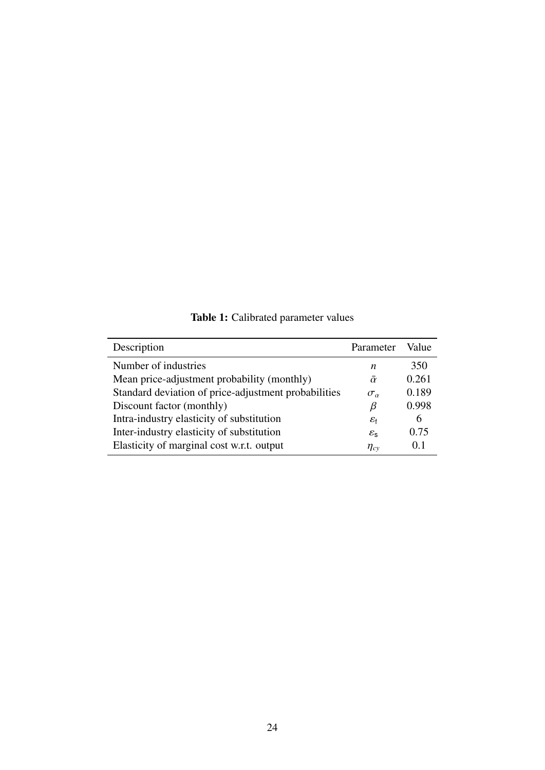**Table 1:** Calibrated parameter values

| Description | Parameter | Value |
|---|---|---|
| Number of industries | $n$ | 350 |
| Mean price-adjustment probability (monthly) | $\bar{\alpha}$ | 0.261 |
| Standard deviation of price-adjustment probabilities | $\sigma_\alpha$ | 0.189 |
| Discount factor (monthly) | $\beta$ | 0.998 |
| Intra-industry elasticity of substitution | $\varepsilon_\mathsf{f}$ | 6 |
| Inter-industry elasticity of substitution | $\varepsilon_\mathsf{s}$ | 0.75 |
| Elasticity of marginal cost w.r.t. output | $\eta_{cy}$ | 0.1 |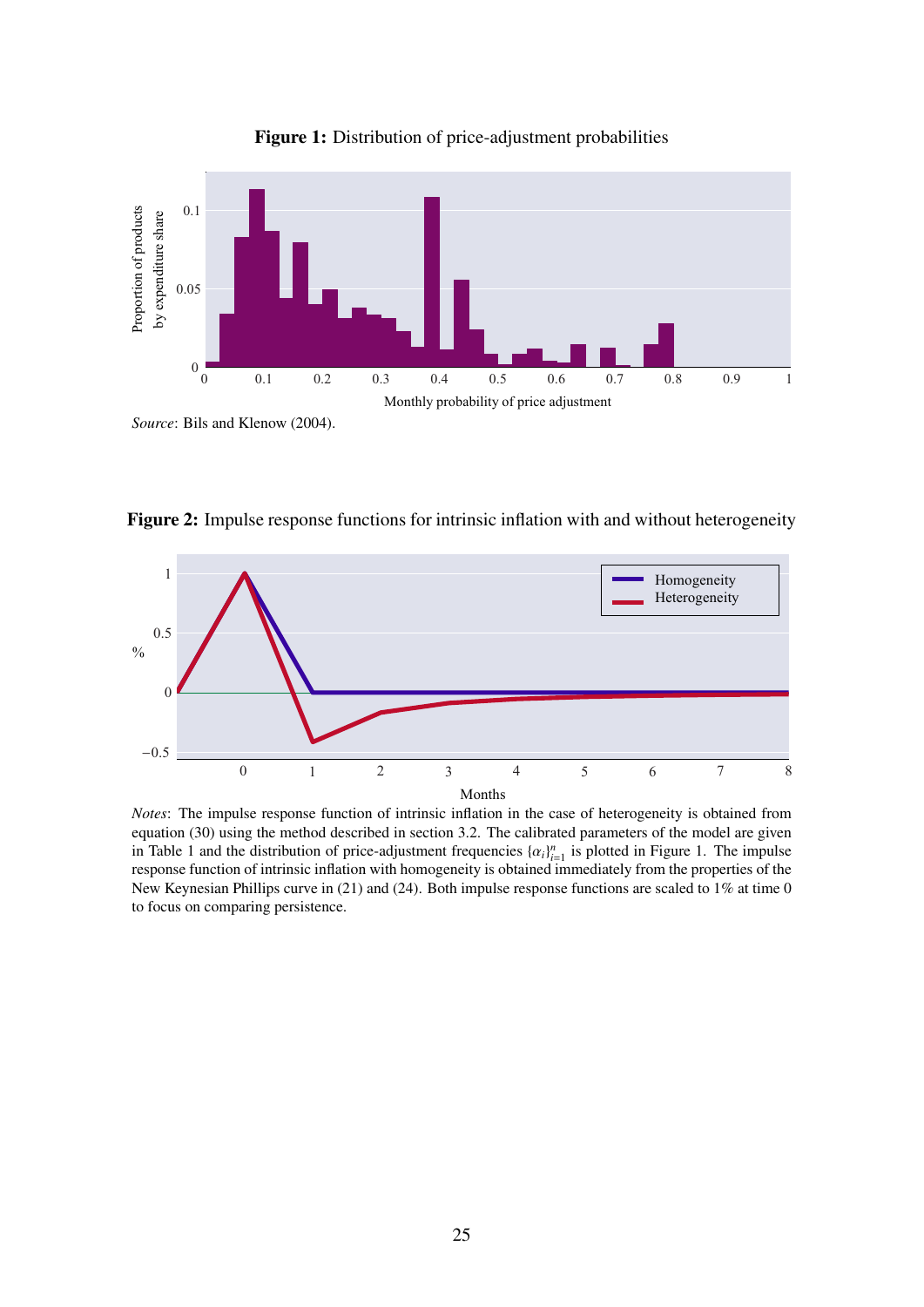**Figure 1:** Distribution of price-adjustment probabilities

*Source*: Bils and Klenow (2004).

**Figure 2:** Impulse response functions for intrinsic inflation with and without heterogeneity

*Notes*: The impulse response function of intrinsic inflation in the case of heterogeneity is obtained from equation (30) using the method described in section 3.2. The calibrated parameters of the model are given in Table 1 and the distribution of price-adjustment frequencies $\{\alpha_i\}_{i=1}^{n}$ is plotted in Figure 1. The impulse response function of intrinsic inflation with homogeneity is obtained immediately from the properties of the New Keynesian Phillips curve in (21) and (24). Both impulse response functions are scaled to 1% at time 0 to focus on comparing persistence.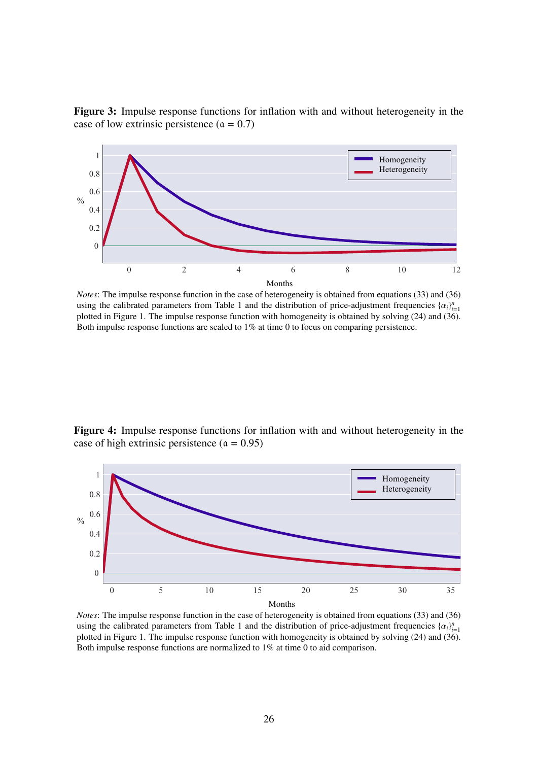**Figure 3:** Impulse response functions for inflation with and without heterogeneity in the case of low extrinsic persistence ($\mathfrak{a} = 0.7$)

*Notes*: The impulse response function in the case of heterogeneity is obtained from equations (33) and (36) using the calibrated parameters from Table 1 and the distribution of price-adjustment frequencies $\{\alpha_i\}_{i=1}^n$ plotted in Figure 1. The impulse response function with homogeneity is obtained by solving (24) and (36). Both impulse response functions are scaled to 1% at time 0 to focus on comparing persistence.

**Figure 4:** Impulse response functions for inflation with and without heterogeneity in the case of high extrinsic persistence ($\mathfrak{a} = 0.95$)

*Notes*: The impulse response function in the case of heterogeneity is obtained from equations (33) and (36) using the calibrated parameters from Table 1 and the distribution of price-adjustment frequencies $\{\alpha_i\}_{i=1}^n$ plotted in Figure 1. The impulse response function with homogeneity is obtained by solving (24) and (36). Both impulse response functions are normalized to 1% at time 0 to aid comparison.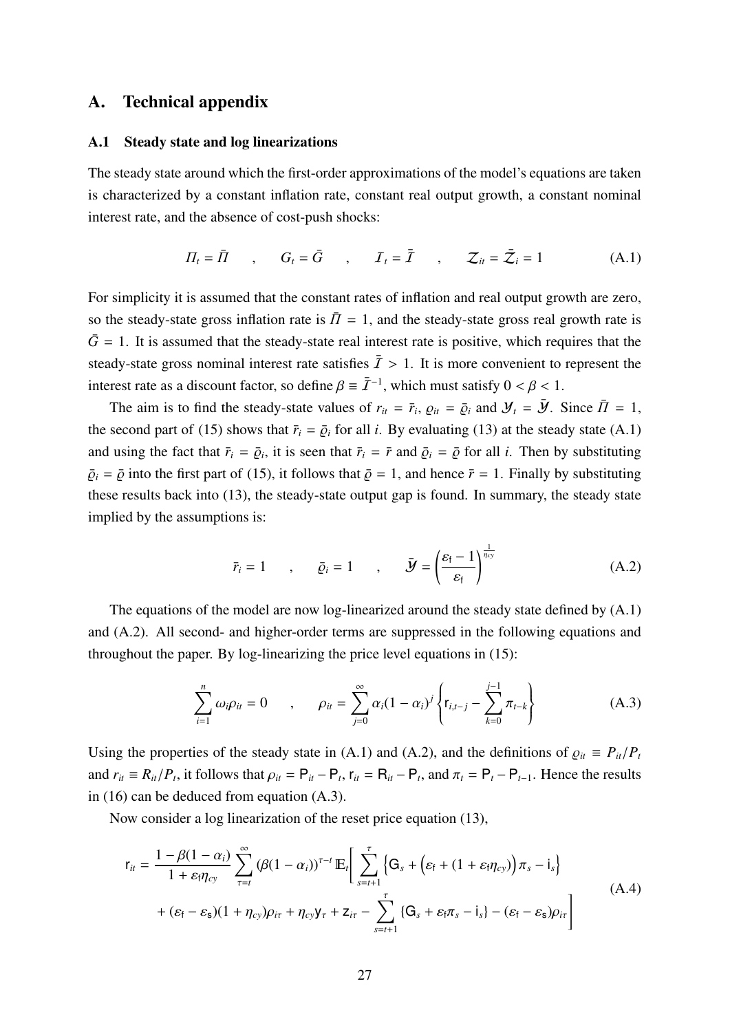## A. Technical appendix

### A.1 Steady state and log linearizations

The steady state around which the first-order approximations of the model's equations are taken is characterized by a constant inflation rate, constant real output growth, a constant nominal interest rate, and the absence of cost-push shocks:

$$\mathit{\Pi}_t = \bar{\mathit{\Pi}} \quad , \quad G_t = \bar{G} \quad , \quad \mathcal{I}_t = \bar{\mathcal{I}} \quad , \quad \mathcal{Z}_{it} = \bar{\mathcal{Z}}_i = 1 \tag{A.1}$$

For simplicity it is assumed that the constant rates of inflation and real output growth are zero, so the steady-state gross inflation rate is $\bar{\mathit{\Pi}} = 1$, and the steady-state gross real growth rate is $\bar{G} = 1$. It is assumed that the steady-state real interest rate is positive, which requires that the steady-state gross nominal interest rate satisfies $\bar{\mathcal{I}} > 1$. It is more convenient to represent the interest rate as a discount factor, so define $\beta \equiv \bar{\mathcal{I}}^{-1}$, which must satisfy $0 < \beta < 1$.

The aim is to find the steady-state values of $r_{it} = \bar{r}_i$, $\varrho_{it} = \bar{\varrho}_i$ and $\mathcal{Y}_t = \bar{\mathcal{Y}}$. Since $\bar{\mathit{\Pi}} = 1$, the second part of (15) shows that $\bar{r}_i = \bar{\varrho}_i$ for all $i$. By evaluating (13) at the steady state (A.1) and using the fact that $\bar{r}_i = \bar{\varrho}_i$, it is seen that $\bar{r}_i = \bar{r}$ and $\bar{\varrho}_i = \bar{\varrho}$ for all $i$. Then by substituting $\bar{\varrho}_i = \bar{\varrho}$ into the first part of (15), it follows that $\bar{\varrho} = 1$, and hence $\bar{r} = 1$. Finally by substituting these results back into (13), the steady-state output gap is found. In summary, the steady state implied by the assumptions is:

$$\bar{r}_i = 1 \quad , \quad \bar{\varrho}_i = 1 \quad , \quad \bar{\mathcal{Y}} = \left(\frac{\varepsilon_{\mathsf{f}} - 1}{\varepsilon_{\mathsf{f}}}\right)^{\frac{1}{\eta_{cy}}} \tag{A.2}$$

The equations of the model are now log-linearized around the steady state defined by (A.1) and (A.2). All second- and higher-order terms are suppressed in the following equations and throughout the paper. By log-linearizing the price level equations in (15):

$$\sum_{i=1}^{n} \omega_i \rho_{it} = 0 \quad , \quad \rho_{it} = \sum_{j=0}^{\infty} \alpha_i (1 - \alpha_i)^j \left\{ \mathsf{r}_{i,t-j} - \sum_{k=0}^{j-1} \pi_{t-k} \right\} \tag{A.3}$$

Using the properties of the steady state in (A.1) and (A.2), and the definitions of $\varrho_{it} \equiv P_{it}/P_t$ and $r_{it} \equiv R_{it}/P_t$, it follows that $\rho_{it} = \mathsf{P}_{it} - \mathsf{P}_t$, $\mathsf{r}_{it} = \mathsf{R}_{it} - \mathsf{P}_t$, and $\pi_t = \mathsf{P}_t - \mathsf{P}_{t-1}$. Hence the results in (16) can be deduced from equation (A.3).

Now consider a log linearization of the reset price equation (13),

$$\begin{aligned}
\mathsf{r}_{it} = \frac{1 - \beta(1 - \alpha_i)}{1 + \varepsilon_{\mathsf{f}} \eta_{cy}} \sum_{\tau=t}^{\infty} (\beta(1 - \alpha_i))^{\tau - t} \, \mathbb{E}_t \Bigg[ & \sum_{s=t+1}^{\tau} \left\{ \mathsf{G}_s + \left( \varepsilon_{\mathsf{f}} + (1 + \varepsilon_{\mathsf{f}} \eta_{cy}) \right) \pi_s - \mathsf{i}_s \right\} \\
& + (\varepsilon_{\mathsf{f}} - \varepsilon_{\mathsf{s}})(1 + \eta_{cy}) \rho_{i\tau} + \eta_{cy} \mathsf{y}_\tau + \mathsf{z}_{i\tau} - \sum_{s=t+1}^{\tau} \left\{ \mathsf{G}_s + \varepsilon_{\mathsf{f}} \pi_s - \mathsf{i}_s \right\} - (\varepsilon_{\mathsf{f}} - \varepsilon_{\mathsf{s}}) \rho_{i\tau} \Bigg]
\end{aligned} \tag{A.4}$$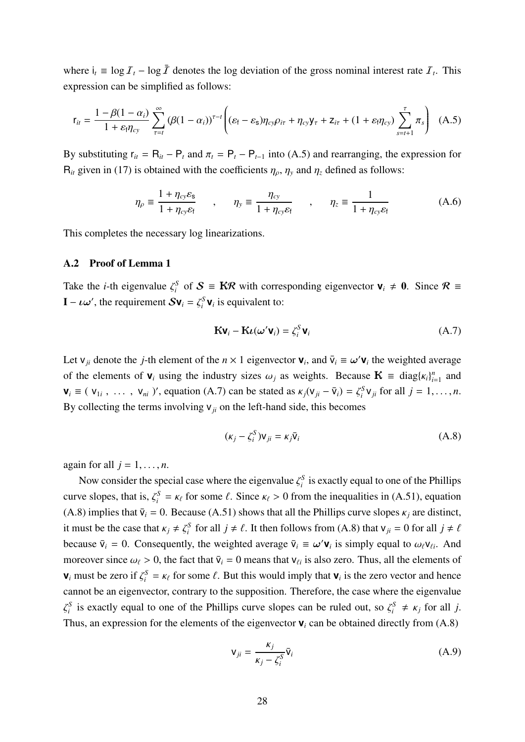where $\mathsf{i}_t \equiv \log \mathcal{I}_t - \log \bar{\mathcal{I}}$ denotes the log deviation of the gross nominal interest rate $\mathcal{I}_t$. This expression can be simplified as follows:

$$\mathsf{r}_{it} = \frac{1 - \beta(1 - \alpha_i)}{1 + \varepsilon_{\mathsf{f}}\eta_{cy}} \sum_{\tau=t}^{\infty} (\beta(1 - \alpha_i))^{\tau - t} \left( (\varepsilon_{\mathsf{f}} - \varepsilon_{\mathsf{s}})\eta_{cy}\rho_{i\tau} + \eta_{cy}\mathsf{y}_\tau + \mathsf{z}_{i\tau} + (1 + \varepsilon_{\mathsf{f}}\eta_{cy}) \sum_{s=t+1}^{\tau} \pi_s \right) \quad \text{(A.5)}$$

By substituting $\mathsf{r}_{it} = \mathsf{R}_{it} - \mathsf{P}_t$ and $\pi_t = \mathsf{P}_t - \mathsf{P}_{t-1}$ into (A.5) and rearranging, the expression for $\mathsf{R}_{it}$ given in (17) is obtained with the coefficients $\eta_\rho$, $\eta_y$ and $\eta_z$ defined as follows:

$$\eta_\rho \equiv \frac{1 + \eta_{cy}\varepsilon_{\mathsf{s}}}{1 + \eta_{cy}\varepsilon_{\mathsf{f}}} \quad , \quad \eta_y \equiv \frac{\eta_{cy}}{1 + \eta_{cy}\varepsilon_{\mathsf{f}}} \quad , \quad \eta_z \equiv \frac{1}{1 + \eta_{cy}\varepsilon_{\mathsf{f}}} \quad \text{(A.6)}$$

This completes the necessary log linearizations.

### A.2 Proof of Lemma 1

Take the $i$-th eigenvalue $\zeta_i^S$ of $\boldsymbol{\mathcal{S}} \equiv \mathbf{K}\boldsymbol{\mathcal{R}}$ with corresponding eigenvector $\mathbf{v}_i \neq \mathbf{0}$. Since $\boldsymbol{\mathcal{R}} \equiv \mathbf{I} - \boldsymbol{\iota}\boldsymbol{\omega}'$, the requirement $\boldsymbol{\mathcal{S}}\mathbf{v}_i = \zeta_i^S \mathbf{v}_i$ is equivalent to:

$$\mathbf{K}\mathbf{v}_i - \mathbf{K}\boldsymbol{\iota}(\boldsymbol{\omega}'\mathbf{v}_i) = \zeta_i^S \mathbf{v}_i \quad \text{(A.7)}$$

Let $\mathsf{v}_{ji}$ denote the $j$-th element of the $n \times 1$ eigenvector $\mathbf{v}_i$, and $\bar{\mathsf{v}}_i \equiv \boldsymbol{\omega}'\mathbf{v}_i$ the weighted average of the elements of $\mathbf{v}_i$ using the industry sizes $\omega_j$ as weights. Because $\mathbf{K} \equiv \operatorname{diag}\{\kappa_i\}_{i=1}^n$ and $\mathbf{v}_i \equiv (\, \mathsf{v}_{1i} \,,\; \ldots \;,\; \mathsf{v}_{ni} \,)'$, equation (A.7) can be stated as $\kappa_j(\mathsf{v}_{ji} - \bar{\mathsf{v}}_i) = \zeta_i^S \mathsf{v}_{ji}$ for all $j = 1, \ldots, n$. By collecting the terms involving $\mathsf{v}_{ji}$ on the left-hand side, this becomes

$$(\kappa_j - \zeta_i^S)\mathsf{v}_{ji} = \kappa_j \bar{\mathsf{v}}_i \quad \text{(A.8)}$$

again for all $j = 1, \ldots, n$.

Now consider the special case where the eigenvalue $\zeta_i^S$ is exactly equal to one of the Phillips curve slopes, that is, $\zeta_i^S = \kappa_\ell$ for some $\ell$. Since $\kappa_\ell > 0$ from the inequalities in (A.51), equation (A.8) implies that $\bar{\mathsf{v}}_i = 0$. Because (A.51) shows that all the Phillips curve slopes $\kappa_j$ are distinct, it must be the case that $\kappa_j \neq \zeta_i^S$ for all $j \neq \ell$. It then follows from (A.8) that $\mathsf{v}_{ji} = 0$ for all $j \neq \ell$ because $\bar{\mathsf{v}}_i = 0$. Consequently, the weighted average $\bar{\mathsf{v}}_i \equiv \boldsymbol{\omega}'\mathbf{v}_i$ is simply equal to $\omega_\ell \mathsf{v}_{\ell i}$. And moreover since $\omega_\ell > 0$, the fact that $\bar{\mathsf{v}}_i = 0$ means that $\mathsf{v}_{\ell i}$ is also zero. Thus, all the elements of $\mathbf{v}_i$ must be zero if $\zeta_i^S = \kappa_\ell$ for some $\ell$. But this would imply that $\mathbf{v}_i$ is the zero vector and hence cannot be an eigenvector, contrary to the supposition. Therefore, the case where the eigenvalue $\zeta_i^S$ is exactly equal to one of the Phillips curve slopes can be ruled out, so $\zeta_i^S \neq \kappa_j$ for all $j$. Thus, an expression for the elements of the eigenvector $\mathbf{v}_i$ can be obtained directly from (A.8)

$$\mathsf{v}_{ji} = \frac{\kappa_j}{\kappa_j - \zeta_i^S} \bar{\mathsf{v}}_i \quad \text{(A.9)}$$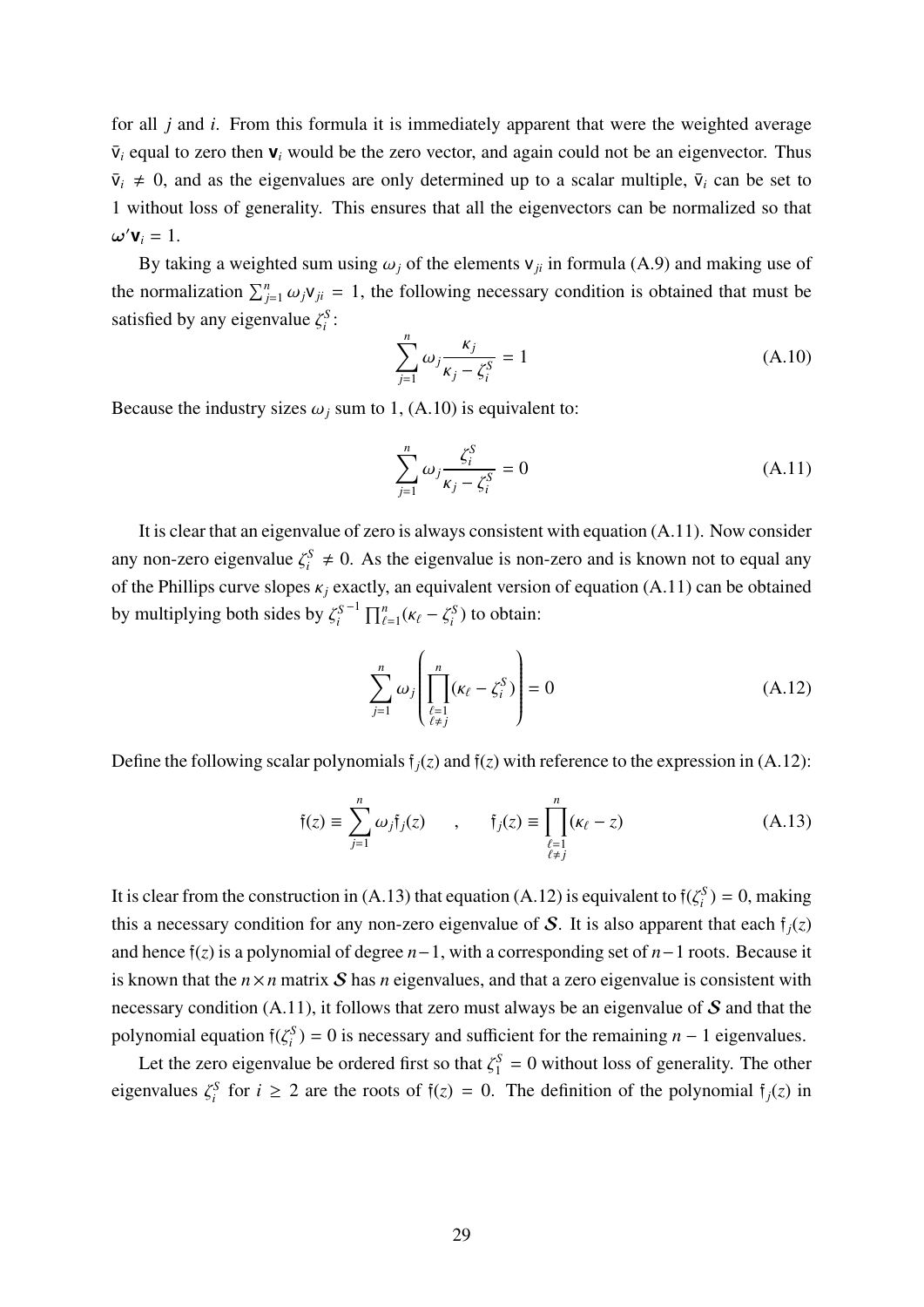for all $j$ and $i$. From this formula it is immediately apparent that were the weighted average $\bar{\mathsf{v}}_i$ equal to zero then $\mathbf{v}_i$ would be the zero vector, and again could not be an eigenvector. Thus $\bar{\mathsf{v}}_i \neq 0$, and as the eigenvalues are only determined up to a scalar multiple, $\bar{\mathsf{v}}_i$ can be set to 1 without loss of generality. This ensures that all the eigenvectors can be normalized so that $\boldsymbol{\omega}'\mathbf{v}_i = 1$.

By taking a weighted sum using $\omega_j$ of the elements $\mathsf{v}_{ji}$ in formula (A.9) and making use of the normalization $\sum_{j=1}^{n} \omega_j \mathsf{v}_{ji} = 1$, the following necessary condition is obtained that must be satisfied by any eigenvalue $\zeta_i^S$:

$$\sum_{j=1}^{n} \omega_j \frac{\kappa_j}{\kappa_j - \zeta_i^S} = 1 \tag{A.10}$$

Because the industry sizes $\omega_j$ sum to 1, (A.10) is equivalent to:

$$\sum_{j=1}^{n} \omega_j \frac{\zeta_i^S}{\kappa_j - \zeta_i^S} = 0 \tag{A.11}$$

It is clear that an eigenvalue of zero is always consistent with equation (A.11). Now consider any non-zero eigenvalue $\zeta_i^S \neq 0$. As the eigenvalue is non-zero and is known not to equal any of the Phillips curve slopes $\kappa_j$ exactly, an equivalent version of equation (A.11) can be obtained by multiplying both sides by $\zeta_i^{S^{-1}} \prod_{\ell=1}^{n} (\kappa_\ell - \zeta_i^S)$ to obtain:

$$\sum_{j=1}^{n} \omega_j \left( \prod_{\substack{\ell=1 \\ \ell \neq j}}^{n} (\kappa_\ell - \zeta_i^S) \right) = 0 \tag{A.12}$$

Define the following scalar polynomials $\mathfrak{f}_j(z)$ and $\mathfrak{f}(z)$ with reference to the expression in (A.12):

$$\mathfrak{f}(z) \equiv \sum_{j=1}^{n} \omega_j \mathfrak{f}_j(z) \quad , \quad \mathfrak{f}_j(z) \equiv \prod_{\substack{\ell=1 \\ \ell \neq j}}^{n} (\kappa_\ell - z) \tag{A.13}$$

It is clear from the construction in (A.13) that equation (A.12) is equivalent to $\mathfrak{f}(\zeta_i^S) = 0$, making this a necessary condition for any non-zero eigenvalue of $\boldsymbol{\mathcal{S}}$. It is also apparent that each $\mathfrak{f}_j(z)$ and hence $\mathfrak{f}(z)$ is a polynomial of degree $n-1$, with a corresponding set of $n-1$ roots. Because it is known that the $n \times n$ matrix $\boldsymbol{\mathcal{S}}$ has $n$ eigenvalues, and that a zero eigenvalue is consistent with necessary condition (A.11), it follows that zero must always be an eigenvalue of $\boldsymbol{\mathcal{S}}$ and that the polynomial equation $\mathfrak{f}(\zeta_i^S) = 0$ is necessary and sufficient for the remaining $n - 1$ eigenvalues.

Let the zero eigenvalue be ordered first so that $\zeta_1^S = 0$ without loss of generality. The other eigenvalues $\zeta_i^S$ for $i \geq 2$ are the roots of $\mathfrak{f}(z) = 0$. The definition of the polynomial $\mathfrak{f}_j(z)$ in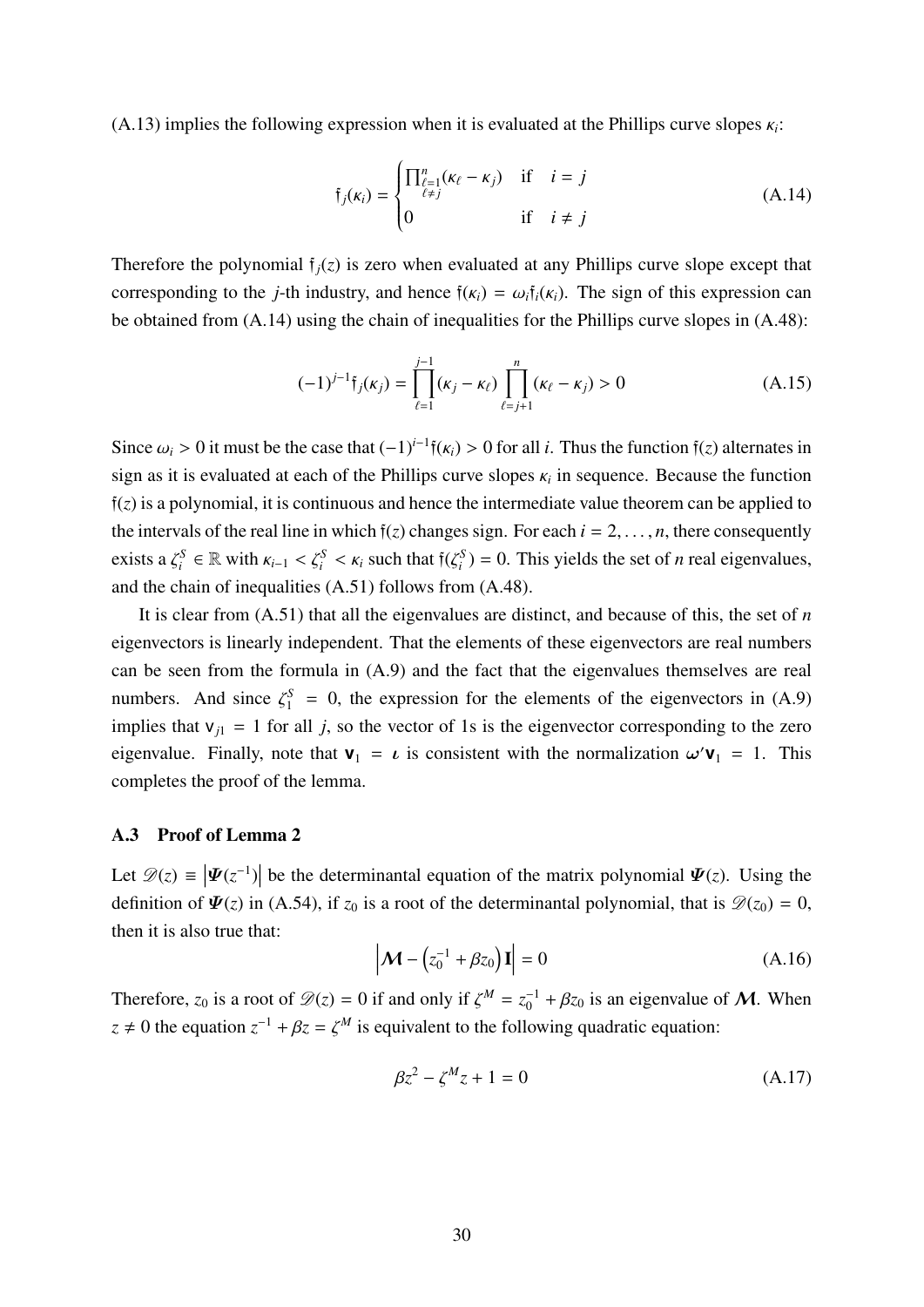(A.13) implies the following expression when it is evaluated at the Phillips curve slopes $\kappa_i$:

$$\mathfrak{f}_j(\kappa_i) = \begin{cases} \prod_{\substack{\ell=1 \\ \ell \neq j}}^{n} (\kappa_\ell - \kappa_j) & \text{if} \quad i = j \\ 0 & \text{if} \quad i \neq j \end{cases} \tag{A.14}$$

Therefore the polynomial $\mathfrak{f}_j(z)$ is zero when evaluated at any Phillips curve slope except that corresponding to the $j$-th industry, and hence $\mathfrak{f}(\kappa_i) = \omega_i \mathfrak{f}_i(\kappa_i)$. The sign of this expression can be obtained from (A.14) using the chain of inequalities for the Phillips curve slopes in (A.48):

$$(-1)^{j-1} \mathfrak{f}_j(\kappa_j) = \prod_{\ell=1}^{j-1} (\kappa_j - \kappa_\ell) \prod_{\ell=j+1}^{n} (\kappa_\ell - \kappa_j) > 0 \tag{A.15}$$

Since $\omega_i > 0$ it must be the case that $(-1)^{i-1}\mathfrak{f}(\kappa_i) > 0$ for all $i$. Thus the function $\mathfrak{f}(z)$ alternates in sign as it is evaluated at each of the Phillips curve slopes $\kappa_i$ in sequence. Because the function $\mathfrak{f}(z)$ is a polynomial, it is continuous and hence the intermediate value theorem can be applied to the intervals of the real line in which $\mathfrak{f}(z)$ changes sign. For each $i = 2, \ldots, n$, there consequently exists a $\zeta_i^S \in \mathbb{R}$ with $\kappa_{i-1} < \zeta_i^S < \kappa_i$ such that $\mathfrak{f}(\zeta_i^S) = 0$. This yields the set of $n$ real eigenvalues, and the chain of inequalities (A.51) follows from (A.48).

It is clear from (A.51) that all the eigenvalues are distinct, and because of this, the set of $n$ eigenvectors is linearly independent. That the elements of these eigenvectors are real numbers can be seen from the formula in (A.9) and the fact that the eigenvalues themselves are real numbers. And since $\zeta_1^S = 0$, the expression for the elements of the eigenvectors in (A.9) implies that $\mathsf{v}_{j1} = 1$ for all $j$, so the vector of 1s is the eigenvector corresponding to the zero eigenvalue. Finally, note that $\mathbf{v}_1 = \boldsymbol{\iota}$ is consistent with the normalization $\boldsymbol{\omega}'\mathbf{v}_1 = 1$. This completes the proof of the lemma.

### A.3 Proof of Lemma 2

Let $\mathscr{D}(z) \equiv \left|\boldsymbol{\Psi}(z^{-1})\right|$ be the determinantal equation of the matrix polynomial $\boldsymbol{\Psi}(z)$. Using the definition of $\boldsymbol{\Psi}(z)$ in (A.54), if $z_0$ is a root of the determinantal polynomial, that is $\mathscr{D}(z_0) = 0$, then it is also true that:

$$\left|\boldsymbol{\mathcal{M}} - \left(z_0^{-1} + \beta z_0\right)\mathbf{I}\right| = 0 \tag{A.16}$$

Therefore, $z_0$ is a root of $\mathscr{D}(z) = 0$ if and only if $\zeta^M = z_0^{-1} + \beta z_0$ is an eigenvalue of $\boldsymbol{\mathcal{M}}$. When $z \neq 0$ the equation $z^{-1} + \beta z = \zeta^M$ is equivalent to the following quadratic equation:

$$\beta z^2 - \zeta^M z + 1 = 0 \tag{A.17}$$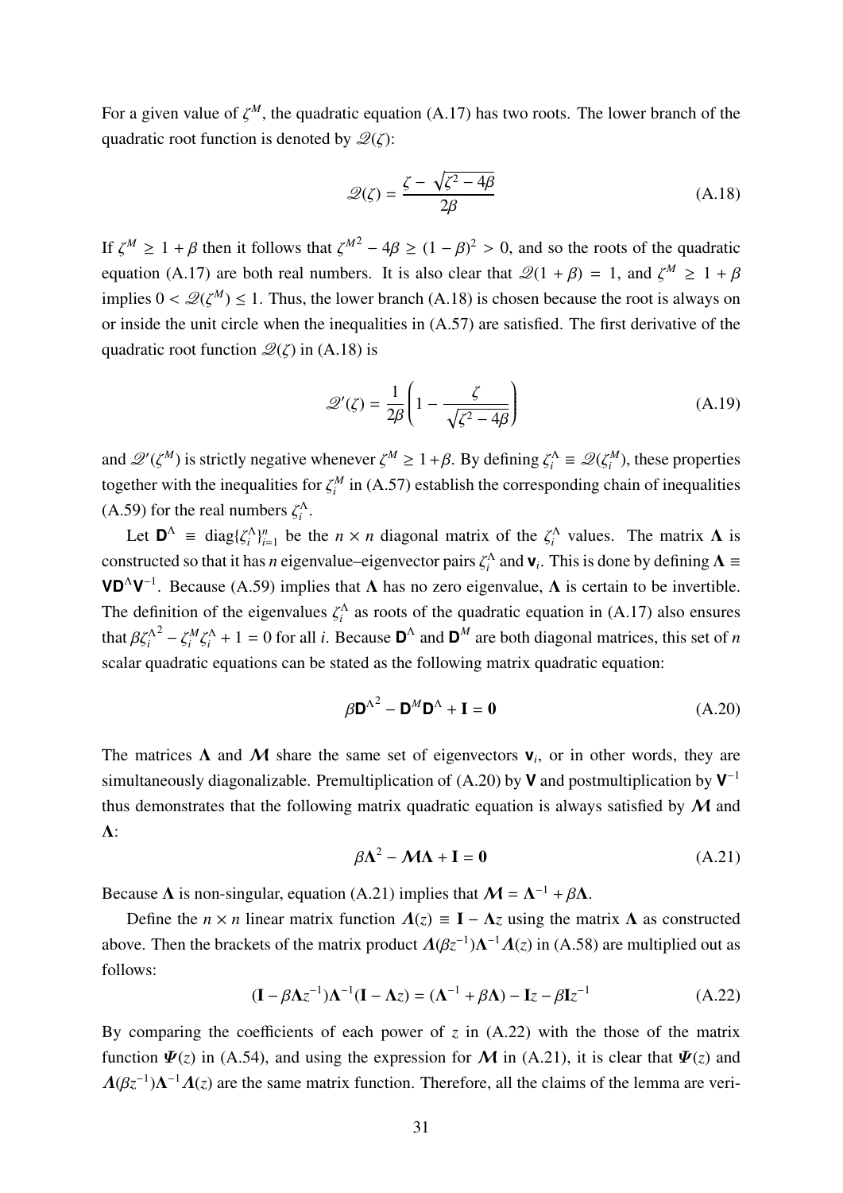For a given value of $\zeta^M$, the quadratic equation (A.17) has two roots. The lower branch of the quadratic root function is denoted by $\mathscr{Q}(\zeta)$:

$$\mathscr{Q}(\zeta) = \frac{\zeta - \sqrt{\zeta^2 - 4\beta}}{2\beta} \tag{A.18}$$

If $\zeta^M \geq 1 + \beta$ then it follows that ${\zeta^M}^2 - 4\beta \geq (1 - \beta)^2 > 0$, and so the roots of the quadratic equation (A.17) are both real numbers. It is also clear that $\mathscr{Q}(1 + \beta) = 1$, and $\zeta^M \geq 1 + \beta$ implies $0 < \mathscr{Q}(\zeta^M) \leq 1$. Thus, the lower branch (A.18) is chosen because the root is always on or inside the unit circle when the inequalities in (A.57) are satisfied. The first derivative of the quadratic root function $\mathscr{Q}(\zeta)$ in (A.18) is

$$\mathscr{Q}'(\zeta) = \frac{1}{2\beta}\left(1 - \frac{\zeta}{\sqrt{\zeta^2 - 4\beta}}\right) \tag{A.19}$$

and $\mathscr{Q}'(\zeta^M)$ is strictly negative whenever $\zeta^M \geq 1+\beta$. By defining $\zeta_i^\Lambda \equiv \mathscr{Q}(\zeta_i^M)$, these properties together with the inequalities for $\zeta_i^M$ in (A.57) establish the corresponding chain of inequalities (A.59) for the real numbers $\zeta_i^\Lambda$.

Let $\mathbf{D}^\Lambda \equiv \operatorname{diag}\{\zeta_i^\Lambda\}_{i=1}^n$ be the $n \times n$ diagonal matrix of the $\zeta_i^\Lambda$ values. The matrix $\mathbf{\Lambda}$ is constructed so that it has $n$ eigenvalue–eigenvector pairs $\zeta_i^\Lambda$ and $\mathbf{v}_i$. This is done by defining $\mathbf{\Lambda} \equiv \mathbf{V}\mathbf{D}^\Lambda\mathbf{V}^{-1}$. Because (A.59) implies that $\mathbf{\Lambda}$ has no zero eigenvalue, $\mathbf{\Lambda}$ is certain to be invertible. The definition of the eigenvalues $\zeta_i^\Lambda$ as roots of the quadratic equation in (A.17) also ensures that $\beta{\zeta_i^\Lambda}^2 - \zeta_i^M\zeta_i^\Lambda + 1 = 0$ for all $i$. Because $\mathbf{D}^\Lambda$ and $\mathbf{D}^M$ are both diagonal matrices, this set of $n$ scalar quadratic equations can be stated as the following matrix quadratic equation:

$$\beta{\mathbf{D}^\Lambda}^2 - \mathbf{D}^M\mathbf{D}^\Lambda + \mathbf{I} = \mathbf{0} \tag{A.20}$$

The matrices $\mathbf{\Lambda}$ and $\boldsymbol{\mathcal{M}}$ share the same set of eigenvectors $\mathbf{v}_i$, or in other words, they are simultaneously diagonalizable. Premultiplication of (A.20) by $\mathbf{V}$ and postmultiplication by $\mathbf{V}^{-1}$ thus demonstrates that the following matrix quadratic equation is always satisfied by $\boldsymbol{\mathcal{M}}$ and $\mathbf{\Lambda}$:

$$\beta\mathbf{\Lambda}^2 - \boldsymbol{\mathcal{M}}\mathbf{\Lambda} + \mathbf{I} = \mathbf{0} \tag{A.21}$$

Because $\mathbf{\Lambda}$ is non-singular, equation (A.21) implies that $\boldsymbol{\mathcal{M}} = \mathbf{\Lambda}^{-1} + \beta\mathbf{\Lambda}$.

Define the $n \times n$ linear matrix function $\boldsymbol{\Lambda}(z) \equiv \mathbf{I} - \mathbf{\Lambda}z$ using the matrix $\mathbf{\Lambda}$ as constructed above. Then the brackets of the matrix product $\boldsymbol{\Lambda}(\beta z^{-1})\mathbf{\Lambda}^{-1}\boldsymbol{\Lambda}(z)$ in (A.58) are multiplied out as follows:

$$(\mathbf{I} - \beta\mathbf{\Lambda}z^{-1})\mathbf{\Lambda}^{-1}(\mathbf{I} - \mathbf{\Lambda}z) = (\mathbf{\Lambda}^{-1} + \beta\mathbf{\Lambda}) - \mathbf{I}z - \beta\mathbf{I}z^{-1} \tag{A.22}$$

By comparing the coefficients of each power of $z$ in (A.22) with the those of the matrix function $\boldsymbol{\Psi}(z)$ in (A.54), and using the expression for $\boldsymbol{\mathcal{M}}$ in (A.21), it is clear that $\boldsymbol{\Psi}(z)$ and $\boldsymbol{\Lambda}(\beta z^{-1})\mathbf{\Lambda}^{-1}\boldsymbol{\Lambda}(z)$ are the same matrix function. Therefore, all the claims of the lemma are veri-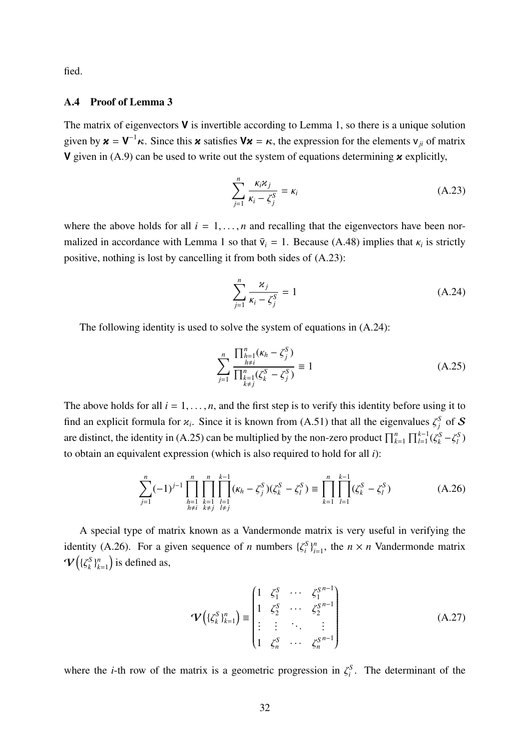fied.

### A.4 Proof of Lemma 3

The matrix of eigenvectors $\mathsf{V}$ is invertible according to Lemma 1, so there is a unique solution given by $\boldsymbol{\varkappa} = \mathsf{V}^{-1}\boldsymbol{\kappa}$. Since this $\boldsymbol{\varkappa}$ satisfies $\mathsf{V}\boldsymbol{\varkappa} = \boldsymbol{\kappa}$, the expression for the elements $\mathsf{v}_{ji}$ of matrix $\mathsf{V}$ given in (A.9) can be used to write out the system of equations determining $\boldsymbol{\varkappa}$ explicitly,

$$\sum_{j=1}^{n} \frac{\kappa_i \varkappa_j}{\kappa_i - \zeta_j^S} = \kappa_i \tag{A.23}$$

where the above holds for all $i = 1, \ldots, n$ and recalling that the eigenvectors have been normalized in accordance with Lemma 1 so that $\bar{\mathsf{v}}_i = 1$. Because (A.48) implies that $\kappa_i$ is strictly positive, nothing is lost by cancelling it from both sides of (A.23):

$$\sum_{j=1}^{n} \frac{\varkappa_j}{\kappa_i - \zeta_j^S} = 1 \tag{A.24}$$

The following identity is used to solve the system of equations in (A.24):

$$\sum_{j=1}^{n} \frac{\prod_{\substack{h=1 \\ h \neq i}}^{n} (\kappa_h - \zeta_j^S)}{\prod_{\substack{k=1 \\ k \neq j}}^{n} (\zeta_k^S - \zeta_j^S)} \equiv 1 \tag{A.25}$$

The above holds for all $i = 1, \ldots, n$, and the first step is to verify this identity before using it to find an explicit formula for $\varkappa_i$. Since it is known from (A.51) that all the eigenvalues $\zeta_j^S$ of $\boldsymbol{\mathcal{S}}$ are distinct, the identity in (A.25) can be multiplied by the non-zero product $\prod_{k=1}^{n} \prod_{l=1}^{k-1} (\zeta_k^S - \zeta_l^S)$ to obtain an equivalent expression (which is also required to hold for all $i$):

$$\sum_{j=1}^{n} (-1)^{j-1} \prod_{\substack{h=1 \\ h \neq i}}^{n} \prod_{\substack{k=1 \\ k \neq j}}^{n} \prod_{\substack{l=1 \\ l \neq j}}^{k-1} (\kappa_h - \zeta_j^S)(\zeta_k^S - \zeta_l^S) \equiv \prod_{k=1}^{n} \prod_{l=1}^{k-1} (\zeta_k^S - \zeta_l^S) \tag{A.26}$$

A special type of matrix known as a Vandermonde matrix is very useful in verifying the identity (A.26). For a given sequence of $n$ numbers $\{\zeta_i^S\}_{i=1}^n$, the $n \times n$ Vandermonde matrix $\boldsymbol{\mathcal{V}}\left(\{\zeta_k^S\}_{k=1}^n\right)$ is defined as,

$$\boldsymbol{\mathcal{V}}\left(\{\zeta_k^S\}_{k=1}^n\right) \equiv \begin{pmatrix} 1 & \zeta_1^S & \cdots & {\zeta_1^S}^{n-1} \\ 1 & \zeta_2^S & \cdots & {\zeta_2^S}^{n-1} \\ \vdots & \vdots & \ddots & \vdots \\ 1 & \zeta_n^S & \cdots & {\zeta_n^S}^{n-1} \end{pmatrix} \tag{A.27}$$

where the $i$-th row of the matrix is a geometric progression in $\zeta_i^S$. The determinant of the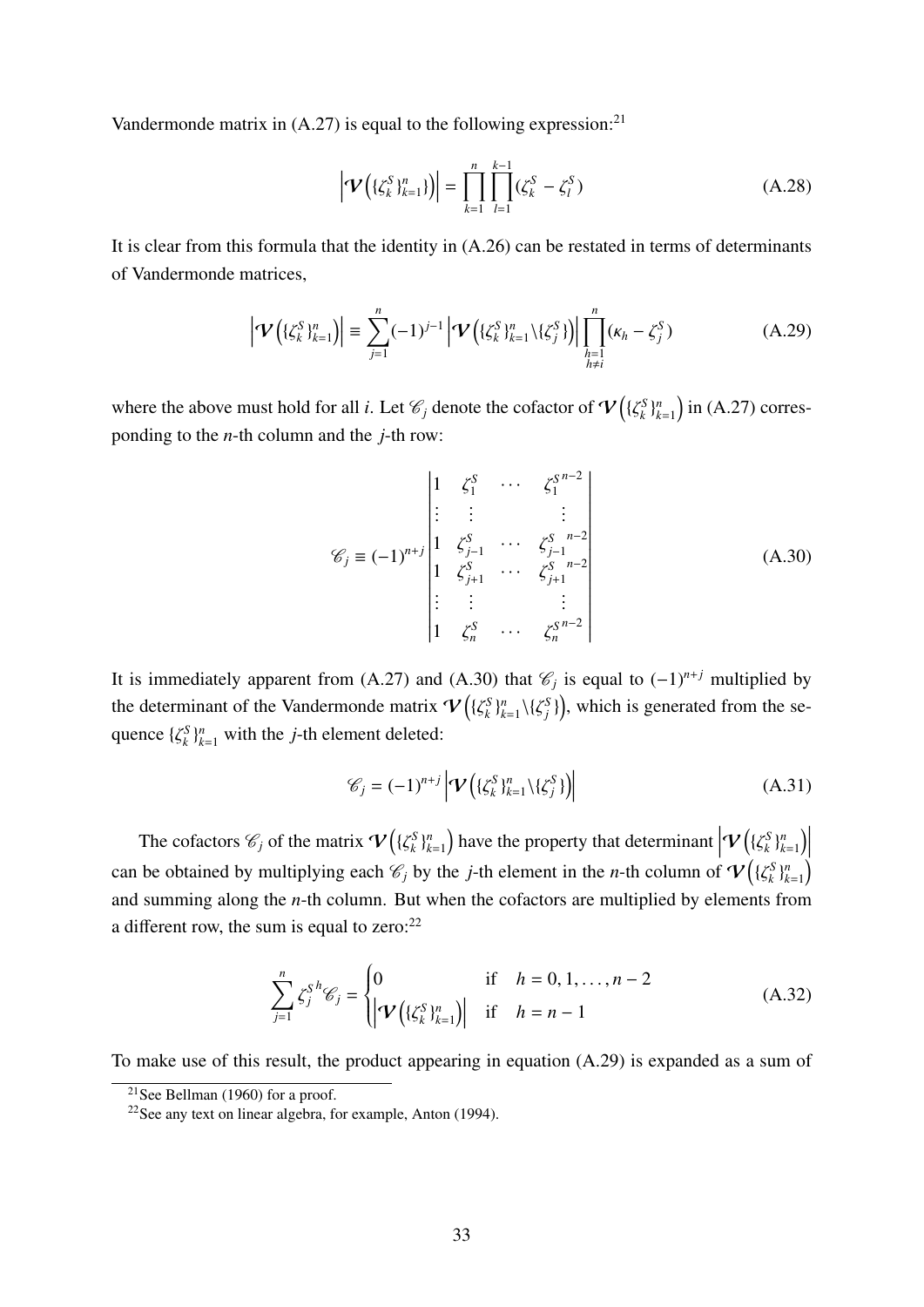Vandermonde matrix in (A.27) is equal to the following expression:[21]

$$\left|\boldsymbol{\mathcal{V}}\left(\{\zeta_k^S\}_{k=1}^n\right)\right| = \prod_{k=1}^{n}\prod_{l=1}^{k-1}(\zeta_k^S - \zeta_l^S) \tag{A.28}$$

It is clear from this formula that the identity in (A.26) can be restated in terms of determinants of Vandermonde matrices,

$$\left|\boldsymbol{\mathcal{V}}\left(\{\zeta_k^S\}_{k=1}^n\right)\right| \equiv \sum_{j=1}^{n}(-1)^{j-1}\left|\boldsymbol{\mathcal{V}}\left(\{\zeta_k^S\}_{k=1}^n\backslash\{\zeta_j^S\}\right)\right|\prod_{\substack{h=1\\h\neq i}}^{n}(\kappa_h - \zeta_j^S) \tag{A.29}$$

where the above must hold for all $i$. Let $\mathscr{C}_j$ denote the cofactor of $\boldsymbol{\mathcal{V}}\left(\{\zeta_k^S\}_{k=1}^n\right)$ in (A.27) corresponding to the $n$-th column and the $j$-th row:

$$\mathscr{C}_j \equiv (-1)^{n+j}\begin{vmatrix} 1 & \zeta_1^S & \cdots & {\zeta_1^S}^{n-2} \\ \vdots & \vdots & & \vdots \\ 1 & \zeta_{j-1}^S & \cdots & {\zeta_{j-1}^S}^{n-2} \\ 1 & \zeta_{j+1}^S & \cdots & {\zeta_{j+1}^S}^{n-2} \\ \vdots & \vdots & & \vdots \\ 1 & \zeta_n^S & \cdots & {\zeta_n^S}^{n-2} \end{vmatrix} \tag{A.30}$$

It is immediately apparent from (A.27) and (A.30) that $\mathscr{C}_j$ is equal to $(-1)^{n+j}$ multiplied by the determinant of the Vandermonde matrix $\boldsymbol{\mathcal{V}}\left(\{\zeta_k^S\}_{k=1}^n\backslash\{\zeta_j^S\}\right)$, which is generated from the sequence $\{\zeta_k^S\}_{k=1}^n$ with the $j$-th element deleted:

$$\mathscr{C}_j = (-1)^{n+j}\left|\boldsymbol{\mathcal{V}}\left(\{\zeta_k^S\}_{k=1}^n\backslash\{\zeta_j^S\}\right)\right| \tag{A.31}$$

The cofactors $\mathscr{C}_j$ of the matrix $\boldsymbol{\mathcal{V}}\left(\{\zeta_k^S\}_{k=1}^n\right)$ have the property that determinant $\left|\boldsymbol{\mathcal{V}}\left(\{\zeta_k^S\}_{k=1}^n\right)\right|$ can be obtained by multiplying each $\mathscr{C}_j$ by the $j$-th element in the $n$-th column of $\boldsymbol{\mathcal{V}}\left(\{\zeta_k^S\}_{k=1}^n\right)$ and summing along the $n$-th column. But when the cofactors are multiplied by elements from a different row, the sum is equal to zero:[22]

$$\sum_{j=1}^{n}{\zeta_j^S}^h\mathscr{C}_j = \begin{cases} 0 & \text{if} \quad h = 0, 1, \ldots, n-2 \\ \left|\boldsymbol{\mathcal{V}}\left(\{\zeta_k^S\}_{k=1}^n\right)\right| & \text{if} \quad h = n-1 \end{cases} \tag{A.32}$$

To make use of this result, the product appearing in equation (A.29) is expanded as a sum of

[21] See Bellman (1960) for a proof.

[22] See any text on linear algebra, for example, Anton (1994).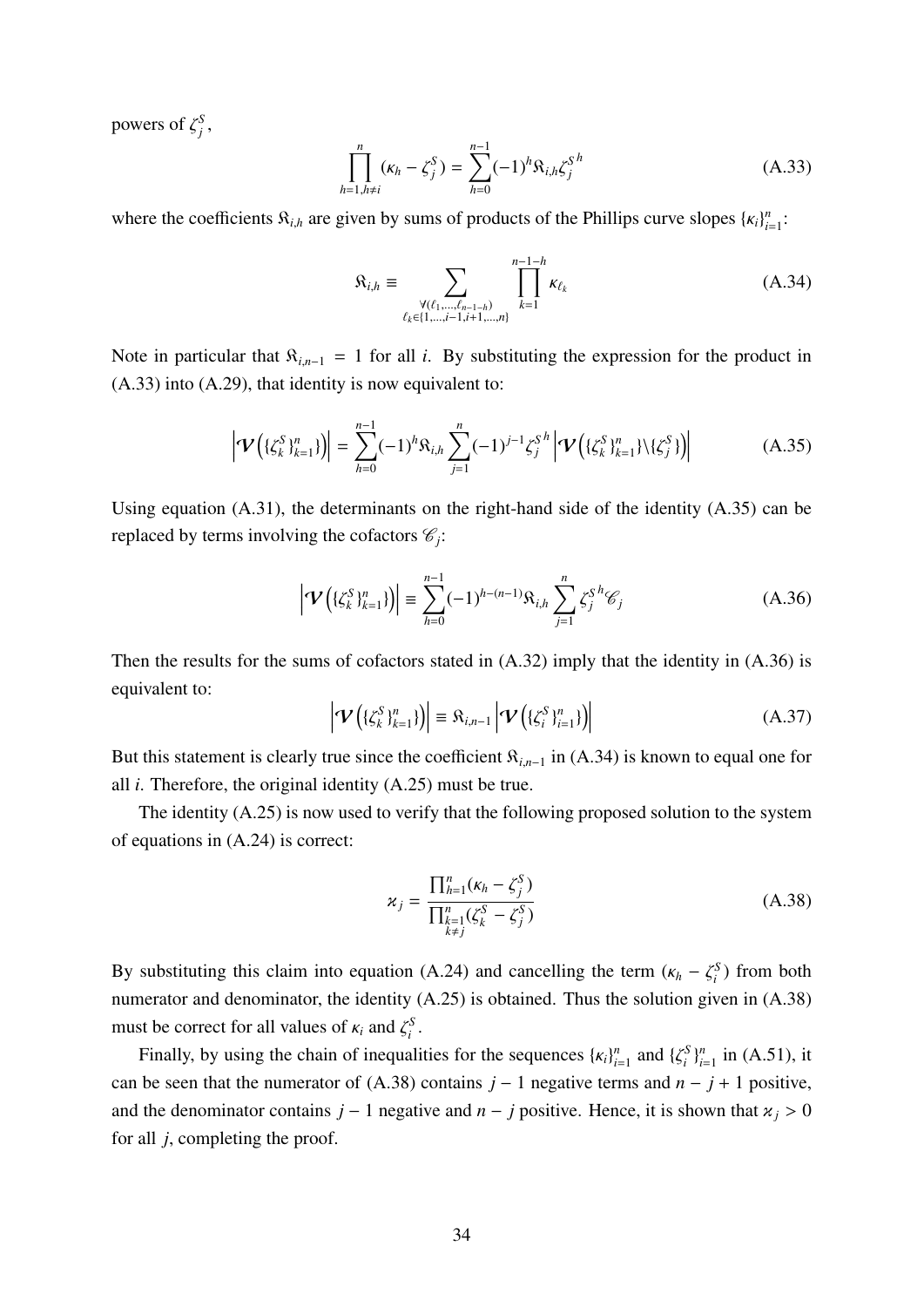powers of $\zeta_j^S$,

$$\prod_{h=1,h\neq i}^{n}(\kappa_h - \zeta_j^S) = \sum_{h=0}^{n-1}(-1)^h \mathfrak{K}_{i,h} {\zeta_j^S}^h \tag{A.33}$$

where the coefficients $\mathfrak{K}_{i,h}$ are given by sums of products of the Phillips curve slopes $\{\kappa_i\}_{i=1}^n$:

$$\mathfrak{K}_{i,h} \equiv \sum_{\substack{\forall(\ell_1,\ldots,\ell_{n-1-h}) \\ \ell_k\in\{1,\ldots,i-1,i+1,\ldots,n\}}} \prod_{k=1}^{n-1-h} \kappa_{\ell_k} \tag{A.34}$$

Note in particular that $\mathfrak{K}_{i,n-1} = 1$ for all $i$. By substituting the expression for the product in (A.33) into (A.29), that identity is now equivalent to:

$$\left|\boldsymbol{\mathcal{V}}\left(\{\zeta_k^S\}_{k=1}^n\}\right)\right| = \sum_{h=0}^{n-1}(-1)^h \mathfrak{K}_{i,h} \sum_{j=1}^{n}(-1)^{j-1}{\zeta_j^S}^h \left|\boldsymbol{\mathcal{V}}\left(\{\zeta_k^S\}_{k=1}^n\}\backslash\{\zeta_j^S\}\right)\right| \tag{A.35}$$

Using equation (A.31), the determinants on the right-hand side of the identity (A.35) can be replaced by terms involving the cofactors $\mathscr{C}_j$:

$$\left|\boldsymbol{\mathcal{V}}\left(\{\zeta_k^S\}_{k=1}^n\}\right)\right| \equiv \sum_{h=0}^{n-1}(-1)^{h-(n-1)} \mathfrak{K}_{i,h} \sum_{j=1}^{n}{\zeta_j^S}^h \mathscr{C}_j \tag{A.36}$$

Then the results for the sums of cofactors stated in (A.32) imply that the identity in (A.36) is equivalent to:

$$\left|\boldsymbol{\mathcal{V}}\left(\{\zeta_k^S\}_{k=1}^n\}\right)\right| \equiv \mathfrak{K}_{i,n-1}\left|\boldsymbol{\mathcal{V}}\left(\{\zeta_i^S\}_{i=1}^n\}\right)\right| \tag{A.37}$$

But this statement is clearly true since the coefficient $\mathfrak{K}_{i,n-1}$ in (A.34) is known to equal one for all $i$. Therefore, the original identity (A.25) must be true.

The identity (A.25) is now used to verify that the following proposed solution to the system of equations in (A.24) is correct:

$$\varkappa_j = \frac{\prod_{h=1}^{n}(\kappa_h - \zeta_j^S)}{\prod_{\substack{k=1 \\ k\neq j}}^{n}(\zeta_k^S - \zeta_j^S)} \tag{A.38}$$

By substituting this claim into equation (A.24) and cancelling the term $(\kappa_h - \zeta_i^S)$ from both numerator and denominator, the identity (A.25) is obtained. Thus the solution given in (A.38) must be correct for all values of $\kappa_i$ and $\zeta_i^S$.

Finally, by using the chain of inequalities for the sequences $\{\kappa_i\}_{i=1}^n$ and $\{\zeta_i^S\}_{i=1}^n$ in (A.51), it can be seen that the numerator of (A.38) contains $j-1$ negative terms and $n-j+1$ positive, and the denominator contains $j-1$ negative and $n-j$ positive. Hence, it is shown that $\varkappa_j > 0$ for all $j$, completing the proof.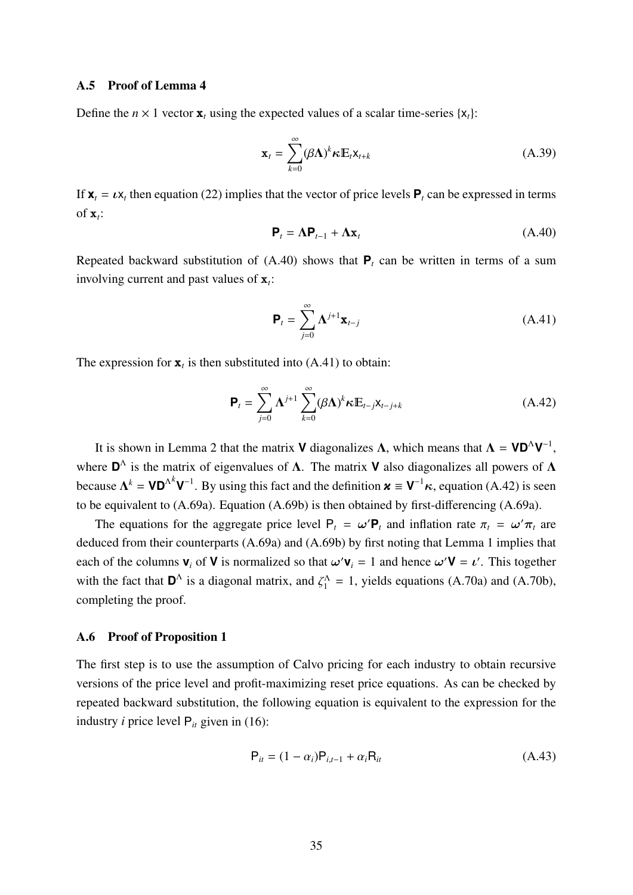### A.5 Proof of Lemma 4

Define the $n \times 1$ vector $\mathbf{x}_t$ using the expected values of a scalar time-series $\{\mathsf{x}_t\}$:

$$\mathbf{x}_t = \sum_{k=0}^{\infty} (\beta \mathbf{\Lambda})^k \boldsymbol{\kappa} \mathbb{E}_t \mathsf{x}_{t+k} \tag{A.39}$$

If $\mathbf{x}_t = \boldsymbol{\iota} \mathsf{x}_t$ then equation (22) implies that the vector of price levels $\mathbf{P}_t$ can be expressed in terms of $\mathbf{x}_t$:

$$\mathbf{P}_t = \mathbf{\Lambda} \mathbf{P}_{t-1} + \mathbf{\Lambda} \mathbf{x}_t \tag{A.40}$$

Repeated backward substitution of (A.40) shows that $\mathbf{P}_t$ can be written in terms of a sum involving current and past values of $\mathbf{x}_t$:

$$\mathbf{P}_t = \sum_{j=0}^{\infty} \mathbf{\Lambda}^{j+1} \mathbf{x}_{t-j} \tag{A.41}$$

The expression for $\mathbf{x}_t$ is then substituted into (A.41) to obtain:

$$\mathbf{P}_t = \sum_{j=0}^{\infty} \mathbf{\Lambda}^{j+1} \sum_{k=0}^{\infty} (\beta \mathbf{\Lambda})^k \boldsymbol{\kappa} \mathbb{E}_{t-j} \mathsf{x}_{t-j+k} \tag{A.42}$$

It is shown in Lemma 2 that the matrix $\mathbf{V}$ diagonalizes $\mathbf{\Lambda}$, which means that $\mathbf{\Lambda} = \mathbf{V} \mathbf{D}^{\Lambda} \mathbf{V}^{-1}$, where $\mathbf{D}^{\Lambda}$ is the matrix of eigenvalues of $\mathbf{\Lambda}$. The matrix $\mathbf{V}$ also diagonalizes all powers of $\mathbf{\Lambda}$ because $\mathbf{\Lambda}^k = \mathbf{V} {\mathbf{D}^{\Lambda}}^k \mathbf{V}^{-1}$. By using this fact and the definition $\boldsymbol{\varkappa} \equiv \mathbf{V}^{-1} \boldsymbol{\kappa}$, equation (A.42) is seen to be equivalent to (A.69a). Equation (A.69b) is then obtained by first-differencing (A.69a).

The equations for the aggregate price level $\mathsf{P}_t = \boldsymbol{\omega}' \mathbf{P}_t$ and inflation rate $\pi_t = \boldsymbol{\omega}' \boldsymbol{\pi}_t$ are deduced from their counterparts (A.69a) and (A.69b) by first noting that Lemma 1 implies that each of the columns $\mathbf{v}_i$ of $\mathbf{V}$ is normalized so that $\boldsymbol{\omega}' \mathbf{v}_i = 1$ and hence $\boldsymbol{\omega}' \mathbf{V} = \boldsymbol{\iota}'$. This together with the fact that $\mathbf{D}^{\Lambda}$ is a diagonal matrix, and $\zeta_1^{\Lambda} = 1$, yields equations (A.70a) and (A.70b), completing the proof.

### A.6 Proof of Proposition 1

The first step is to use the assumption of Calvo pricing for each industry to obtain recursive versions of the price level and profit-maximizing reset price equations. As can be checked by repeated backward substitution, the following equation is equivalent to the expression for the industry $i$ price level $\mathsf{P}_{it}$ given in (16):

$$\mathsf{P}_{it} = (1 - \alpha_i) \mathsf{P}_{i,t-1} + \alpha_i \mathsf{R}_{it} \tag{A.43}$$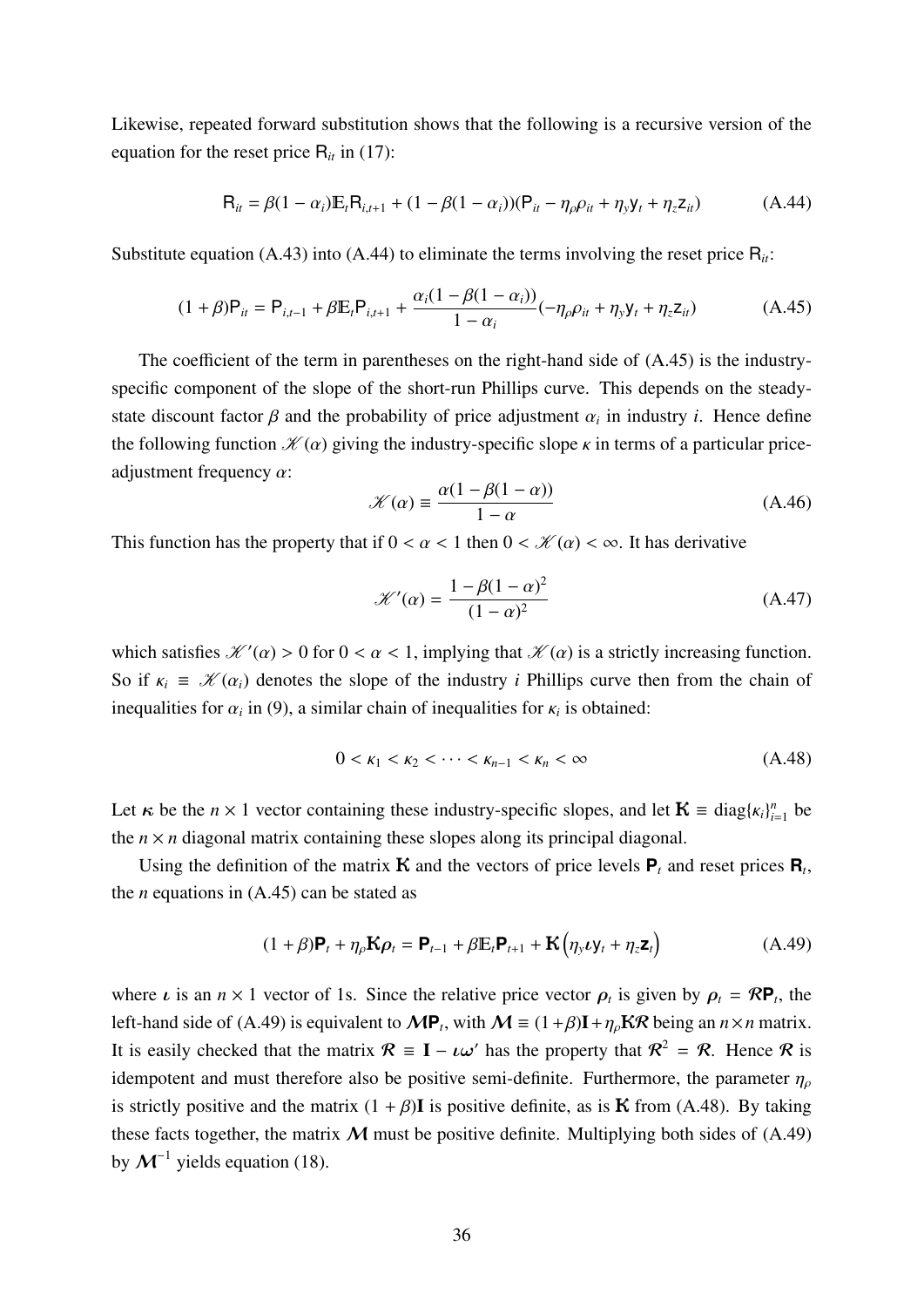Likewise, repeated forward substitution shows that the following is a recursive version of the equation for the reset price $\mathsf{R}_{it}$ in (17):

$$\mathsf{R}_{it} = \beta(1-\alpha_i)\mathbb{E}_t\mathsf{R}_{i,t+1} + (1-\beta(1-\alpha_i))(\mathsf{P}_{it} - \eta_\rho\rho_{it} + \eta_y\mathsf{y}_t + \eta_z\mathsf{z}_{it}) \tag{A.44}$$

Substitute equation (A.43) into (A.44) to eliminate the terms involving the reset price $\mathsf{R}_{it}$:

$$(1+\beta)\mathsf{P}_{it} = \mathsf{P}_{i,t-1} + \beta\mathbb{E}_t\mathsf{P}_{i,t+1} + \frac{\alpha_i(1-\beta(1-\alpha_i))}{1-\alpha_i}(-\eta_\rho\rho_{it} + \eta_y\mathsf{y}_t + \eta_z\mathsf{z}_{it}) \tag{A.45}$$

The coefficient of the term in parentheses on the right-hand side of (A.45) is the industry-specific component of the slope of the short-run Phillips curve. This depends on the steady-state discount factor $\beta$ and the probability of price adjustment $\alpha_i$ in industry $i$. Hence define the following function $\mathscr{K}(\alpha)$ giving the industry-specific slope $\kappa$ in terms of a particular price-adjustment frequency $\alpha$:

$$\mathscr{K}(\alpha) \equiv \frac{\alpha(1-\beta(1-\alpha))}{1-\alpha} \tag{A.46}$$

This function has the property that if $0 < \alpha < 1$ then $0 < \mathscr{K}(\alpha) < \infty$. It has derivative

$$\mathscr{K}'(\alpha) = \frac{1-\beta(1-\alpha)^2}{(1-\alpha)^2} \tag{A.47}$$

which satisfies $\mathscr{K}'(\alpha) > 0$ for $0 < \alpha < 1$, implying that $\mathscr{K}(\alpha)$ is a strictly increasing function. So if $\kappa_i \equiv \mathscr{K}(\alpha_i)$ denotes the slope of the industry $i$ Phillips curve then from the chain of inequalities for $\alpha_i$ in (9), a similar chain of inequalities for $\kappa_i$ is obtained:

$$0 < \kappa_1 < \kappa_2 < \cdots < \kappa_{n-1} < \kappa_n < \infty \tag{A.48}$$

Let $\boldsymbol{\kappa}$ be the $n \times 1$ vector containing these industry-specific slopes, and let $\mathbf{K} \equiv \operatorname{diag}\{\kappa_i\}_{i=1}^n$ be the $n \times n$ diagonal matrix containing these slopes along its principal diagonal.

Using the definition of the matrix $\mathbf{K}$ and the vectors of price levels $\mathbf{P}_t$ and reset prices $\mathbf{R}_t$, the $n$ equations in (A.45) can be stated as

$$(1+\beta)\mathbf{P}_t + \eta_\rho\mathbf{K}\boldsymbol{\rho}_t = \mathbf{P}_{t-1} + \beta\mathbb{E}_t\mathbf{P}_{t+1} + \mathbf{K}\left(\eta_y\boldsymbol{\iota}\mathsf{y}_t + \eta_z\mathbf{z}_t\right) \tag{A.49}$$

where $\boldsymbol{\iota}$ is an $n \times 1$ vector of 1s. Since the relative price vector $\boldsymbol{\rho}_t$ is given by $\boldsymbol{\rho}_t = \mathcal{R}\mathbf{P}_t$, the left-hand side of (A.49) is equivalent to $\mathcal{M}\mathbf{P}_t$, with $\mathcal{M} \equiv (1+\beta)\mathbf{I} + \eta_\rho\mathbf{K}\mathcal{R}$ being an $n \times n$ matrix. It is easily checked that the matrix $\mathcal{R} \equiv \mathbf{I} - \boldsymbol{\iota}\boldsymbol{\omega}'$ has the property that $\mathcal{R}^2 = \mathcal{R}$. Hence $\mathcal{R}$ is idempotent and must therefore also be positive semi-definite. Furthermore, the parameter $\eta_\rho$ is strictly positive and the matrix $(1+\beta)\mathbf{I}$ is positive definite, as is $\mathbf{K}$ from (A.48). By taking these facts together, the matrix $\mathcal{M}$ must be positive definite. Multiplying both sides of (A.49) by $\mathcal{M}^{-1}$ yields equation (18).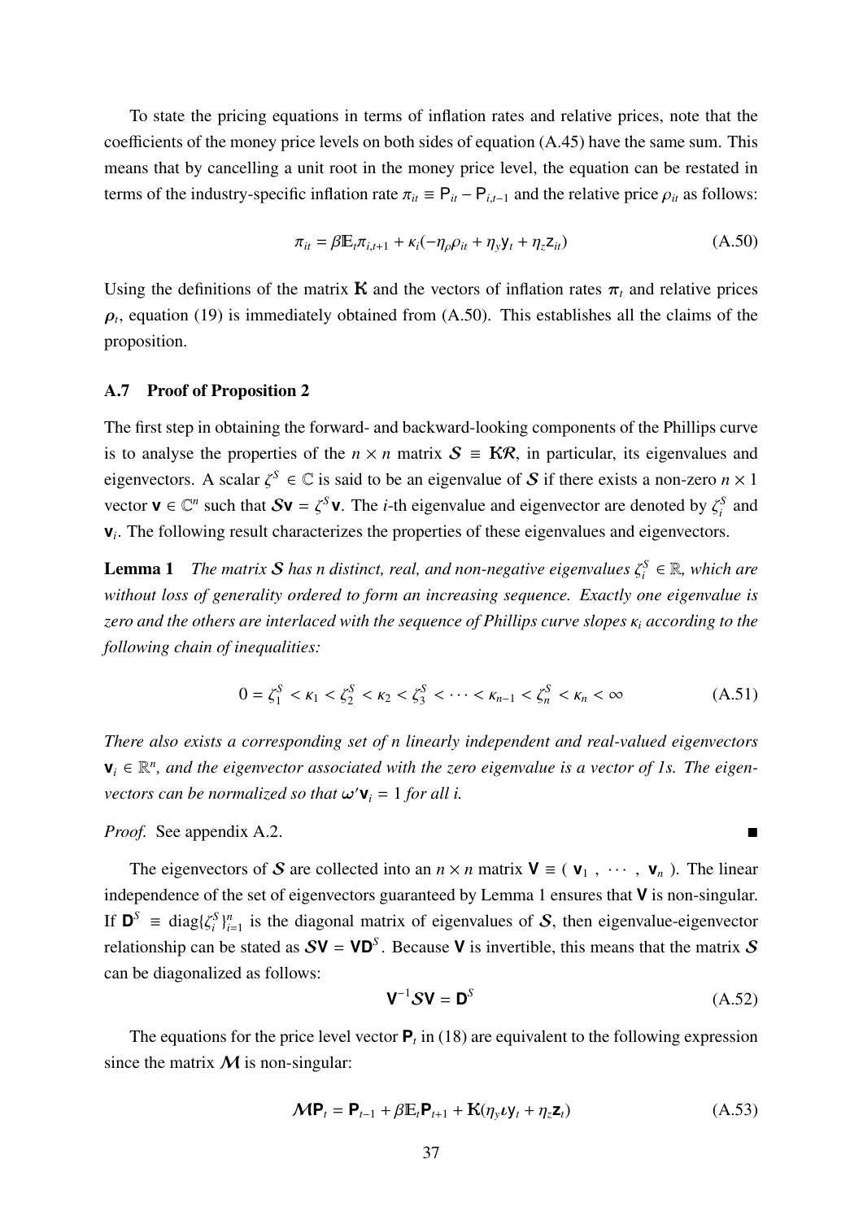To state the pricing equations in terms of inflation rates and relative prices, note that the coefficients of the money price levels on both sides of equation (A.45) have the same sum. This means that by cancelling a unit root in the money price level, the equation can be restated in terms of the industry-specific inflation rate $\pi_{it} \equiv \mathsf{P}_{it} - \mathsf{P}_{i,t-1}$ and the relative price $\rho_{it}$ as follows:

$$\pi_{it} = \beta \mathbb{E}_t \pi_{i,t+1} + \kappa_i(-\eta_\rho \rho_{it} + \eta_y \mathsf{y}_t + \eta_z \mathsf{z}_{it}) \tag{A.50}$$

Using the definitions of the matrix $\mathbf{K}$ and the vectors of inflation rates $\boldsymbol{\pi}_t$ and relative prices $\boldsymbol{\rho}_t$, equation (19) is immediately obtained from (A.50). This establishes all the claims of the proposition.

### A.7 Proof of Proposition 2

The first step in obtaining the forward- and backward-looking components of the Phillips curve is to analyse the properties of the $n \times n$ matrix $\boldsymbol{\mathcal{S}} \equiv \mathbf{K}\boldsymbol{\mathcal{R}}$, in particular, its eigenvalues and eigenvectors. A scalar $\zeta^S \in \mathbb{C}$ is said to be an eigenvalue of $\boldsymbol{\mathcal{S}}$ if there exists a non-zero $n \times 1$ vector $\mathbf{v} \in \mathbb{C}^n$ such that $\boldsymbol{\mathcal{S}}\mathbf{v} = \zeta^S \mathbf{v}$. The $i$-th eigenvalue and eigenvector are denoted by $\zeta_i^S$ and $\mathbf{v}_i$. The following result characterizes the properties of these eigenvalues and eigenvectors.

**Lemma 1** *The matrix $\boldsymbol{\mathcal{S}}$ has n distinct, real, and non-negative eigenvalues $\zeta_i^S \in \mathbb{R}$, which are without loss of generality ordered to form an increasing sequence. Exactly one eigenvalue is zero and the others are interlaced with the sequence of Phillips curve slopes $\kappa_i$ according to the following chain of inequalities:*

$$0 = \zeta_1^S < \kappa_1 < \zeta_2^S < \kappa_2 < \zeta_3^S < \cdots < \kappa_{n-1} < \zeta_n^S < \kappa_n < \infty \tag{A.51}$$

*There also exists a corresponding set of n linearly independent and real-valued eigenvectors $\mathbf{v}_i \in \mathbb{R}^n$, and the eigenvector associated with the zero eigenvalue is a vector of 1s. The eigenvectors can be normalized so that $\boldsymbol{\omega}'\mathbf{v}_i = 1$ for all i.*

*Proof.* See appendix A.2. ∎

The eigenvectors of $\boldsymbol{\mathcal{S}}$ are collected into an $n \times n$ matrix $\mathbf{V} \equiv (\mathbf{v}_1, \cdots, \mathbf{v}_n)$. The linear independence of the set of eigenvectors guaranteed by Lemma 1 ensures that $\mathbf{V}$ is non-singular. If $\mathbf{D}^S \equiv \operatorname{diag}\{\zeta_i^S\}_{i=1}^n$ is the diagonal matrix of eigenvalues of $\boldsymbol{\mathcal{S}}$, then eigenvalue-eigenvector relationship can be stated as $\boldsymbol{\mathcal{S}}\mathbf{V} = \mathbf{V}\mathbf{D}^S$. Because $\mathbf{V}$ is invertible, this means that the matrix $\boldsymbol{\mathcal{S}}$ can be diagonalized as follows:

$$\mathbf{V}^{-1}\boldsymbol{\mathcal{S}}\mathbf{V} = \mathbf{D}^S \tag{A.52}$$

The equations for the price level vector $\mathbf{P}_t$ in (18) are equivalent to the following expression since the matrix $\boldsymbol{\mathcal{M}}$ is non-singular:

$$\boldsymbol{\mathcal{M}}\mathbf{P}_t = \mathbf{P}_{t-1} + \beta \mathbb{E}_t \mathbf{P}_{t+1} + \mathbf{K}(\eta_y \boldsymbol{\iota} \mathsf{y}_t + \eta_z \mathbf{z}_t) \tag{A.53}$$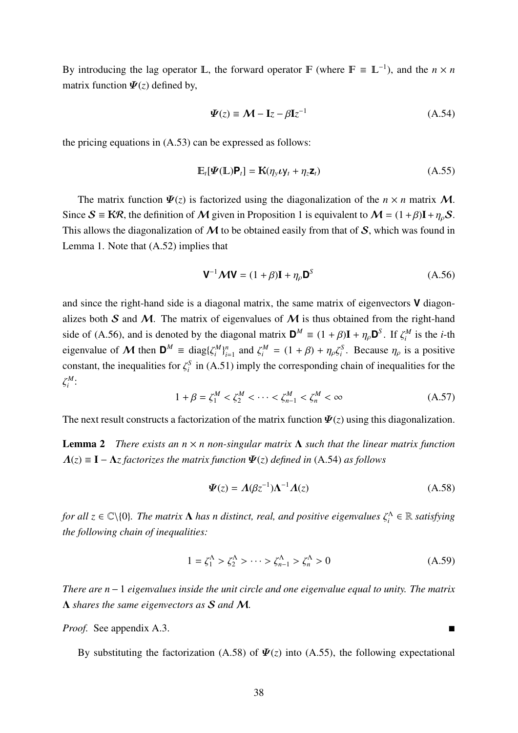By introducing the lag operator $\mathbb{L}$, the forward operator $\mathbb{F}$ (where $\mathbb{F} \equiv \mathbb{L}^{-1}$), and the $n \times n$ matrix function $\boldsymbol{\Psi}(z)$ defined by,

$$\boldsymbol{\Psi}(z) \equiv \boldsymbol{\mathcal{M}} - \mathbf{I}z - \beta\mathbf{I}z^{-1} \tag{A.54}$$

the pricing equations in (A.53) can be expressed as follows:

$$\mathbb{E}_t[\boldsymbol{\Psi}(\mathbb{L})\mathbf{P}_t] = \mathbb{K}(\eta_y \boldsymbol{\iota} \mathsf{y}_t + \eta_z \mathbf{z}_t) \tag{A.55}$$

The matrix function $\boldsymbol{\Psi}(z)$ is factorized using the diagonalization of the $n \times n$ matrix $\boldsymbol{\mathcal{M}}$. Since $\boldsymbol{\mathcal{S}} \equiv \mathbb{K}\boldsymbol{\mathcal{R}}$, the definition of $\boldsymbol{\mathcal{M}}$ given in Proposition 1 is equivalent to $\boldsymbol{\mathcal{M}} = (1+\beta)\mathbf{I} + \eta_\rho\boldsymbol{\mathcal{S}}$. This allows the diagonalization of $\boldsymbol{\mathcal{M}}$ to be obtained easily from that of $\boldsymbol{\mathcal{S}}$, which was found in Lemma 1. Note that (A.52) implies that

$$\mathbf{V}^{-1}\boldsymbol{\mathcal{M}}\mathbf{V} = (1+\beta)\mathbf{I} + \eta_\rho \mathbf{D}^{S} \tag{A.56}$$

and since the right-hand side is a diagonal matrix, the same matrix of eigenvectors $\mathbf{V}$ diagonalizes both $\boldsymbol{\mathcal{S}}$ and $\boldsymbol{\mathcal{M}}$. The matrix of eigenvalues of $\boldsymbol{\mathcal{M}}$ is thus obtained from the right-hand side of (A.56), and is denoted by the diagonal matrix $\mathbf{D}^{M} \equiv (1+\beta)\mathbf{I} + \eta_\rho\mathbf{D}^{S}$. If $\zeta_i^M$ is the $i$-th eigenvalue of $\boldsymbol{\mathcal{M}}$ then $\mathbf{D}^M \equiv \operatorname{diag}\{\zeta_i^M\}_{i=1}^n$ and $\zeta_i^M = (1+\beta) + \eta_\rho\zeta_i^S$. Because $\eta_\rho$ is a positive constant, the inequalities for $\zeta_i^S$ in (A.51) imply the corresponding chain of inequalities for the $\zeta_i^M$:

$$1+\beta = \zeta_1^M < \zeta_2^M < \cdots < \zeta_{n-1}^M < \zeta_n^M < \infty \tag{A.57}$$

The next result constructs a factorization of the matrix function $\boldsymbol{\Psi}(z)$ using this diagonalization.

**Lemma 2** *There exists an $n \times n$ non-singular matrix $\boldsymbol{\Lambda}$ such that the linear matrix function $\boldsymbol{\Lambda}(z) \equiv \mathbf{I} - \boldsymbol{\Lambda}z$ factorizes the matrix function $\boldsymbol{\Psi}(z)$ defined in* (A.54) *as follows*

$$\boldsymbol{\Psi}(z) = \boldsymbol{\Lambda}(\beta z^{-1})\boldsymbol{\Lambda}^{-1}\boldsymbol{\Lambda}(z) \tag{A.58}$$

*for all $z \in \mathbb{C}\backslash\{0\}$. The matrix $\boldsymbol{\Lambda}$ has $n$ distinct, real, and positive eigenvalues $\zeta_i^\Lambda \in \mathbb{R}$ satisfying the following chain of inequalities:*

$$1 = \zeta_1^\Lambda > \zeta_2^\Lambda > \cdots > \zeta_{n-1}^\Lambda > \zeta_n^\Lambda > 0 \tag{A.59}$$

*There are $n-1$ eigenvalues inside the unit circle and one eigenvalue equal to unity. The matrix $\boldsymbol{\Lambda}$ shares the same eigenvectors as $\boldsymbol{\mathcal{S}}$ and $\boldsymbol{\mathcal{M}}$.*

*Proof.* See appendix A.3. ∎

By substituting the factorization (A.58) of $\boldsymbol{\Psi}(z)$ into (A.55), the following expectational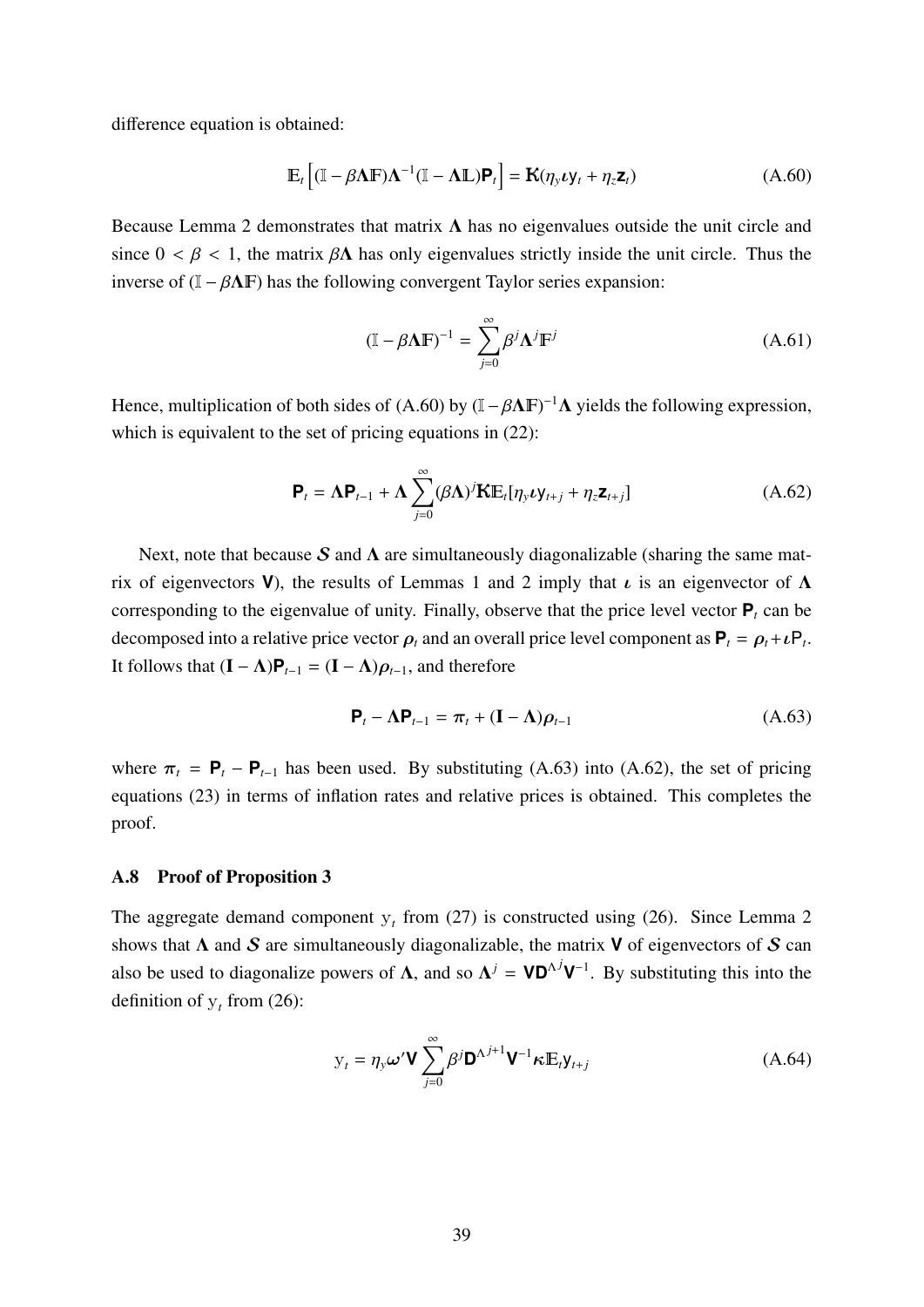difference equation is obtained:

$$\mathbb{E}_t\left[(\mathbb{I} - \beta\mathbf{\Lambda}\mathbb{F})\mathbf{\Lambda}^{-1}(\mathbb{I} - \mathbf{\Lambda}\mathbb{L})\mathbf{P}_t\right] = \mathbb{K}(\eta_y \boldsymbol{\iota} \mathsf{y}_t + \eta_z \mathbf{z}_t) \tag{A.60}$$

Because Lemma 2 demonstrates that matrix $\mathbf{\Lambda}$ has no eigenvalues outside the unit circle and since $0 < \beta < 1$, the matrix $\beta\mathbf{\Lambda}$ has only eigenvalues strictly inside the unit circle. Thus the inverse of $(\mathbb{I} - \beta\mathbf{\Lambda}\mathbb{F})$ has the following convergent Taylor series expansion:

$$(\mathbb{I} - \beta\mathbf{\Lambda}\mathbb{F})^{-1} = \sum_{j=0}^{\infty} \beta^j \mathbf{\Lambda}^j \mathbb{F}^j \tag{A.61}$$

Hence, multiplication of both sides of (A.60) by $(\mathbb{I} - \beta\mathbf{\Lambda}\mathbb{F})^{-1}\mathbf{\Lambda}$ yields the following expression, which is equivalent to the set of pricing equations in (22):

$$\mathbf{P}_t = \mathbf{\Lambda}\mathbf{P}_{t-1} + \mathbf{\Lambda}\sum_{j=0}^{\infty}(\beta\mathbf{\Lambda})^j \mathbb{K}\mathbb{E}_t[\eta_y \boldsymbol{\iota} \mathsf{y}_{t+j} + \eta_z \mathbf{z}_{t+j}] \tag{A.62}$$

Next, note that because $\mathcal{S}$ and $\mathbf{\Lambda}$ are simultaneously diagonalizable (sharing the same matrix of eigenvectors $\mathbf{V}$), the results of Lemmas 1 and 2 imply that $\boldsymbol{\iota}$ is an eigenvector of $\mathbf{\Lambda}$ corresponding to the eigenvalue of unity. Finally, observe that the price level vector $\mathbf{P}_t$ can be decomposed into a relative price vector $\boldsymbol{\rho}_t$ and an overall price level component as $\mathbf{P}_t = \boldsymbol{\rho}_t + \boldsymbol{\iota}\mathsf{P}_t$. It follows that $(\mathbf{I} - \mathbf{\Lambda})\mathbf{P}_{t-1} = (\mathbf{I} - \mathbf{\Lambda})\boldsymbol{\rho}_{t-1}$, and therefore

$$\mathbf{P}_t - \mathbf{\Lambda}\mathbf{P}_{t-1} = \boldsymbol{\pi}_t + (\mathbf{I} - \mathbf{\Lambda})\boldsymbol{\rho}_{t-1} \tag{A.63}$$

where $\boldsymbol{\pi}_t = \mathbf{P}_t - \mathbf{P}_{t-1}$ has been used. By substituting (A.63) into (A.62), the set of pricing equations (23) in terms of inflation rates and relative prices is obtained. This completes the proof.

### A.8 Proof of Proposition 3

The aggregate demand component $\mathrm{y}_t$ from (27) is constructed using (26). Since Lemma 2 shows that $\mathbf{\Lambda}$ and $\mathcal{S}$ are simultaneously diagonalizable, the matrix $\mathbf{V}$ of eigenvectors of $\mathcal{S}$ can also be used to diagonalize powers of $\mathbf{\Lambda}$, and so $\mathbf{\Lambda}^j = \mathbf{V}\mathbf{D}^{\Lambda j}\mathbf{V}^{-1}$. By substituting this into the definition of $\mathrm{y}_t$ from (26):

$$\mathrm{y}_t = \eta_y \boldsymbol{\omega}'\mathbf{V}\sum_{j=0}^{\infty}\beta^j \mathbf{D}^{\Lambda j+1}\mathbf{V}^{-1}\boldsymbol{\kappa}\mathbb{E}_t \mathsf{y}_{t+j} \tag{A.64}$$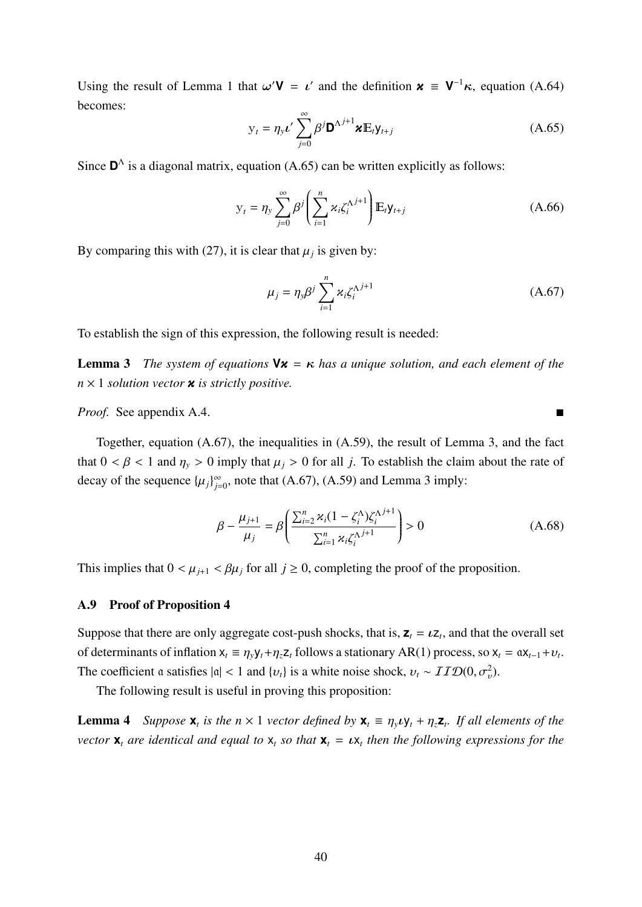Using the result of Lemma 1 that $\boldsymbol{\omega}'\mathbf{V} = \boldsymbol{\iota}'$ and the definition $\boldsymbol{\varkappa} \equiv \mathbf{V}^{-1}\boldsymbol{\kappa}$, equation (A.64) becomes:

$$
\mathrm{y}_t = \eta_y \boldsymbol{\iota}' \sum_{j=0}^{\infty} \beta^j \mathbf{D}^{\Lambda^{j+1}} \boldsymbol{\varkappa} \mathbb{E}_t \mathbf{y}_{t+j} \tag{A.65}
$$

Since $\mathbf{D}^{\Lambda}$ is a diagonal matrix, equation (A.65) can be written explicitly as follows:

$$
\mathrm{y}_t = \eta_y \sum_{j=0}^{\infty} \beta^j \left( \sum_{i=1}^{n} \varkappa_i \zeta_i^{\Lambda^{j+1}} \right) \mathbb{E}_t \mathsf{y}_{t+j} \tag{A.66}
$$

By comparing this with (27), it is clear that $\mu_j$ is given by:

$$
\mu_j = \eta_y \beta^j \sum_{i=1}^{n} \varkappa_i \zeta_i^{\Lambda^{j+1}} \tag{A.67}
$$

To establish the sign of this expression, the following result is needed:

**Lemma 3** *The system of equations $\mathbf{V}\boldsymbol{\varkappa} = \boldsymbol{\kappa}$ has a unique solution, and each element of the $n \times 1$ solution vector $\boldsymbol{\varkappa}$ is strictly positive.*

*Proof.* See appendix A.4. ∎

Together, equation (A.67), the inequalities in (A.59), the result of Lemma 3, and the fact that $0 < \beta < 1$ and $\eta_y > 0$ imply that $\mu_j > 0$ for all $j$. To establish the claim about the rate of decay of the sequence $\{\mu_j\}_{j=0}^{\infty}$, note that (A.67), (A.59) and Lemma 3 imply:

$$
\beta - \frac{\mu_{j+1}}{\mu_j} = \beta \left( \frac{\sum_{i=2}^{n} \varkappa_i (1 - \zeta_i^{\Lambda}) \zeta_i^{\Lambda^{j+1}}}{\sum_{i=1}^{n} \varkappa_i \zeta_i^{\Lambda^{j+1}}} \right) > 0 \tag{A.68}
$$

This implies that $0 < \mu_{j+1} < \beta \mu_j$ for all $j \geq 0$, completing the proof of the proposition.

### A.9 Proof of Proposition 4

Suppose that there are only aggregate cost-push shocks, that is, $\mathbf{z}_t = \boldsymbol{\iota}\mathrm{z}_t$, and that the overall set of determinants of inflation $\mathrm{x}_t \equiv \eta_y \mathrm{y}_t + \eta_z \mathrm{z}_t$ follows a stationary AR(1) process, so $\mathrm{x}_t = \mathfrak{a}\mathrm{x}_{t-1} + \upsilon_t$. The coefficient $\mathfrak{a}$ satisfies $|\mathfrak{a}| < 1$ and $\{\upsilon_t\}$ is a white noise shock, $\upsilon_t \sim \mathcal{IID}(0, \sigma_\upsilon^2)$.

The following result is useful in proving this proposition:

**Lemma 4** *Suppose $\mathbf{x}_t$ is the $n \times 1$ vector defined by $\mathbf{x}_t \equiv \eta_y \boldsymbol{\iota} \mathsf{y}_t + \eta_z \mathbf{z}_t$. If all elements of the vector $\mathbf{x}_t$ are identical and equal to $\mathrm{x}_t$ so that $\mathbf{x}_t = \boldsymbol{\iota}\mathrm{x}_t$ then the following expressions for the*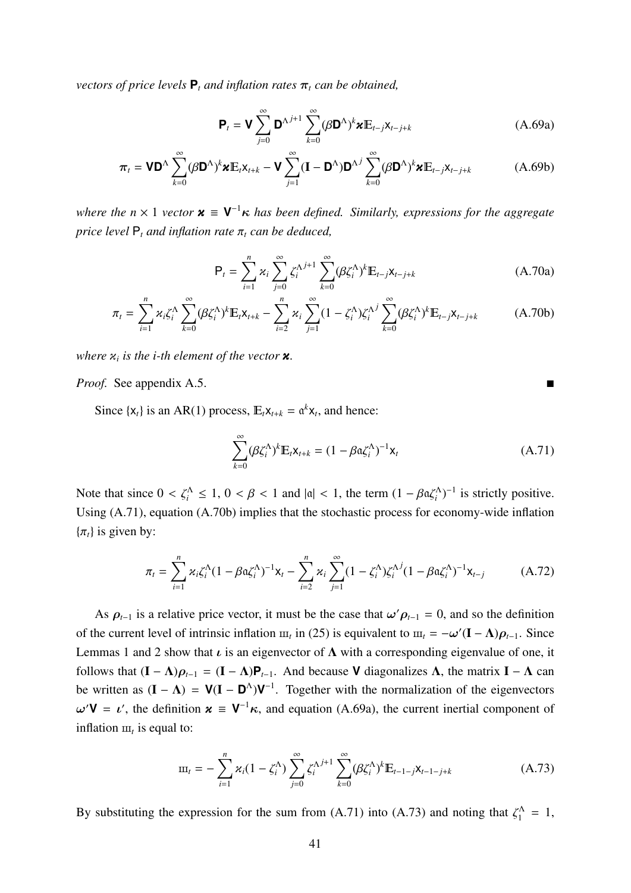*vectors of price levels $\mathsf{P}_t$ and inflation rates $\boldsymbol{\pi}_t$ can be obtained,*

$$\mathsf{P}_t = \mathsf{V}\sum_{j=0}^{\infty}\mathsf{D}^{\Lambda\,j+1}\sum_{k=0}^{\infty}(\beta\mathsf{D}^{\Lambda})^k\boldsymbol{\varkappa}\mathbb{E}_{t-j}\mathsf{x}_{t-j+k} \tag{A.69a}$$

$$\boldsymbol{\pi}_t = \mathsf{V}\mathsf{D}^{\Lambda}\sum_{k=0}^{\infty}(\beta\mathsf{D}^{\Lambda})^k\boldsymbol{\varkappa}\mathbb{E}_t\mathsf{x}_{t+k} - \mathsf{V}\sum_{j=1}^{\infty}(\mathbf{I}-\mathsf{D}^{\Lambda})\mathsf{D}^{\Lambda\,j}\sum_{k=0}^{\infty}(\beta\mathsf{D}^{\Lambda})^k\boldsymbol{\varkappa}\mathbb{E}_{t-j}\mathsf{x}_{t-j+k} \tag{A.69b}$$

*where the $n\times 1$ vector $\boldsymbol{\varkappa} \equiv \mathsf{V}^{-1}\boldsymbol{\kappa}$ has been defined. Similarly, expressions for the aggregate price level $\mathsf{P}_t$ and inflation rate $\pi_t$ can be deduced,*

$$\mathsf{P}_t = \sum_{i=1}^{n}\varkappa_i\sum_{j=0}^{\infty}\zeta_i^{\Lambda\,j+1}\sum_{k=0}^{\infty}(\beta\zeta_i^{\Lambda})^k\mathbb{E}_{t-j}\mathsf{x}_{t-j+k} \tag{A.70a}$$

$$\pi_t = \sum_{i=1}^{n}\varkappa_i\zeta_i^{\Lambda}\sum_{k=0}^{\infty}(\beta\zeta_i^{\Lambda})^k\mathbb{E}_t\mathsf{x}_{t+k} - \sum_{i=2}^{n}\varkappa_i\sum_{j=1}^{\infty}(1-\zeta_i^{\Lambda})\zeta_i^{\Lambda\,j}\sum_{k=0}^{\infty}(\beta\zeta_i^{\Lambda})^k\mathbb{E}_{t-j}\mathsf{x}_{t-j+k} \tag{A.70b}$$

*where $\varkappa_i$ is the i-th element of the vector $\boldsymbol{\varkappa}$.*

*Proof.* See appendix A.5. ■

Since $\{\mathsf{x}_t\}$ is an AR(1) process, $\mathbb{E}_t\mathsf{x}_{t+k} = \mathfrak{a}^k\mathsf{x}_t$, and hence:

$$\sum_{k=0}^{\infty}(\beta\zeta_i^{\Lambda})^k\mathbb{E}_t\mathsf{x}_{t+k} = (1-\beta\mathfrak{a}\zeta_i^{\Lambda})^{-1}\mathsf{x}_t \tag{A.71}$$

Note that since $0 < \zeta_i^{\Lambda} \leq 1$, $0 < \beta < 1$ and $|\mathfrak{a}| < 1$, the term $(1-\beta\mathfrak{a}\zeta_i^{\Lambda})^{-1}$ is strictly positive. Using (A.71), equation (A.70b) implies that the stochastic process for economy-wide inflation $\{\pi_t\}$ is given by:

$$\pi_t = \sum_{i=1}^{n}\varkappa_i\zeta_i^{\Lambda}(1-\beta\mathfrak{a}\zeta_i^{\Lambda})^{-1}\mathsf{x}_t - \sum_{i=2}^{n}\varkappa_i\sum_{j=1}^{\infty}(1-\zeta_i^{\Lambda})\zeta_i^{\Lambda\,j}(1-\beta\mathfrak{a}\zeta_i^{\Lambda})^{-1}\mathsf{x}_{t-j} \tag{A.72}$$

As $\boldsymbol{\rho}_{t-1}$ is a relative price vector, it must be the case that $\boldsymbol{\omega}'\boldsymbol{\rho}_{t-1} = 0$, and so the definition of the current level of intrinsic inflation $\text{ш}_t$ in (25) is equivalent to $\text{ш}_t = -\boldsymbol{\omega}'(\mathbf{I}-\boldsymbol{\Lambda})\boldsymbol{\rho}_{t-1}$. Since Lemmas 1 and 2 show that $\boldsymbol{\iota}$ is an eigenvector of $\boldsymbol{\Lambda}$ with a corresponding eigenvalue of one, it follows that $(\mathbf{I}-\boldsymbol{\Lambda})\boldsymbol{\rho}_{t-1} = (\mathbf{I}-\boldsymbol{\Lambda})\mathsf{P}_{t-1}$. And because $\mathsf{V}$ diagonalizes $\boldsymbol{\Lambda}$, the matrix $\mathbf{I}-\boldsymbol{\Lambda}$ can be written as $(\mathbf{I}-\boldsymbol{\Lambda}) = \mathsf{V}(\mathbf{I}-\mathsf{D}^{\Lambda})\mathsf{V}^{-1}$. Together with the normalization of the eigenvectors $\boldsymbol{\omega}'\mathsf{V} = \boldsymbol{\iota}'$, the definition $\boldsymbol{\varkappa} \equiv \mathsf{V}^{-1}\boldsymbol{\kappa}$, and equation (A.69a), the current inertial component of inflation $\text{ш}_t$ is equal to:

$$\text{ш}_t = -\sum_{i=1}^{n}\varkappa_i(1-\zeta_i^{\Lambda})\sum_{j=0}^{\infty}\zeta_i^{\Lambda\,j+1}\sum_{k=0}^{\infty}(\beta\zeta_i^{\Lambda})^k\mathbb{E}_{t-1-j}\mathsf{x}_{t-1-j+k} \tag{A.73}$$

By substituting the expression for the sum from (A.71) into (A.73) and noting that $\zeta_1^{\Lambda} = 1$,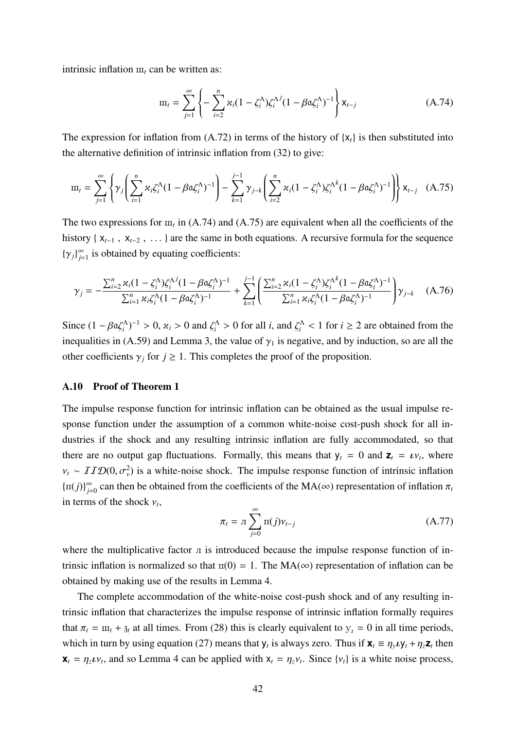intrinsic inflation $\text{ш}_t$ can be written as:

$$\text{ш}_t = \sum_{j=1}^{\infty} \left\{ -\sum_{i=2}^{n} \varkappa_i (1-\zeta_i^{\Lambda}) \zeta_i^{\Lambda j} (1-\beta \mathfrak{a} \zeta_i^{\Lambda})^{-1} \right\} \mathsf{x}_{t-j} \tag{A.74}$$

The expression for inflation from (A.72) in terms of the history of $\{\mathsf{x}_t\}$ is then substituted into the alternative definition of intrinsic inflation from (32) to give:

$$\text{ш}_t = \sum_{j=1}^{\infty} \left\{ \gamma_j \left( \sum_{i=1}^{n} \varkappa_i \zeta_i^{\Lambda} (1-\beta \mathfrak{a} \zeta_i^{\Lambda})^{-1} \right) - \sum_{k=1}^{j-1} \gamma_{j-k} \left( \sum_{i=2}^{n} \varkappa_i (1-\zeta_i^{\Lambda}) \zeta_i^{\Lambda k} (1-\beta \mathfrak{a} \zeta_i^{\Lambda})^{-1} \right) \right\} \mathsf{x}_{t-j} \tag{A.75}$$

The two expressions for $\text{ш}_t$ in (A.74) and (A.75) are equivalent when all the coefficients of the history $\{ \mathsf{x}_{t-1}, \mathsf{x}_{t-2}, \ldots \}$ are the same in both equations. A recursive formula for the sequence $\{\gamma_j\}_{j=1}^{\infty}$ is obtained by equating coefficients:

$$\gamma_j = -\frac{\sum_{i=2}^{n} \varkappa_i (1-\zeta_i^{\Lambda}) \zeta_i^{\Lambda j} (1-\beta \mathfrak{a} \zeta_i^{\Lambda})^{-1}}{\sum_{i=1}^{n} \varkappa_i \zeta_i^{\Lambda} (1-\beta \mathfrak{a} \zeta_i^{\Lambda})^{-1}} + \sum_{k=1}^{j-1} \left( \frac{\sum_{i=2}^{n} \varkappa_i (1-\zeta_i^{\Lambda}) \zeta_i^{\Lambda k} (1-\beta \mathfrak{a} \zeta_i^{\Lambda})^{-1}}{\sum_{i=1}^{n} \varkappa_i \zeta_i^{\Lambda} (1-\beta \mathfrak{a} \zeta_i^{\Lambda})^{-1}} \right) \gamma_{j-k} \tag{A.76}$$

Since $(1-\beta \mathfrak{a} \zeta_i^{\Lambda})^{-1} > 0$, $\varkappa_i > 0$ and $\zeta_i^{\Lambda} > 0$ for all $i$, and $\zeta_i^{\Lambda} < 1$ for $i \geq 2$ are obtained from the inequalities in (A.59) and Lemma 3, the value of $\gamma_1$ is negative, and by induction, so are all the other coefficients $\gamma_j$ for $j \geq 1$. This completes the proof of the proposition.

### A.10 Proof of Theorem 1

The impulse response function for intrinsic inflation can be obtained as the usual impulse response function under the assumption of a common white-noise cost-push shock for all industries if the shock and any resulting intrinsic inflation are fully accommodated, so that there are no output gap fluctuations. Formally, this means that $\mathsf{y}_t = 0$ and $\mathbf{z}_t = \iota \nu_t$, where $\nu_t \sim \mathcal{IID}(0, \sigma_\nu^2)$ is a white-noise shock. The impulse response function of intrinsic inflation $\{\text{п}(j)\}_{j=0}^{\infty}$ can then be obtained from the coefficients of the MA($\infty$) representation of inflation $\pi_t$ in terms of the shock $\nu_t$,

$$\pi_t = \text{л} \sum_{j=0}^{\infty} \text{п}(j) \nu_{t-j} \tag{A.77}$$

where the multiplicative factor $\text{л}$ is introduced because the impulse response function of intrinsic inflation is normalized so that $\text{п}(0) = 1$. The MA($\infty$) representation of inflation can be obtained by making use of the results in Lemma 4.

The complete accommodation of the white-noise cost-push shock and of any resulting intrinsic inflation that characterizes the impulse response of intrinsic inflation formally requires that $\pi_t = \text{ш}_t + \mathfrak{z}_t$ at all times. From (28) this is clearly equivalent to $\mathrm{y}_t = 0$ in all time periods, which in turn by using equation (27) means that $\mathsf{y}_t$ is always zero. Thus if $\mathbf{x}_t \equiv \eta_y \iota \mathsf{y}_t + \eta_z \mathbf{z}_t$ then $\mathbf{x}_t = \eta_z \iota \nu_t$, and so Lemma 4 can be applied with $\mathsf{x}_t = \eta_z \nu_t$. Since $\{\nu_t\}$ is a white noise process,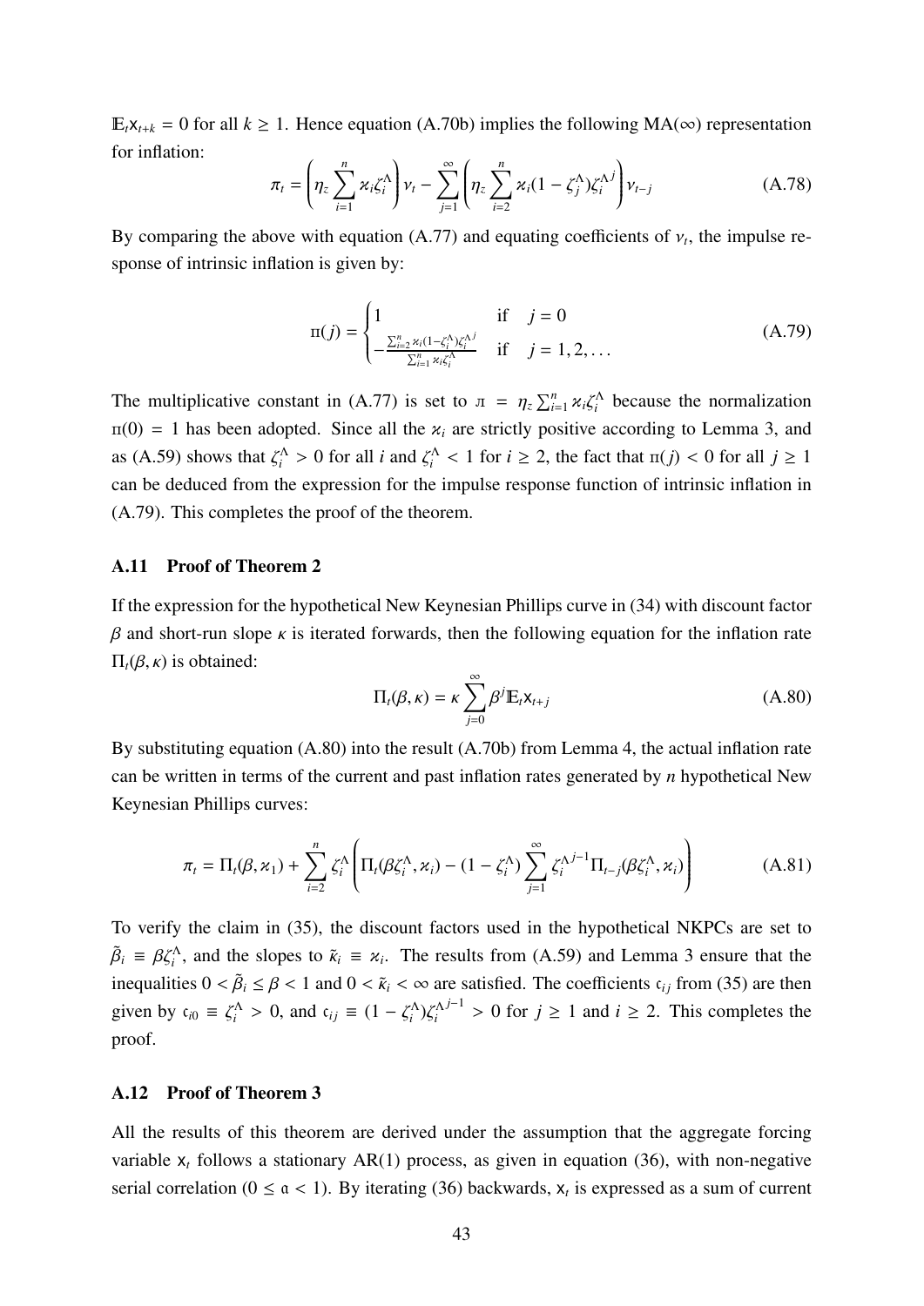$\mathbb{E}_t \mathsf{x}_{t+k} = 0$ for all $k \geq 1$. Hence equation (A.70b) implies the following MA($\infty$) representation for inflation:

$$\pi_t = \left( \eta_z \sum_{i=1}^{n} \varkappa_i \zeta_i^{\Lambda} \right) \nu_t - \sum_{j=1}^{\infty} \left( \eta_z \sum_{i=2}^{n} \varkappa_i (1 - \zeta_j^{\Lambda}) \zeta_i^{\Lambda j} \right) \nu_{t-j} \tag{A.78}$$

By comparing the above with equation (A.77) and equating coefficients of $\nu_t$, the impulse response of intrinsic inflation is given by:

$$\text{п}(j) = \begin{cases} 1 & \text{if} \quad j = 0 \\ -\frac{\sum_{i=2}^{n} \varkappa_i (1-\zeta_i^{\Lambda}) \zeta_i^{\Lambda j}}{\sum_{i=1}^{n} \varkappa_i \zeta_i^{\Lambda}} & \text{if} \quad j = 1, 2, \ldots \end{cases} \tag{A.79}$$

The multiplicative constant in (A.77) is set to $\text{л} = \eta_z \sum_{i=1}^{n} \varkappa_i \zeta_i^{\Lambda}$ because the normalization $\text{п}(0) = 1$ has been adopted. Since all the $\varkappa_i$ are strictly positive according to Lemma 3, and as (A.59) shows that $\zeta_i^{\Lambda} > 0$ for all $i$ and $\zeta_i^{\Lambda} < 1$ for $i \geq 2$, the fact that $\text{п}(j) < 0$ for all $j \geq 1$ can be deduced from the expression for the impulse response function of intrinsic inflation in (A.79). This completes the proof of the theorem.

## A.11 Proof of Theorem 2

If the expression for the hypothetical New Keynesian Phillips curve in (34) with discount factor $\beta$ and short-run slope $\kappa$ is iterated forwards, then the following equation for the inflation rate $\Pi_t(\beta, \kappa)$ is obtained:

$$\Pi_t(\beta, \kappa) = \kappa \sum_{j=0}^{\infty} \beta^j \mathbb{E}_t \mathsf{x}_{t+j} \tag{A.80}$$

By substituting equation (A.80) into the result (A.70b) from Lemma 4, the actual inflation rate can be written in terms of the current and past inflation rates generated by $n$ hypothetical New Keynesian Phillips curves:

$$\pi_t = \Pi_t(\beta, \varkappa_1) + \sum_{i=2}^{n} \zeta_i^{\Lambda} \left( \Pi_t(\beta \zeta_i^{\Lambda}, \varkappa_i) - (1 - \zeta_i^{\Lambda}) \sum_{j=1}^{\infty} \zeta_i^{\Lambda j-1} \Pi_{t-j}(\beta \zeta_i^{\Lambda}, \varkappa_i) \right) \tag{A.81}$$

To verify the claim in (35), the discount factors used in the hypothetical NKPCs are set to $\tilde{\beta}_i \equiv \beta \zeta_i^{\Lambda}$, and the slopes to $\tilde{\kappa}_i \equiv \varkappa_i$. The results from (A.59) and Lemma 3 ensure that the inequalities $0 < \tilde{\beta}_i \leq \beta < 1$ and $0 < \tilde{\kappa}_i < \infty$ are satisfied. The coefficients $\mathfrak{c}_{ij}$ from (35) are then given by $\mathfrak{c}_{i0} \equiv \zeta_i^{\Lambda} > 0$, and $\mathfrak{c}_{ij} \equiv (1 - \zeta_i^{\Lambda}) \zeta_i^{\Lambda j-1} > 0$ for $j \geq 1$ and $i \geq 2$. This completes the proof.

## A.12 Proof of Theorem 3

All the results of this theorem are derived under the assumption that the aggregate forcing variable $\mathsf{x}_t$ follows a stationary AR(1) process, as given in equation (36), with non-negative serial correlation ($0 \leq \mathfrak{a} < 1$). By iterating (36) backwards, $\mathsf{x}_t$ is expressed as a sum of current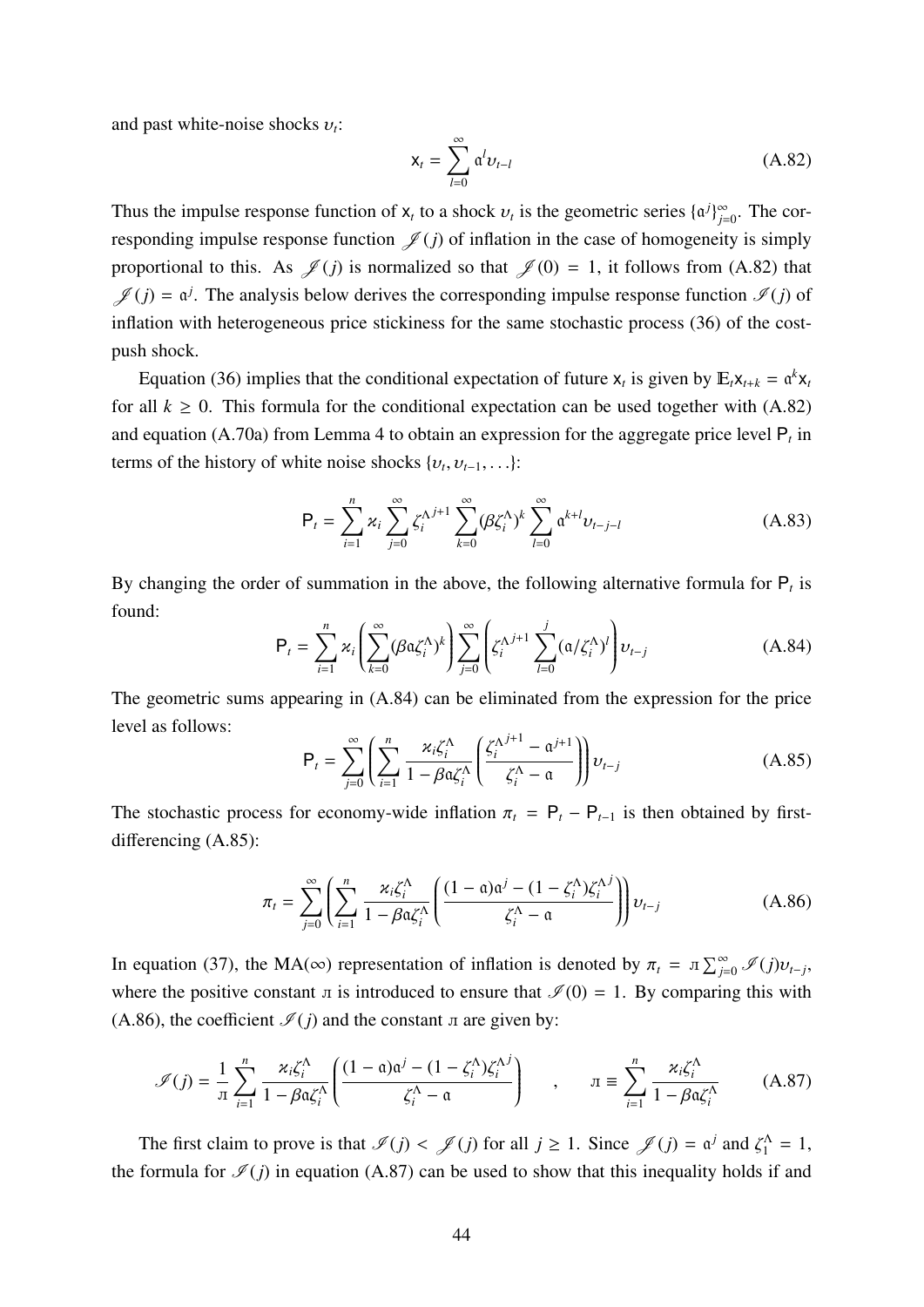and past white-noise shocks $\upsilon_t$:

$$\mathsf{x}_t = \sum_{l=0}^{\infty} \mathfrak{a}^l \upsilon_{t-l} \tag{A.82}$$

Thus the impulse response function of $\mathsf{x}_t$ to a shock $\upsilon_t$ is the geometric series $\{\mathfrak{a}^j\}_{j=0}^{\infty}$. The corresponding impulse response function $\mathscr{J}(j)$ of inflation in the case of homogeneity is simply proportional to this. As $\mathscr{J}(j)$ is normalized so that $\mathscr{J}(0) = 1$, it follows from (A.82) that $\mathscr{J}(j) = \mathfrak{a}^j$. The analysis below derives the corresponding impulse response function $\mathscr{I}(j)$ of inflation with heterogeneous price stickiness for the same stochastic process (36) of the cost-push shock.

Equation (36) implies that the conditional expectation of future $\mathsf{x}_t$ is given by $\mathbb{E}_t\mathsf{x}_{t+k} = \mathfrak{a}^k\mathsf{x}_t$ for all $k \geq 0$. This formula for the conditional expectation can be used together with (A.82) and equation (A.70a) from Lemma 4 to obtain an expression for the aggregate price level $\mathsf{P}_t$ in terms of the history of white noise shocks $\{\upsilon_t, \upsilon_{t-1}, \ldots\}$:

$$\mathsf{P}_t = \sum_{i=1}^{n} \varkappa_i \sum_{j=0}^{\infty} {\zeta_i^{\Lambda}}^{j+1} \sum_{k=0}^{\infty} (\beta\zeta_i^{\Lambda})^k \sum_{l=0}^{\infty} \mathfrak{a}^{k+l} \upsilon_{t-j-l} \tag{A.83}$$

By changing the order of summation in the above, the following alternative formula for $\mathsf{P}_t$ is found:

$$\mathsf{P}_t = \sum_{i=1}^{n} \varkappa_i \left( \sum_{k=0}^{\infty} (\beta\mathfrak{a}\zeta_i^{\Lambda})^k \right) \sum_{j=0}^{\infty} \left( {\zeta_i^{\Lambda}}^{j+1} \sum_{l=0}^{j} (\mathfrak{a}/\zeta_i^{\Lambda})^l \right) \upsilon_{t-j} \tag{A.84}$$

The geometric sums appearing in (A.84) can be eliminated from the expression for the price level as follows:

$$\mathsf{P}_t = \sum_{j=0}^{\infty} \left( \sum_{i=1}^{n} \frac{\varkappa_i \zeta_i^{\Lambda}}{1 - \beta\mathfrak{a}\zeta_i^{\Lambda}} \left( \frac{{\zeta_i^{\Lambda}}^{j+1} - \mathfrak{a}^{j+1}}{\zeta_i^{\Lambda} - \mathfrak{a}} \right) \right) \upsilon_{t-j} \tag{A.85}$$

The stochastic process for economy-wide inflation $\pi_t = \mathsf{P}_t - \mathsf{P}_{t-1}$ is then obtained by first-differencing (A.85):

$$\pi_t = \sum_{j=0}^{\infty} \left( \sum_{i=1}^{n} \frac{\varkappa_i \zeta_i^{\Lambda}}{1 - \beta\mathfrak{a}\zeta_i^{\Lambda}} \left( \frac{(1-\mathfrak{a})\mathfrak{a}^j - (1-\zeta_i^{\Lambda}){\zeta_i^{\Lambda}}^j}{\zeta_i^{\Lambda} - \mathfrak{a}} \right) \right) \upsilon_{t-j} \tag{A.86}$$

In equation (37), the MA($\infty$) representation of inflation is denoted by $\pi_t = л \sum_{j=0}^{\infty} \mathscr{I}(j)\upsilon_{t-j}$, where the positive constant $л$ is introduced to ensure that $\mathscr{I}(0) = 1$. By comparing this with (A.86), the coefficient $\mathscr{I}(j)$ and the constant $л$ are given by:

$$\mathscr{I}(j) = \frac{1}{л} \sum_{i=1}^{n} \frac{\varkappa_i \zeta_i^{\Lambda}}{1 - \beta\mathfrak{a}\zeta_i^{\Lambda}} \left( \frac{(1-\mathfrak{a})\mathfrak{a}^j - (1-\zeta_i^{\Lambda}){\zeta_i^{\Lambda}}^j}{\zeta_i^{\Lambda} - \mathfrak{a}} \right) \quad , \quad л \equiv \sum_{i=1}^{n} \frac{\varkappa_i \zeta_i^{\Lambda}}{1 - \beta\mathfrak{a}\zeta_i^{\Lambda}} \tag{A.87}$$

The first claim to prove is that $\mathscr{I}(j) < \mathscr{J}(j)$ for all $j \geq 1$. Since $\mathscr{J}(j) = \mathfrak{a}^j$ and $\zeta_1^{\Lambda} = 1$, the formula for $\mathscr{I}(j)$ in equation (A.87) can be used to show that this inequality holds if and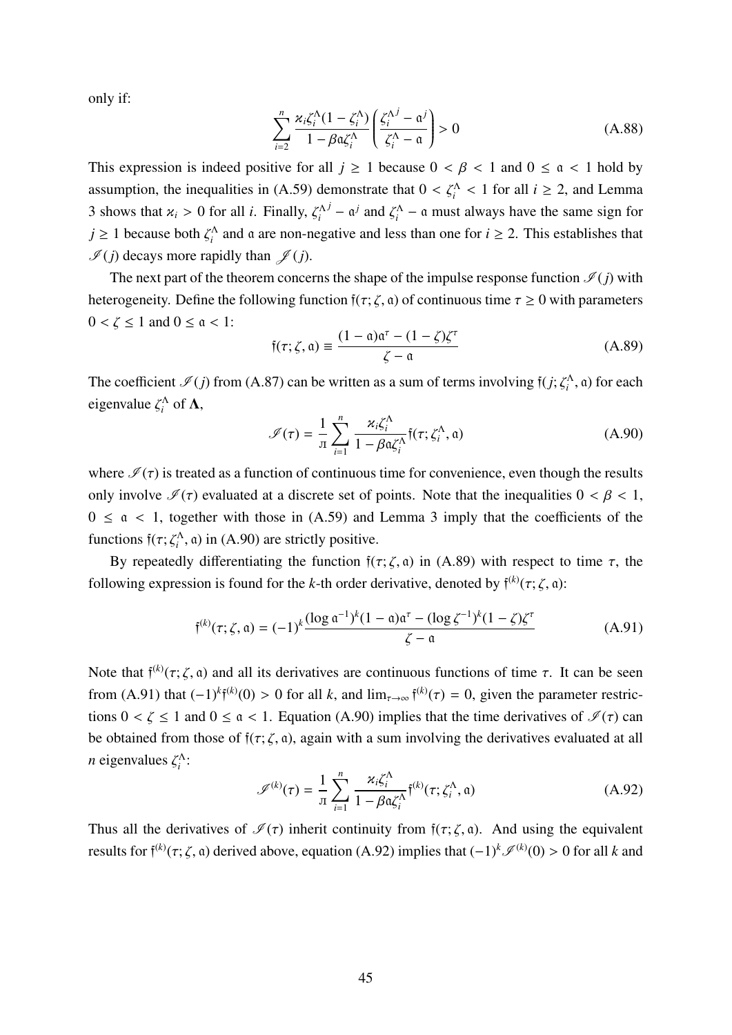only if:

$$\sum_{i=2}^{n} \frac{\varkappa_i \zeta_i^{\Lambda}(1-\zeta_i^{\Lambda})}{1-\beta\mathfrak{a}\zeta_i^{\Lambda}} \left( \frac{\zeta_i^{\Lambda j} - \mathfrak{a}^j}{\zeta_i^{\Lambda} - \mathfrak{a}} \right) > 0 \tag{A.88}$$

This expression is indeed positive for all $j \geq 1$ because $0 < \beta < 1$ and $0 \leq \mathfrak{a} < 1$ hold by assumption, the inequalities in (A.59) demonstrate that $0 < \zeta_i^{\Lambda} < 1$ for all $i \geq 2$, and Lemma 3 shows that $\varkappa_i > 0$ for all $i$. Finally, $\zeta_i^{\Lambda j} - \mathfrak{a}^j$ and $\zeta_i^{\Lambda} - \mathfrak{a}$ must always have the same sign for $j \geq 1$ because both $\zeta_i^{\Lambda}$ and $\mathfrak{a}$ are non-negative and less than one for $i \geq 2$. This establishes that $\mathscr{I}(j)$ decays more rapidly than $\mathscr{J}(j)$.

The next part of the theorem concerns the shape of the impulse response function $\mathscr{I}(j)$ with heterogeneity. Define the following function $\mathfrak{f}(\tau; \zeta, \mathfrak{a})$ of continuous time $\tau \geq 0$ with parameters $0 < \zeta \leq 1$ and $0 \leq \mathfrak{a} < 1$:

$$\mathfrak{f}(\tau; \zeta, \mathfrak{a}) \equiv \frac{(1-\mathfrak{a})\mathfrak{a}^{\tau} - (1-\zeta)\zeta^{\tau}}{\zeta - \mathfrak{a}} \tag{A.89}$$

The coefficient $\mathscr{I}(j)$ from (A.87) can be written as a sum of terms involving $\mathfrak{f}(j; \zeta_i^{\Lambda}, \mathfrak{a})$ for each eigenvalue $\zeta_i^{\Lambda}$ of $\mathbf{\Lambda}$,

$$\mathscr{I}(\tau) = \frac{1}{\text{л}} \sum_{i=1}^{n} \frac{\varkappa_i \zeta_i^{\Lambda}}{1-\beta\mathfrak{a}\zeta_i^{\Lambda}} \mathfrak{f}(\tau; \zeta_i^{\Lambda}, \mathfrak{a}) \tag{A.90}$$

where $\mathscr{I}(\tau)$ is treated as a function of continuous time for convenience, even though the results only involve $\mathscr{I}(\tau)$ evaluated at a discrete set of points. Note that the inequalities $0 < \beta < 1$, $0 \leq \mathfrak{a} < 1$, together with those in (A.59) and Lemma 3 imply that the coefficients of the functions $\mathfrak{f}(\tau; \zeta_i^{\Lambda}, \mathfrak{a})$ in (A.90) are strictly positive.

By repeatedly differentiating the function $\mathfrak{f}(\tau; \zeta, \mathfrak{a})$ in (A.89) with respect to time $\tau$, the following expression is found for the $k$-th order derivative, denoted by $\mathfrak{f}^{(k)}(\tau; \zeta, \mathfrak{a})$:

$$\mathfrak{f}^{(k)}(\tau; \zeta, \mathfrak{a}) = (-1)^k \frac{(\log \mathfrak{a}^{-1})^k (1-\mathfrak{a})\mathfrak{a}^{\tau} - (\log \zeta^{-1})^k (1-\zeta)\zeta^{\tau}}{\zeta - \mathfrak{a}} \tag{A.91}$$

Note that $\mathfrak{f}^{(k)}(\tau; \zeta, \mathfrak{a})$ and all its derivatives are continuous functions of time $\tau$. It can be seen from (A.91) that $(-1)^k \mathfrak{f}^{(k)}(0) > 0$ for all $k$, and $\lim_{\tau \to \infty} \mathfrak{f}^{(k)}(\tau) = 0$, given the parameter restrictions $0 < \zeta \leq 1$ and $0 \leq \mathfrak{a} < 1$. Equation (A.90) implies that the time derivatives of $\mathscr{I}(\tau)$ can be obtained from those of $\mathfrak{f}(\tau; \zeta, \mathfrak{a})$, again with a sum involving the derivatives evaluated at all $n$ eigenvalues $\zeta_i^{\Lambda}$:

$$\mathscr{I}^{(k)}(\tau) = \frac{1}{\text{л}} \sum_{i=1}^{n} \frac{\varkappa_i \zeta_i^{\Lambda}}{1-\beta\mathfrak{a}\zeta_i^{\Lambda}} \mathfrak{f}^{(k)}(\tau; \zeta_i^{\Lambda}, \mathfrak{a}) \tag{A.92}$$

Thus all the derivatives of $\mathscr{I}(\tau)$ inherit continuity from $\mathfrak{f}(\tau; \zeta, \mathfrak{a})$. And using the equivalent results for $\mathfrak{f}^{(k)}(\tau; \zeta, \mathfrak{a})$ derived above, equation (A.92) implies that $(-1)^k \mathscr{I}^{(k)}(0) > 0$ for all $k$ and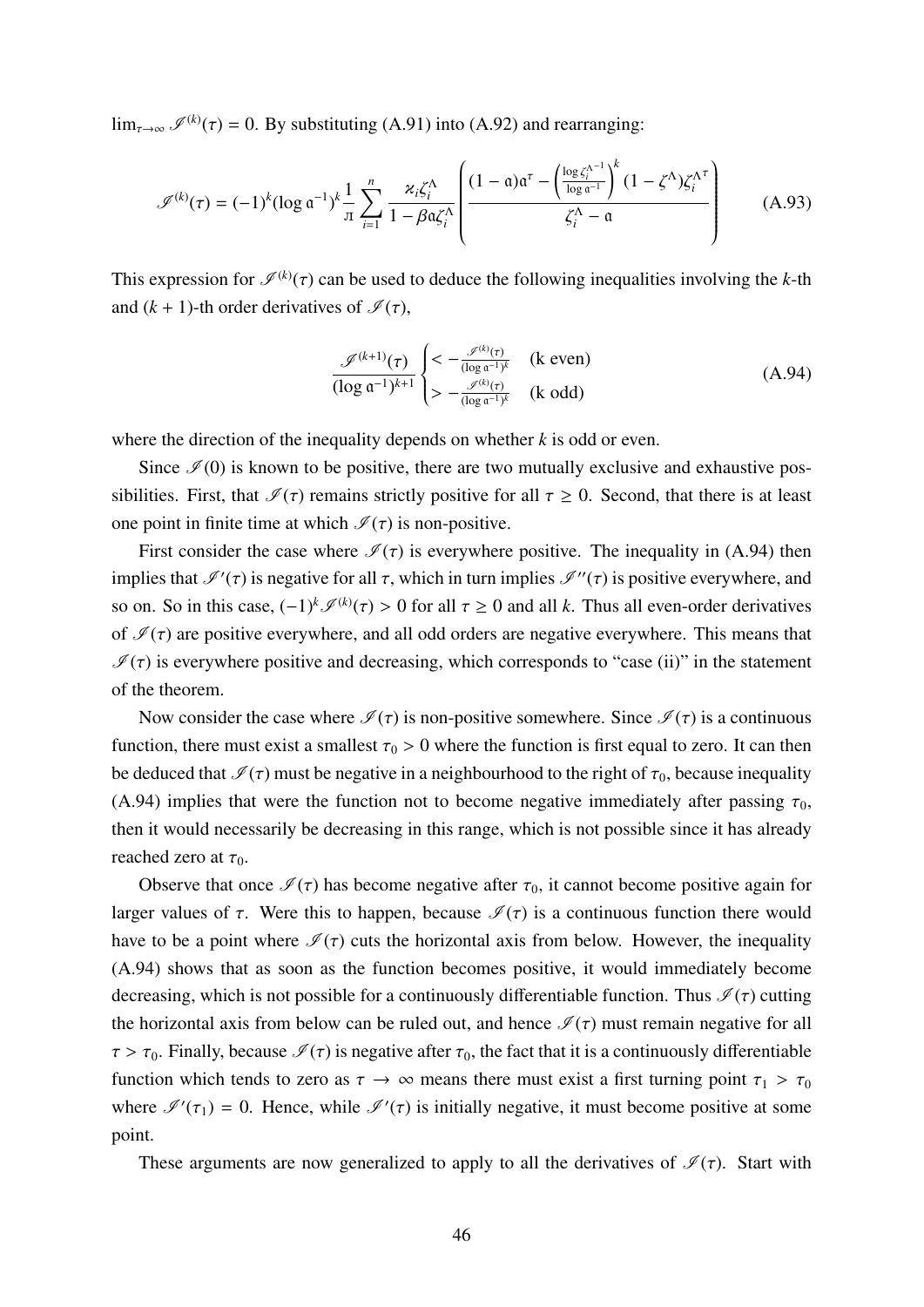$\lim_{\tau \to \infty} \mathscr{I}^{(k)}(\tau) = 0$. By substituting (A.91) into (A.92) and rearranging:

$$\mathscr{I}^{(k)}(\tau) = (-1)^k (\log \mathfrak{a}^{-1})^k \frac{1}{\text{л}} \sum_{i=1}^{n} \frac{\varkappa_i \zeta_i^{\Lambda}}{1 - \beta \mathfrak{a} \zeta_i^{\Lambda}} \left( \frac{(1-\mathfrak{a})\mathfrak{a}^{\tau} - \left( \frac{\log \zeta_i^{\Lambda^{-1}}}{\log \mathfrak{a}^{-1}} \right)^k (1 - \zeta^{\Lambda}) \zeta_i^{\Lambda^{\tau}}}{\zeta_i^{\Lambda} - \mathfrak{a}} \right) \tag{A.93}$$

This expression for $\mathscr{I}^{(k)}(\tau)$ can be used to deduce the following inequalities involving the $k$-th and $(k+1)$-th order derivatives of $\mathscr{I}(\tau)$,

$$\frac{\mathscr{I}^{(k+1)}(\tau)}{(\log \mathfrak{a}^{-1})^{k+1}} \begin{cases} < -\frac{\mathscr{I}^{(k)}(\tau)}{(\log \mathfrak{a}^{-1})^k} & \text{(k even)} \\ > -\frac{\mathscr{I}^{(k)}(\tau)}{(\log \mathfrak{a}^{-1})^k} & \text{(k odd)} \end{cases} \tag{A.94}$$

where the direction of the inequality depends on whether $k$ is odd or even.

Since $\mathscr{I}(0)$ is known to be positive, there are two mutually exclusive and exhaustive possibilities. First, that $\mathscr{I}(\tau)$ remains strictly positive for all $\tau \geq 0$. Second, that there is at least one point in finite time at which $\mathscr{I}(\tau)$ is non-positive.

First consider the case where $\mathscr{I}(\tau)$ is everywhere positive. The inequality in (A.94) then implies that $\mathscr{I}'(\tau)$ is negative for all $\tau$, which in turn implies $\mathscr{I}''(\tau)$ is positive everywhere, and so on. So in this case, $(-1)^k \mathscr{I}^{(k)}(\tau) > 0$ for all $\tau \geq 0$ and all $k$. Thus all even-order derivatives of $\mathscr{I}(\tau)$ are positive everywhere, and all odd orders are negative everywhere. This means that $\mathscr{I}(\tau)$ is everywhere positive and decreasing, which corresponds to "case (ii)" in the statement of the theorem.

Now consider the case where $\mathscr{I}(\tau)$ is non-positive somewhere. Since $\mathscr{I}(\tau)$ is a continuous function, there must exist a smallest $\tau_0 > 0$ where the function is first equal to zero. It can then be deduced that $\mathscr{I}(\tau)$ must be negative in a neighbourhood to the right of $\tau_0$, because inequality (A.94) implies that were the function not to become negative immediately after passing $\tau_0$, then it would necessarily be decreasing in this range, which is not possible since it has already reached zero at $\tau_0$.

Observe that once $\mathscr{I}(\tau)$ has become negative after $\tau_0$, it cannot become positive again for larger values of $\tau$. Were this to happen, because $\mathscr{I}(\tau)$ is a continuous function there would have to be a point where $\mathscr{I}(\tau)$ cuts the horizontal axis from below. However, the inequality (A.94) shows that as soon as the function becomes positive, it would immediately become decreasing, which is not possible for a continuously differentiable function. Thus $\mathscr{I}(\tau)$ cutting the horizontal axis from below can be ruled out, and hence $\mathscr{I}(\tau)$ must remain negative for all $\tau > \tau_0$. Finally, because $\mathscr{I}(\tau)$ is negative after $\tau_0$, the fact that it is a continuously differentiable function which tends to zero as $\tau \to \infty$ means there must exist a first turning point $\tau_1 > \tau_0$ where $\mathscr{I}'(\tau_1) = 0$. Hence, while $\mathscr{I}'(\tau)$ is initially negative, it must become positive at some point.

These arguments are now generalized to apply to all the derivatives of $\mathscr{I}(\tau)$. Start with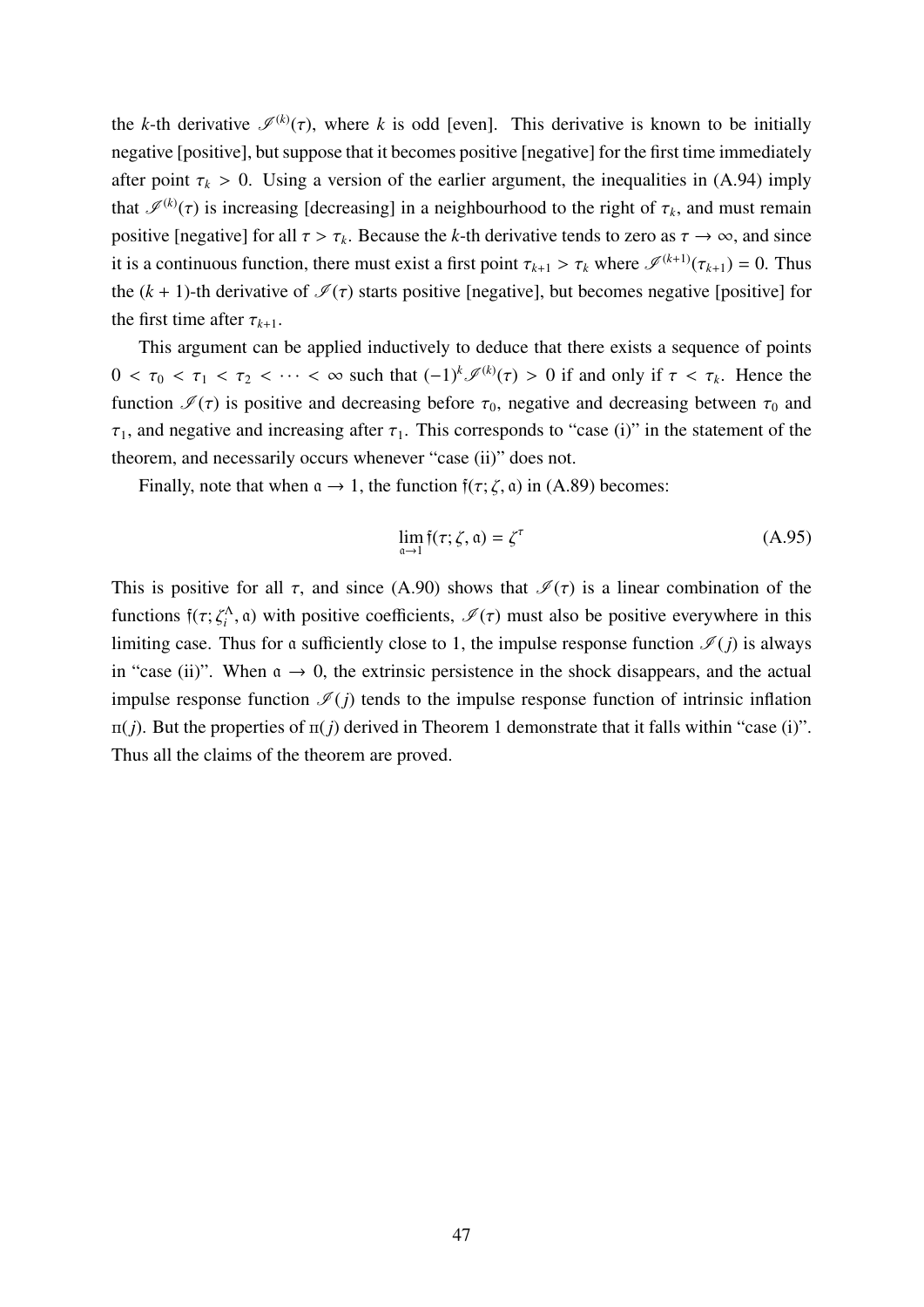the $k$-th derivative $\mathscr{I}^{(k)}(\tau)$, where $k$ is odd [even]. This derivative is known to be initially negative [positive], but suppose that it becomes positive [negative] for the first time immediately after point $\tau_k > 0$. Using a version of the earlier argument, the inequalities in (A.94) imply that $\mathscr{I}^{(k)}(\tau)$ is increasing [decreasing] in a neighbourhood to the right of $\tau_k$, and must remain positive [negative] for all $\tau > \tau_k$. Because the $k$-th derivative tends to zero as $\tau \to \infty$, and since it is a continuous function, there must exist a first point $\tau_{k+1} > \tau_k$ where $\mathscr{I}^{(k+1)}(\tau_{k+1}) = 0$. Thus the $(k+1)$-th derivative of $\mathscr{I}(\tau)$ starts positive [negative], but becomes negative [positive] for the first time after $\tau_{k+1}$.

This argument can be applied inductively to deduce that there exists a sequence of points $0 < \tau_0 < \tau_1 < \tau_2 < \cdots < \infty$ such that $(-1)^k \mathscr{I}^{(k)}(\tau) > 0$ if and only if $\tau < \tau_k$. Hence the function $\mathscr{I}(\tau)$ is positive and decreasing before $\tau_0$, negative and decreasing between $\tau_0$ and $\tau_1$, and negative and increasing after $\tau_1$. This corresponds to "case (i)" in the statement of the theorem, and necessarily occurs whenever "case (ii)" does not.

Finally, note that when $\mathfrak{a} \to 1$, the function $\mathfrak{f}(\tau; \zeta, \mathfrak{a})$ in (A.89) becomes:

$$\lim_{\mathfrak{a} \to 1} \mathfrak{f}(\tau; \zeta, \mathfrak{a}) = \zeta^{\tau} \tag{A.95}$$

This is positive for all $\tau$, and since (A.90) shows that $\mathscr{I}(\tau)$ is a linear combination of the functions $\mathfrak{f}(\tau; \zeta_i^{\Lambda}, \mathfrak{a})$ with positive coefficients, $\mathscr{I}(\tau)$ must also be positive everywhere in this limiting case. Thus for $\mathfrak{a}$ sufficiently close to 1, the impulse response function $\mathscr{I}(j)$ is always in "case (ii)". When $\mathfrak{a} \to 0$, the extrinsic persistence in the shock disappears, and the actual impulse response function $\mathscr{I}(j)$ tends to the impulse response function of intrinsic inflation $\pi(j)$. But the properties of $\pi(j)$ derived in Theorem 1 demonstrate that it falls within "case (i)". Thus all the claims of the theorem are proved.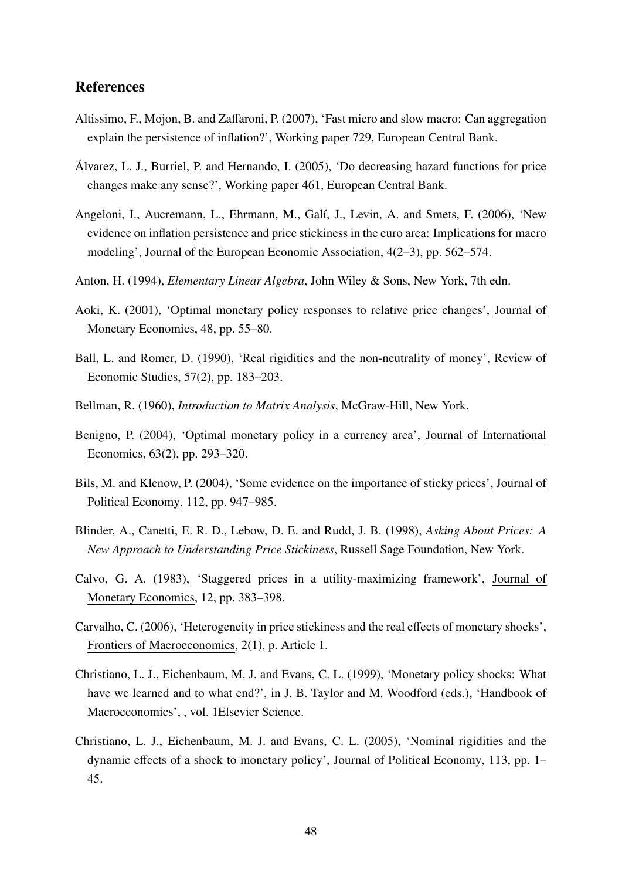## References

Altissimo, F., Mojon, B. and Zaffaroni, P. (2007), 'Fast micro and slow macro: Can aggregation explain the persistence of inflation?', Working paper 729, European Central Bank.

Álvarez, L. J., Burriel, P. and Hernando, I. (2005), 'Do decreasing hazard functions for price changes make any sense?', Working paper 461, European Central Bank.

Angeloni, I., Aucremann, L., Ehrmann, M., Galí, J., Levin, A. and Smets, F. (2006), 'New evidence on inflation persistence and price stickiness in the euro area: Implications for macro modeling', Journal of the European Economic Association, 4(2–3), pp. 562–574.

Anton, H. (1994), *Elementary Linear Algebra*, John Wiley & Sons, New York, 7th edn.

Aoki, K. (2001), 'Optimal monetary policy responses to relative price changes', Journal of Monetary Economics, 48, pp. 55–80.

Ball, L. and Romer, D. (1990), 'Real rigidities and the non-neutrality of money', Review of Economic Studies, 57(2), pp. 183–203.

Bellman, R. (1960), *Introduction to Matrix Analysis*, McGraw-Hill, New York.

Benigno, P. (2004), 'Optimal monetary policy in a currency area', Journal of International Economics, 63(2), pp. 293–320.

Bils, M. and Klenow, P. (2004), 'Some evidence on the importance of sticky prices', Journal of Political Economy, 112, pp. 947–985.

Blinder, A., Canetti, E. R. D., Lebow, D. E. and Rudd, J. B. (1998), *Asking About Prices: A New Approach to Understanding Price Stickiness*, Russell Sage Foundation, New York.

Calvo, G. A. (1983), 'Staggered prices in a utility-maximizing framework', Journal of Monetary Economics, 12, pp. 383–398.

Carvalho, C. (2006), 'Heterogeneity in price stickiness and the real effects of monetary shocks', Frontiers of Macroeconomics, 2(1), p. Article 1.

Christiano, L. J., Eichenbaum, M. J. and Evans, C. L. (1999), 'Monetary policy shocks: What have we learned and to what end?', in J. B. Taylor and M. Woodford (eds.), 'Handbook of Macroeconomics', , vol. 1Elsevier Science.

Christiano, L. J., Eichenbaum, M. J. and Evans, C. L. (2005), 'Nominal rigidities and the dynamic effects of a shock to monetary policy', Journal of Political Economy, 113, pp. 1–45.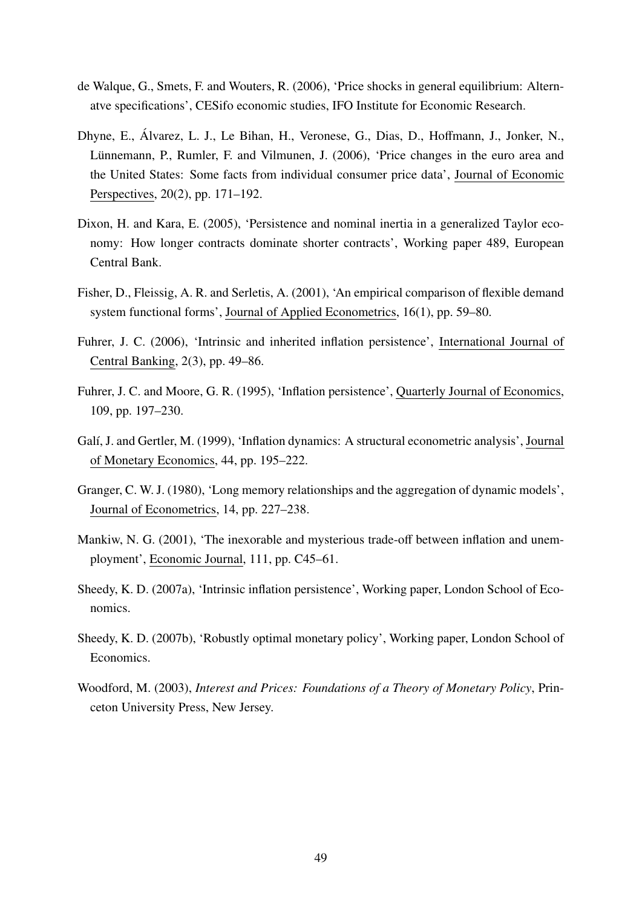de Walque, G., Smets, F. and Wouters, R. (2006), 'Price shocks in general equilibrium: Alternatve specifications', CESifo economic studies, IFO Institute for Economic Research.

Dhyne, E., Álvarez, L. J., Le Bihan, H., Veronese, G., Dias, D., Hoffmann, J., Jonker, N., Lünnemann, P., Rumler, F. and Vilmunen, J. (2006), 'Price changes in the euro area and the United States: Some facts from individual consumer price data', Journal of Economic Perspectives, 20(2), pp. 171–192.

Dixon, H. and Kara, E. (2005), 'Persistence and nominal inertia in a generalized Taylor economy: How longer contracts dominate shorter contracts', Working paper 489, European Central Bank.

Fisher, D., Fleissig, A. R. and Serletis, A. (2001), 'An empirical comparison of flexible demand system functional forms', Journal of Applied Econometrics, 16(1), pp. 59–80.

Fuhrer, J. C. (2006), 'Intrinsic and inherited inflation persistence', International Journal of Central Banking, 2(3), pp. 49–86.

Fuhrer, J. C. and Moore, G. R. (1995), 'Inflation persistence', Quarterly Journal of Economics, 109, pp. 197–230.

Galí, J. and Gertler, M. (1999), 'Inflation dynamics: A structural econometric analysis', Journal of Monetary Economics, 44, pp. 195–222.

Granger, C. W. J. (1980), 'Long memory relationships and the aggregation of dynamic models', Journal of Econometrics, 14, pp. 227–238.

Mankiw, N. G. (2001), 'The inexorable and mysterious trade-off between inflation and unemployment', Economic Journal, 111, pp. C45–61.

Sheedy, K. D. (2007a), 'Intrinsic inflation persistence', Working paper, London School of Economics.

Sheedy, K. D. (2007b), 'Robustly optimal monetary policy', Working paper, London School of Economics.

Woodford, M. (2003), *Interest and Prices: Foundations of a Theory of Monetary Policy*, Princeton University Press, New Jersey.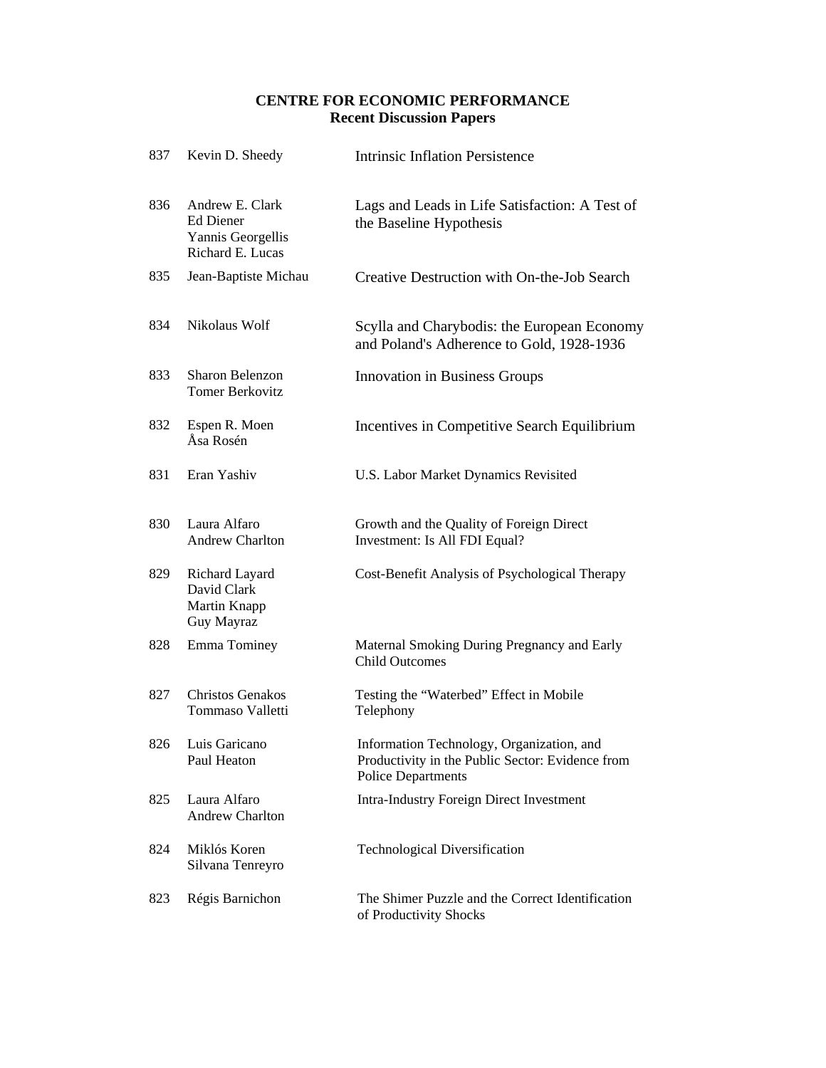**CENTRE FOR ECONOMIC PERFORMANCE**
**Recent Discussion Papers**

| | | |
|---|---|---|
| 837 | Kevin D. Sheedy | Intrinsic Inflation Persistence |
| 836 | Andrew E. Clark<br>Ed Diener<br>Yannis Georgellis<br>Richard E. Lucas | Lags and Leads in Life Satisfaction: A Test of the Baseline Hypothesis |
| 835 | Jean-Baptiste Michau | Creative Destruction with On-the-Job Search |
| 834 | Nikolaus Wolf | Scylla and Charybodis: the European Economy and Poland's Adherence to Gold, 1928-1936 |
| 833 | Sharon Belenzon<br>Tomer Berkovitz | Innovation in Business Groups |
| 832 | Espen R. Moen<br>Åsa Rosén | Incentives in Competitive Search Equilibrium |
| 831 | Eran Yashiv | U.S. Labor Market Dynamics Revisited |
| 830 | Laura Alfaro<br>Andrew Charlton | Growth and the Quality of Foreign Direct Investment: Is All FDI Equal? |
| 829 | Richard Layard<br>David Clark<br>Martin Knapp<br>Guy Mayraz | Cost-Benefit Analysis of Psychological Therapy |
| 828 | Emma Tominey | Maternal Smoking During Pregnancy and Early Child Outcomes |
| 827 | Christos Genakos<br>Tommaso Valletti | Testing the "Waterbed" Effect in Mobile Telephony |
| 826 | Luis Garicano<br>Paul Heaton | Information Technology, Organization, and Productivity in the Public Sector: Evidence from Police Departments |
| 825 | Laura Alfaro<br>Andrew Charlton | Intra-Industry Foreign Direct Investment |
| 824 | Miklós Koren<br>Silvana Tenreyro | Technological Diversification |
| 823 | Régis Barnichon | The Shimer Puzzle and the Correct Identification of Productivity Shocks |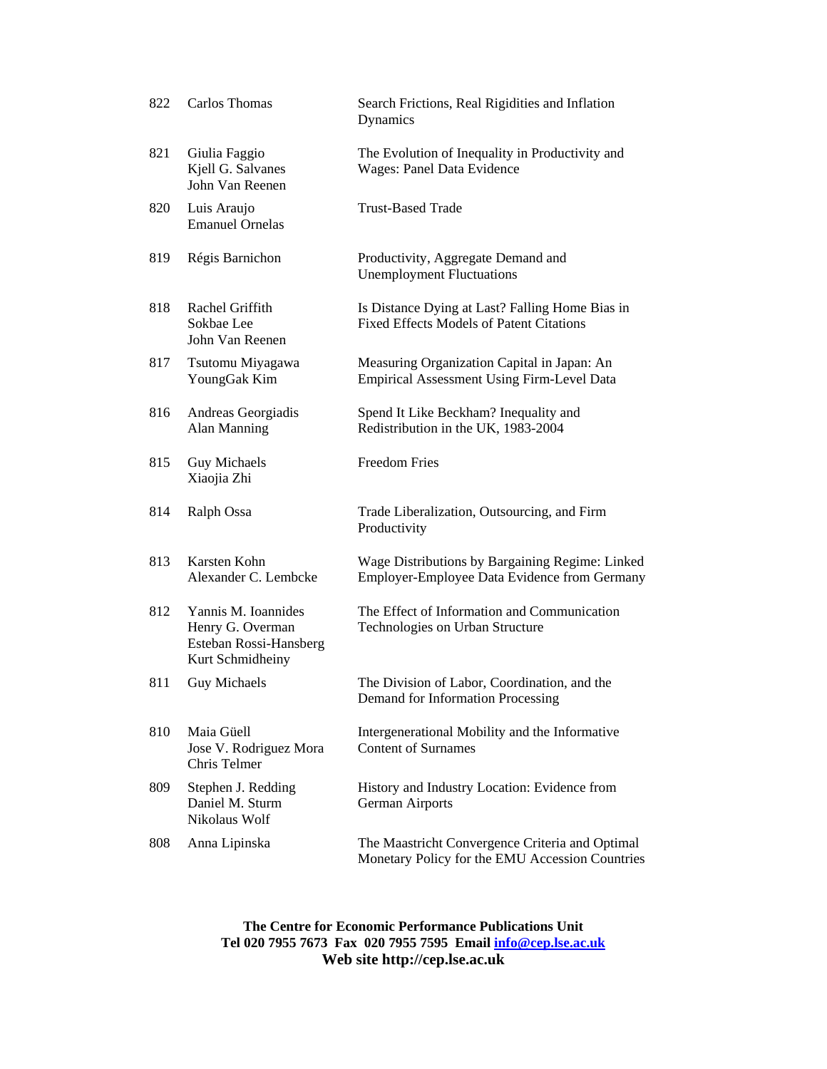| | | |
|---|---|---|
| 822 | Carlos Thomas | Search Frictions, Real Rigidities and Inflation Dynamics |
| 821 | Giulia Faggio<br>Kjell G. Salvanes<br>John Van Reenen | The Evolution of Inequality in Productivity and Wages: Panel Data Evidence |
| 820 | Luis Araujo<br>Emanuel Ornelas | Trust-Based Trade |
| 819 | Régis Barnichon | Productivity, Aggregate Demand and Unemployment Fluctuations |
| 818 | Rachel Griffith<br>Sokbae Lee<br>John Van Reenen | Is Distance Dying at Last? Falling Home Bias in Fixed Effects Models of Patent Citations |
| 817 | Tsutomu Miyagawa<br>YoungGak Kim | Measuring Organization Capital in Japan: An Empirical Assessment Using Firm-Level Data |
| 816 | Andreas Georgiadis<br>Alan Manning | Spend It Like Beckham? Inequality and Redistribution in the UK, 1983-2004 |
| 815 | Guy Michaels<br>Xiaojia Zhi | Freedom Fries |
| 814 | Ralph Ossa | Trade Liberalization, Outsourcing, and Firm Productivity |
| 813 | Karsten Kohn<br>Alexander C. Lembcke | Wage Distributions by Bargaining Regime: Linked Employer-Employee Data Evidence from Germany |
| 812 | Yannis M. Ioannides<br>Henry G. Overman<br>Esteban Rossi-Hansberg<br>Kurt Schmidheiny | The Effect of Information and Communication Technologies on Urban Structure |
| 811 | Guy Michaels | The Division of Labor, Coordination, and the Demand for Information Processing |
| 810 | Maia Güell<br>Jose V. Rodriguez Mora<br>Chris Telmer | Intergenerational Mobility and the Informative Content of Surnames |
| 809 | Stephen J. Redding<br>Daniel M. Sturm<br>Nikolaus Wolf | History and Industry Location: Evidence from German Airports |
| 808 | Anna Lipinska | The Maastricht Convergence Criteria and Optimal Monetary Policy for the EMU Accession Countries |

**The Centre for Economic Performance Publications Unit**
**Tel 020 7955 7673 Fax 020 7955 7595 Email info@cep.lse.ac.uk**
**Web site http://cep.lse.ac.uk**